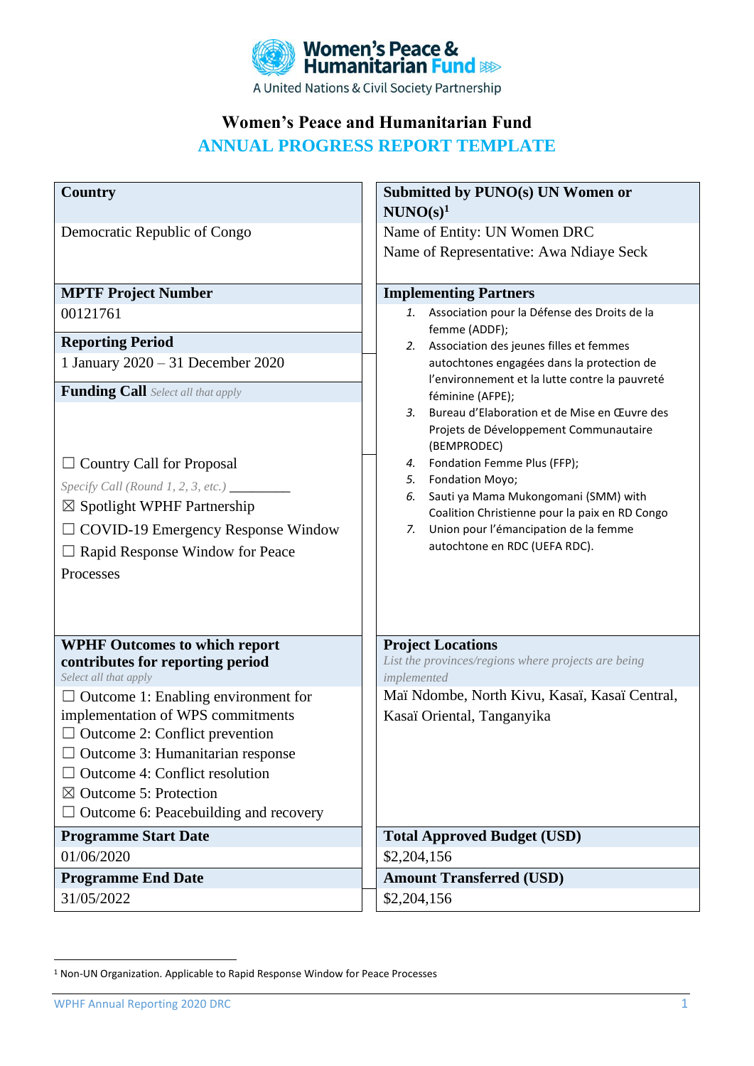Women's Peace & Humanitarian Fund

A United Nations & Civil Society Partnership

# Women's Peace and Humanitarian Fund

## ANNUAL PROGRESS REPORT TEMPLATE

| **Country** | **Submitted by PUNO(s) UN Women or NUNO(s)**[1] |
|---|---|
| Democratic Republic of Congo | Name of Entity: UN Women DRC<br>Name of Representative: Awa Ndiaye Seck |
| **MPTF Project Number** | **Implementing Partners** |
| 00121761 | 1. Association pour la Défense des Droits de la femme (ADDF);<br>2. Association des jeunes filles et femmes autochtones engagées dans la protection de l'environnement et la lutte contre la pauvreté féminine (AFPE);<br>3. Bureau d'Elaboration et de Mise en Œuvre des Projets de Développement Communautaire (BEMPRODEC)<br>4. Fondation Femme Plus (FFP);<br>5. Fondation Moyo;<br>6. Sauti ya Mama Mukongomani (SMM) with Coalition Christienne pour la paix en RD Congo<br>7. Union pour l'émancipation de la femme autochtone en RDC (UEFA RDC). |
| **Reporting Period** | |
| 1 January 2020 – 31 December 2020 | |
| **Funding Call** *Select all that apply* | |
| ☐ Country Call for Proposal<br>*Specify Call (Round 1, 2, 3, etc.)* _________<br>☒ Spotlight WPHF Partnership<br>☐ COVID-19 Emergency Response Window<br>☐ Rapid Response Window for Peace Processes | |
| **WPHF Outcomes to which report contributes for reporting period**<br>*Select all that apply* | **Project Locations**<br>*List the provinces/regions where projects are being implemented* |
| ☐ Outcome 1: Enabling environment for implementation of WPS commitments<br>☐ Outcome 2: Conflict prevention<br>☐ Outcome 3: Humanitarian response<br>☐ Outcome 4: Conflict resolution<br>☒ Outcome 5: Protection<br>☐ Outcome 6: Peacebuilding and recovery | Maï Ndombe, North Kivu, Kasaï, Kasaï Central, Kasaï Oriental, Tanganyika |
| **Programme Start Date** | **Total Approved Budget (USD)** |
| 01/06/2020 | $2,204,156 |
| **Programme End Date** | **Amount Transferred (USD)** |
| 31/05/2022 | $2,204,156 |

[1] Non-UN Organization. Applicable to Rapid Response Window for Peace Processes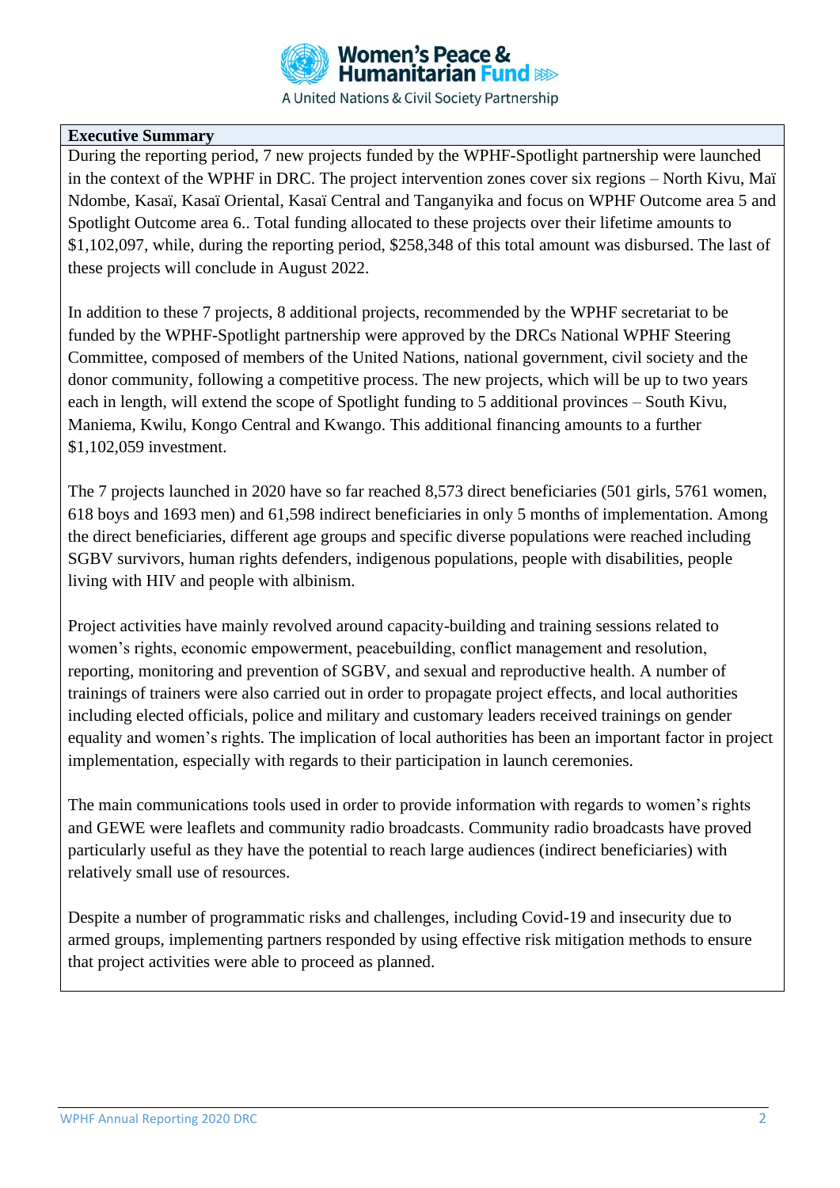**Executive Summary**

During the reporting period, 7 new projects funded by the WPHF-Spotlight partnership were launched in the context of the WPHF in DRC. The project intervention zones cover six regions – North Kivu, Maï Ndombe, Kasaï, Kasaï Oriental, Kasaï Central and Tanganyika and focus on WPHF Outcome area 5 and Spotlight Outcome area 6.. Total funding allocated to these projects over their lifetime amounts to $1,102,097, while, during the reporting period, $258,348 of this total amount was disbursed. The last of these projects will conclude in August 2022.

In addition to these 7 projects, 8 additional projects, recommended by the WPHF secretariat to be funded by the WPHF-Spotlight partnership were approved by the DRCs National WPHF Steering Committee, composed of members of the United Nations, national government, civil society and the donor community, following a competitive process. The new projects, which will be up to two years each in length, will extend the scope of Spotlight funding to 5 additional provinces – South Kivu, Maniema, Kwilu, Kongo Central and Kwango. This additional financing amounts to a further $1,102,059 investment.

The 7 projects launched in 2020 have so far reached 8,573 direct beneficiaries (501 girls, 5761 women, 618 boys and 1693 men) and 61,598 indirect beneficiaries in only 5 months of implementation. Among the direct beneficiaries, different age groups and specific diverse populations were reached including SGBV survivors, human rights defenders, indigenous populations, people with disabilities, people living with HIV and people with albinism.

Project activities have mainly revolved around capacity-building and training sessions related to women's rights, economic empowerment, peacebuilding, conflict management and resolution, reporting, monitoring and prevention of SGBV, and sexual and reproductive health. A number of trainings of trainers were also carried out in order to propagate project effects, and local authorities including elected officials, police and military and customary leaders received trainings on gender equality and women's rights. The implication of local authorities has been an important factor in project implementation, especially with regards to their participation in launch ceremonies.

The main communications tools used in order to provide information with regards to women's rights and GEWE were leaflets and community radio broadcasts. Community radio broadcasts have proved particularly useful as they have the potential to reach large audiences (indirect beneficiaries) with relatively small use of resources.

Despite a number of programmatic risks and challenges, including Covid-19 and insecurity due to armed groups, implementing partners responded by using effective risk mitigation methods to ensure that project activities were able to proceed as planned.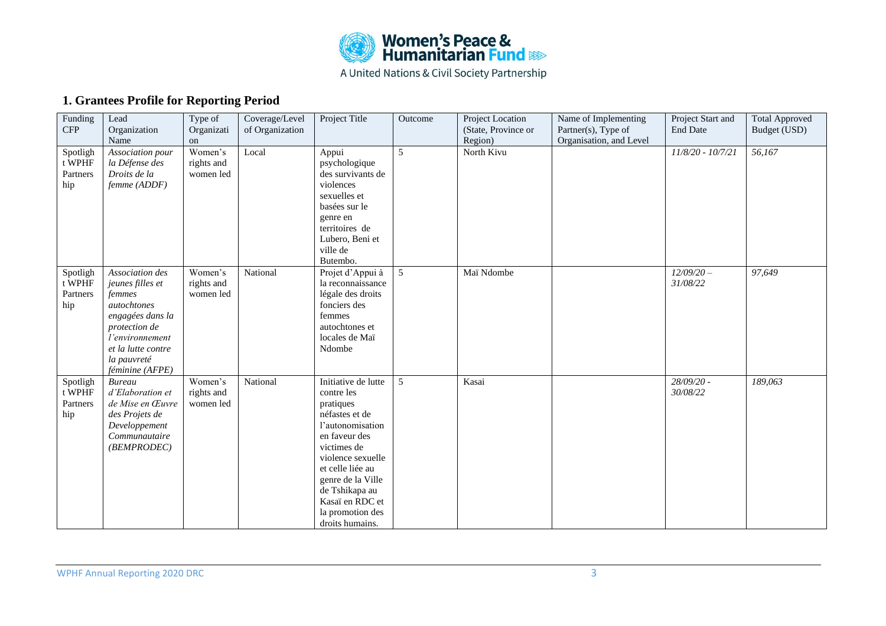## 1. Grantees Profile for Reporting Period

| Funding CFP | Lead Organization Name | Type of Organization | Coverage/Level of Organization | Project Title | Outcome | Project Location (State, Province or Region) | Name of Implementing Partner(s), Type of Organisation, and Level | Project Start and End Date | Total Approved Budget (USD) |
|---|---|---|---|---|---|---|---|---|---|
| Spotlight WPHF Partnership | *Association pour la Défense des Droits de la femme (ADDF)* | Women's rights and women led | Local | Appui psychologique des survivants de violences sexuelles et basées sur le genre en territoires de Lubero, Beni et ville de Butembo. | 5 | North Kivu | | *11/8/20 - 10/7/21* | *56,167* |
| Spotlight WPHF Partnership | *Association des jeunes filles et femmes autochtones engagées dans la protection de l'environnement et la lutte contre la pauvreté féminine (AFPE)* | Women's rights and women led | National | Projet d'Appui à la reconnaissance légale des droits fonciers des femmes autochtones et locales de Maï Ndombe | 5 | Maï Ndombe | | *12/09/20 – 31/08/22* | *97,649* |
| Spotlight WPHF Partnership | *Bureau d'Elaboration et de Mise en Œuvre des Projets de Developpement Communautaire (BEMPRODEC)* | Women's rights and women led | National | Initiative de lutte contre les pratiques néfastes et de l'autonomisation en faveur des victimes de violence sexuelle et celle liée au genre de la Ville de Tshikapa au Kasaï en RDC et la promotion des droits humains. | 5 | Kasai | | *28/09/20 - 30/08/22* | *189,063* |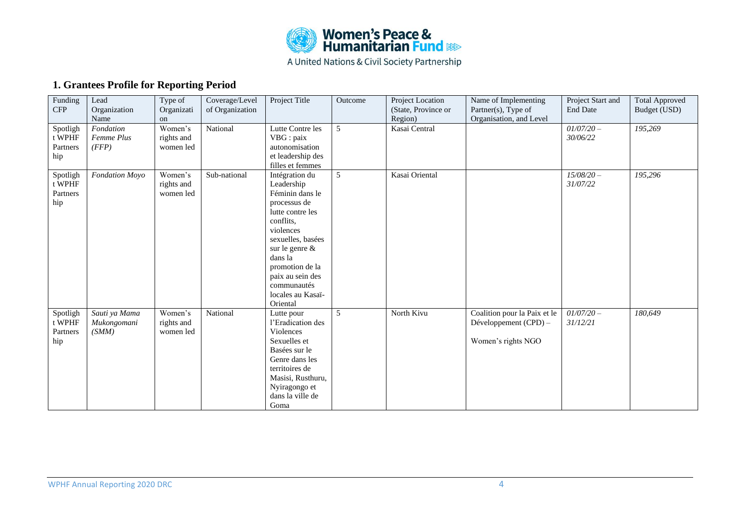## 1. Grantees Profile for Reporting Period

| Funding CFP | Lead Organization Name | Type of Organization | Coverage/Level of Organization | Project Title | Outcome | Project Location (State, Province or Region) | Name of Implementing Partner(s), Type of Organisation, and Level | Project Start and End Date | Total Approved Budget (USD) |
|---|---|---|---|---|---|---|---|---|---|
| Spotlight WPHF Partnership | *Fondation Femme Plus (FFP)* | Women's rights and women led | National | Lutte Contre les VBG : paix autonomisation et leadership des filles et femmes | 5 | Kasai Central | | *01/07/20 – 30/06/22* | *195,269* |
| Spotlight WPHF Partnership | *Fondation Moyo* | Women's rights and women led | Sub-national | Intégration du Leadership Féminin dans le processus de lutte contre les conflits, violences sexuelles, basées sur le genre & dans la promotion de la paix au sein des communautés locales au Kasaï-Oriental | 5 | Kasai Oriental | | *15/08/20 – 31/07/22* | *195,296* |
| Spotlight WPHF Partnership | *Sauti ya Mama Mukongomani (SMM)* | Women's rights and women led | National | Lutte pour l'Eradication des Violences Sexuelles et Basées sur le Genre dans les territoires de Masisi, Rusthuru, Nyiragongo et dans la ville de Goma | 5 | North Kivu | Coalition pour la Paix et le Développement (CPD) – Women's rights NGO | *01/07/20 – 31/12/21* | *180,649* |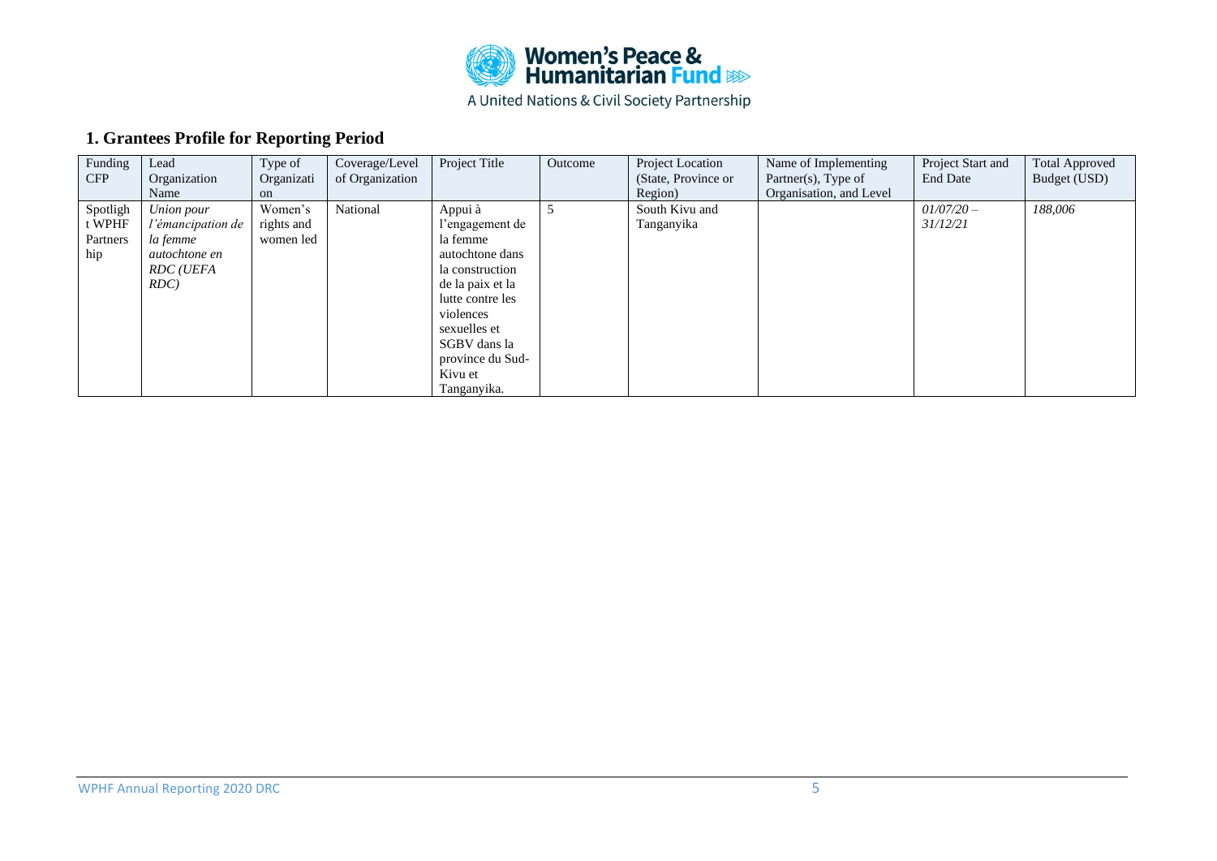## 1. Grantees Profile for Reporting Period

| Funding CFP | Lead Organization Name | Type of Organization | Coverage/Level of Organization | Project Title | Outcome | Project Location (State, Province or Region) | Name of Implementing Partner(s), Type of Organisation, and Level | Project Start and End Date | Total Approved Budget (USD) |
|---|---|---|---|---|---|---|---|---|---|
| Spotlight WPHF Partnership | *Union pour l'émancipation de la femme autochtone en RDC (UEFA RDC)* | Women's rights and women led | National | Appui à l'engagement de la femme autochtone dans la construction de la paix et la lutte contre les violences sexuelles et SGBV dans la province du Sud-Kivu et Tanganyika. | 5 | South Kivu and Tanganyika | | *01/07/20 – 31/12/21* | *188,006* |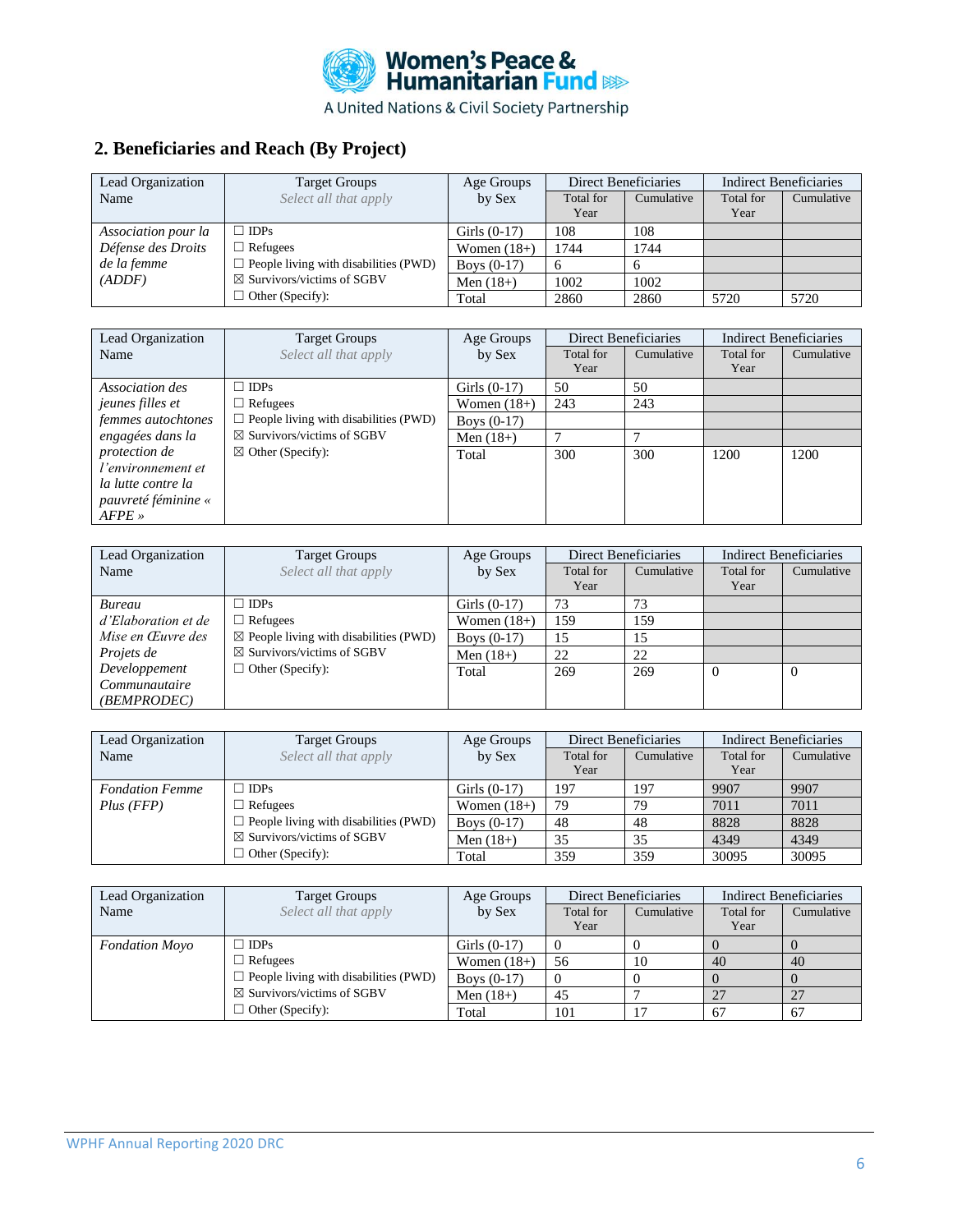## 2. Beneficiaries and Reach (By Project)

| Lead Organization Name | Target Groups *Select all that apply* | Age Groups by Sex | Direct Beneficiaries | | Indirect Beneficiaries | |
|---|---|---|---|---|---|---|
| | | | Total for Year | Cumulative | Total for Year | Cumulative |
| *Association pour la Défense des Droits de la femme (ADDF)* | ☐ IDPs | Girls (0-17) | 108 | 108 | | |
| | ☐ Refugees | Women (18+) | 1744 | 1744 | | |
| | ☐ People living with disabilities (PWD) | Boys (0-17) | 6 | 6 | | |
| | ☒ Survivors/victims of SGBV | Men (18+) | 1002 | 1002 | | |
| | ☐ Other (Specify): | Total | 2860 | 2860 | 5720 | 5720 |

| Lead Organization Name | Target Groups *Select all that apply* | Age Groups by Sex | Direct Beneficiaries | | Indirect Beneficiaries | |
|---|---|---|---|---|---|---|
| | | | Total for Year | Cumulative | Total for Year | Cumulative |
| *Association des jeunes filles et femmes autochtones engagées dans la protection de l'environnement et la lutte contre la pauvreté féminine « AFPE »* | ☐ IDPs | Girls (0-17) | 50 | 50 | | |
| | ☐ Refugees | Women (18+) | 243 | 243 | | |
| | ☐ People living with disabilities (PWD) | Boys (0-17) | | | | |
| | ☒ Survivors/victims of SGBV | Men (18+) | 7 | 7 | | |
| | ☒ Other (Specify): | Total | 300 | 300 | 1200 | 1200 |

| Lead Organization Name | Target Groups *Select all that apply* | Age Groups by Sex | Direct Beneficiaries | | Indirect Beneficiaries | |
|---|---|---|---|---|---|---|
| | | | Total for Year | Cumulative | Total for Year | Cumulative |
| *Bureau d'Elaboration et de Mise en Œuvre des Projets de Developpement Communautaire (BEMPRODEC)* | ☐ IDPs | Girls (0-17) | 73 | 73 | | |
| | ☐ Refugees | Women (18+) | 159 | 159 | | |
| | ☒ People living with disabilities (PWD) | Boys (0-17) | 15 | 15 | | |
| | ☒ Survivors/victims of SGBV | Men (18+) | 22 | 22 | | |
| | ☐ Other (Specify): | Total | 269 | 269 | 0 | 0 |

| Lead Organization Name | Target Groups *Select all that apply* | Age Groups by Sex | Direct Beneficiaries | | Indirect Beneficiaries | |
|---|---|---|---|---|---|---|
| | | | Total for Year | Cumulative | Total for Year | Cumulative |
| *Fondation Femme Plus (FFP)* | ☐ IDPs | Girls (0-17) | 197 | 197 | 9907 | 9907 |
| | ☐ Refugees | Women (18+) | 79 | 79 | 7011 | 7011 |
| | ☐ People living with disabilities (PWD) | Boys (0-17) | 48 | 48 | 8828 | 8828 |
| | ☒ Survivors/victims of SGBV | Men (18+) | 35 | 35 | 4349 | 4349 |
| | ☐ Other (Specify): | Total | 359 | 359 | 30095 | 30095 |

| Lead Organization Name | Target Groups *Select all that apply* | Age Groups by Sex | Direct Beneficiaries | | Indirect Beneficiaries | |
|---|---|---|---|---|---|---|
| | | | Total for Year | Cumulative | Total for Year | Cumulative |
| *Fondation Moyo* | ☐ IDPs | Girls (0-17) | 0 | 0 | 0 | 0 |
| | ☐ Refugees | Women (18+) | 56 | 10 | 40 | 40 |
| | ☐ People living with disabilities (PWD) | Boys (0-17) | 0 | 0 | 0 | 0 |
| | ☒ Survivors/victims of SGBV | Men (18+) | 45 | 7 | 27 | 27 |
| | ☐ Other (Specify): | Total | 101 | 17 | 67 | 67 |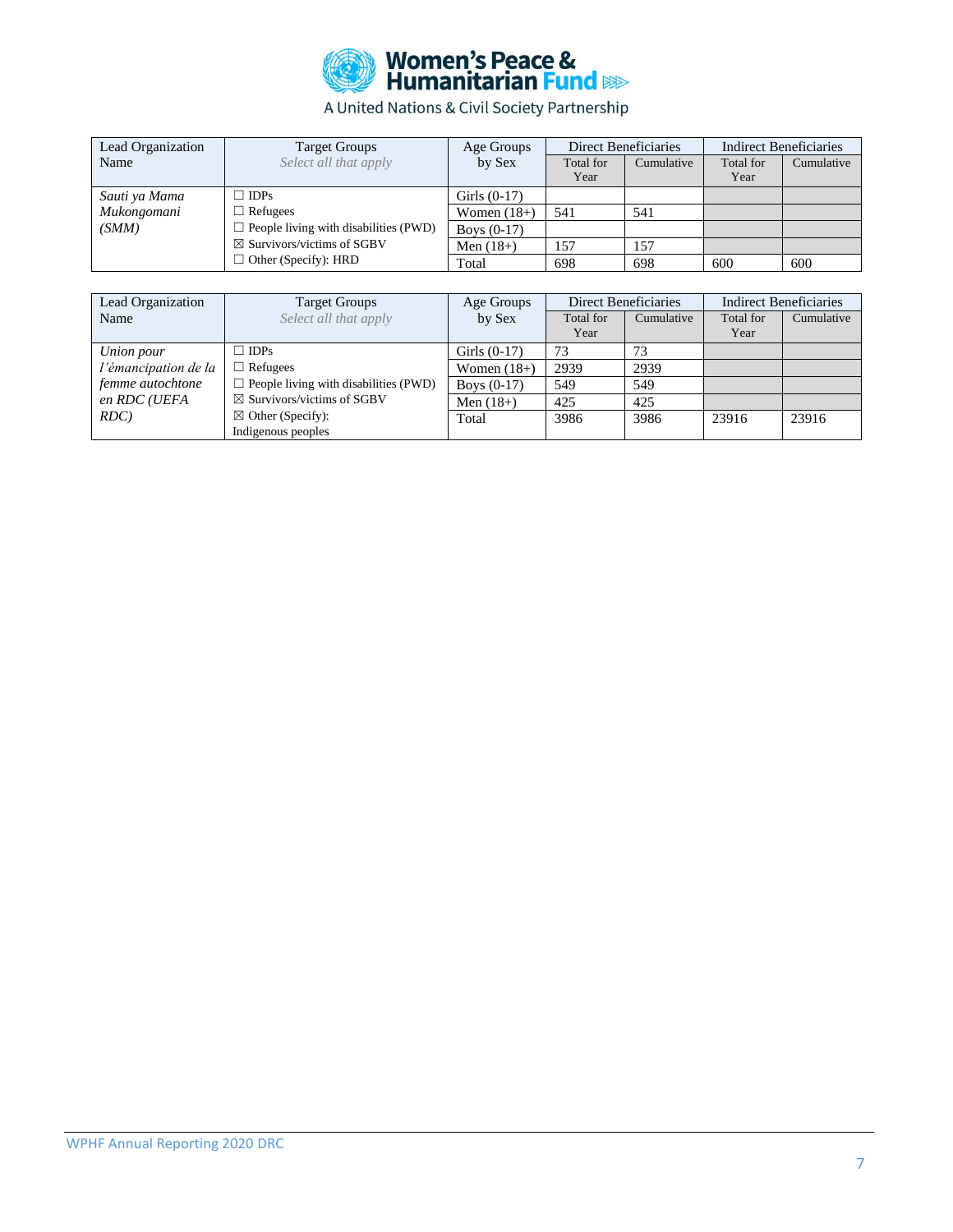| Lead Organization Name | Target Groups *Select all that apply* | Age Groups by Sex | Direct Beneficiaries | | Indirect Beneficiaries | |
|---|---|---|---|---|---|---|
| | | | Total for Year | Cumulative | Total for Year | Cumulative |
| *Sauti ya Mama Mukongomani (SMM)* | ☐ IDPs<br>☐ Refugees<br>☐ People living with disabilities (PWD)<br>☒ Survivors/victims of SGBV<br>☐ Other (Specify): HRD | Girls (0-17) | | | | |
| | | Women (18+) | 541 | 541 | | |
| | | Boys (0-17) | | | | |
| | | Men (18+) | 157 | 157 | | |
| | | Total | 698 | 698 | 600 | 600 |

| Lead Organization Name | Target Groups *Select all that apply* | Age Groups by Sex | Direct Beneficiaries | | Indirect Beneficiaries | |
|---|---|---|---|---|---|---|
| | | | Total for Year | Cumulative | Total for Year | Cumulative |
| *Union pour l'émancipation de la femme autochtone en RDC (UEFA RDC)* | ☐ IDPs<br>☐ Refugees<br>☐ People living with disabilities (PWD)<br>☒ Survivors/victims of SGBV<br>☒ Other (Specify): Indigenous peoples | Girls (0-17) | 73 | 73 | | |
| | | Women (18+) | 2939 | 2939 | | |
| | | Boys (0-17) | 549 | 549 | | |
| | | Men (18+) | 425 | 425 | | |
| | | Total | 3986 | 3986 | 23916 | 23916 |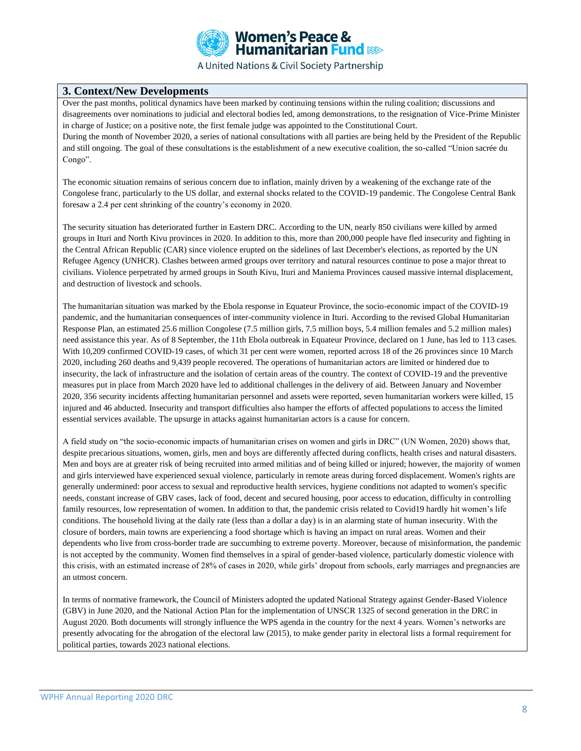## 3. Context/New Developments

Over the past months, political dynamics have been marked by continuing tensions within the ruling coalition; discussions and disagreements over nominations to judicial and electoral bodies led, among demonstrations, to the resignation of Vice-Prime Minister in charge of Justice; on a positive note, the first female judge was appointed to the Constitutional Court.
During the month of November 2020, a series of national consultations with all parties are being held by the President of the Republic and still ongoing. The goal of these consultations is the establishment of a new executive coalition, the so-called "Union sacrée du Congo".

The economic situation remains of serious concern due to inflation, mainly driven by a weakening of the exchange rate of the Congolese franc, particularly to the US dollar, and external shocks related to the COVID-19 pandemic. The Congolese Central Bank foresaw a 2.4 per cent shrinking of the country's economy in 2020.

The security situation has deteriorated further in Eastern DRC. According to the UN, nearly 850 civilians were killed by armed groups in Ituri and North Kivu provinces in 2020. In addition to this, more than 200,000 people have fled insecurity and fighting in the Central African Republic (CAR) since violence erupted on the sidelines of last December's elections, as reported by the UN Refugee Agency (UNHCR). Clashes between armed groups over territory and natural resources continue to pose a major threat to civilians. Violence perpetrated by armed groups in South Kivu, Ituri and Maniema Provinces caused massive internal displacement, and destruction of livestock and schools.

The humanitarian situation was marked by the Ebola response in Equateur Province, the socio-economic impact of the COVID-19 pandemic, and the humanitarian consequences of inter-community violence in Ituri. According to the revised Global Humanitarian Response Plan, an estimated 25.6 million Congolese (7.5 million girls, 7.5 million boys, 5.4 million females and 5.2 million males) need assistance this year. As of 8 September, the 11th Ebola outbreak in Equateur Province, declared on 1 June, has led to 113 cases. With 10,209 confirmed COVID-19 cases, of which 31 per cent were women, reported across 18 of the 26 provinces since 10 March 2020, including 260 deaths and 9,439 people recovered. The operations of humanitarian actors are limited or hindered due to insecurity, the lack of infrastructure and the isolation of certain areas of the country. The context of COVID-19 and the preventive measures put in place from March 2020 have led to additional challenges in the delivery of aid. Between January and November 2020, 356 security incidents affecting humanitarian personnel and assets were reported, seven humanitarian workers were killed, 15 injured and 46 abducted. Insecurity and transport difficulties also hamper the efforts of affected populations to access the limited essential services available. The upsurge in attacks against humanitarian actors is a cause for concern.

A field study on "the socio-economic impacts of humanitarian crises on women and girls in DRC" (UN Women, 2020) shows that, despite precarious situations, women, girls, men and boys are differently affected during conflicts, health crises and natural disasters. Men and boys are at greater risk of being recruited into armed militias and of being killed or injured; however, the majority of women and girls interviewed have experienced sexual violence, particularly in remote areas during forced displacement. Women's rights are generally undermined: poor access to sexual and reproductive health services, hygiene conditions not adapted to women's specific needs, constant increase of GBV cases, lack of food, decent and secured housing, poor access to education, difficulty in controlling family resources, low representation of women. In addition to that, the pandemic crisis related to Covid19 hardly hit women's life conditions. The household living at the daily rate (less than a dollar a day) is in an alarming state of human insecurity. With the closure of borders, main towns are experiencing a food shortage which is having an impact on rural areas. Women and their dependents who live from cross-border trade are succumbing to extreme poverty. Moreover, because of misinformation, the pandemic is not accepted by the community. Women find themselves in a spiral of gender-based violence, particularly domestic violence with this crisis, with an estimated increase of 28% of cases in 2020, while girls' dropout from schools, early marriages and pregnancies are an utmost concern.

In terms of normative framework, the Council of Ministers adopted the updated National Strategy against Gender-Based Violence (GBV) in June 2020, and the National Action Plan for the implementation of UNSCR 1325 of second generation in the DRC in August 2020. Both documents will strongly influence the WPS agenda in the country for the next 4 years. Women's networks are presently advocating for the abrogation of the electoral law (2015), to make gender parity in electoral lists a formal requirement for political parties, towards 2023 national elections.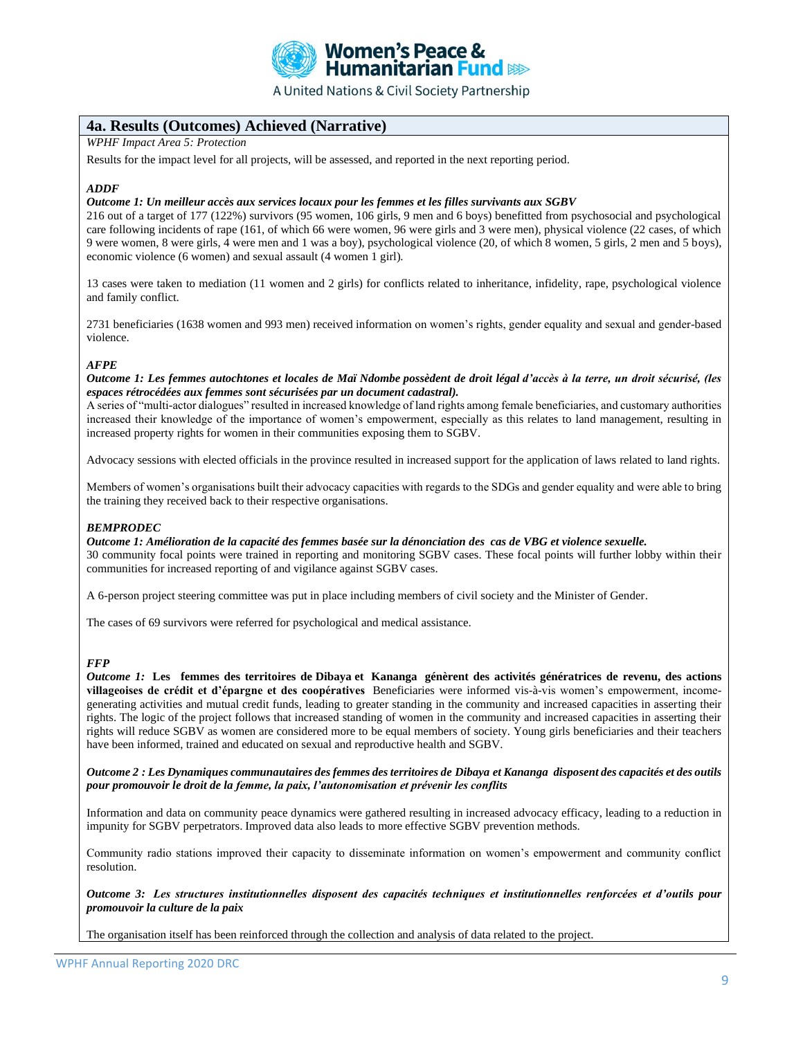## 4a. Results (Outcomes) Achieved (Narrative)

*WPHF Impact Area 5: Protection*

Results for the impact level for all projects, will be assessed, and reported in the next reporting period.

***ADDF***

***Outcome 1: Un meilleur accès aux services locaux pour les femmes et les filles survivants aux SGBV***

216 out of a target of 177 (122%) survivors (95 women, 106 girls, 9 men and 6 boys) benefitted from psychosocial and psychological care following incidents of rape (161, of which 66 were women, 96 were girls and 3 were men), physical violence (22 cases, of which 9 were women, 8 were girls, 4 were men and 1 was a boy), psychological violence (20, of which 8 women, 5 girls, 2 men and 5 boys), economic violence (6 women) and sexual assault (4 women 1 girl).

13 cases were taken to mediation (11 women and 2 girls) for conflicts related to inheritance, infidelity, rape, psychological violence and family conflict.

2731 beneficiaries (1638 women and 993 men) received information on women's rights, gender equality and sexual and gender-based violence.

***AFPE***

***Outcome 1: Les femmes autochtones et locales de Maï Ndombe possèdent de droit légal d'accès à la terre, un droit sécurisé, (les espaces rétrocédées aux femmes sont sécurisées par un document cadastral).***

A series of "multi-actor dialogues" resulted in increased knowledge of land rights among female beneficiaries, and customary authorities increased their knowledge of the importance of women's empowerment, especially as this relates to land management, resulting in increased property rights for women in their communities exposing them to SGBV.

Advocacy sessions with elected officials in the province resulted in increased support for the application of laws related to land rights.

Members of women's organisations built their advocacy capacities with regards to the SDGs and gender equality and were able to bring the training they received back to their respective organisations.

***BEMPRODEC***

***Outcome 1: Amélioration de la capacité des femmes basée sur la dénonciation des cas de VBG et violence sexuelle.***

30 community focal points were trained in reporting and monitoring SGBV cases. These focal points will further lobby within their communities for increased reporting of and vigilance against SGBV cases.

A 6-person project steering committee was put in place including members of civil society and the Minister of Gender.

The cases of 69 survivors were referred for psychological and medical assistance.

***FFP***

***Outcome 1:*** **Les femmes des territoires de Dibaya et Kananga génèrent des activités génératrices de revenu, des actions villageoises de crédit et d'épargne et des coopératives** Beneficiaries were informed vis-à-vis women's empowerment, income-generating activities and mutual credit funds, leading to greater standing in the community and increased capacities in asserting their rights. The logic of the project follows that increased standing of women in the community and increased capacities in asserting their rights will reduce SGBV as women are considered more to be equal members of society. Young girls beneficiaries and their teachers have been informed, trained and educated on sexual and reproductive health and SGBV.

***Outcome 2 : Les Dynamiques communautaires des femmes des territoires de Dibaya et Kananga disposent des capacités et des outils pour promouvoir le droit de la femme, la paix, l'autonomisation et prévenir les conflits***

Information and data on community peace dynamics were gathered resulting in increased advocacy efficacy, leading to a reduction in impunity for SGBV perpetrators. Improved data also leads to more effective SGBV prevention methods.

Community radio stations improved their capacity to disseminate information on women's empowerment and community conflict resolution.

***Outcome 3: Les structures institutionnelles disposent des capacités techniques et institutionnelles renforcées et d'outils pour promouvoir la culture de la paix***

The organisation itself has been reinforced through the collection and analysis of data related to the project.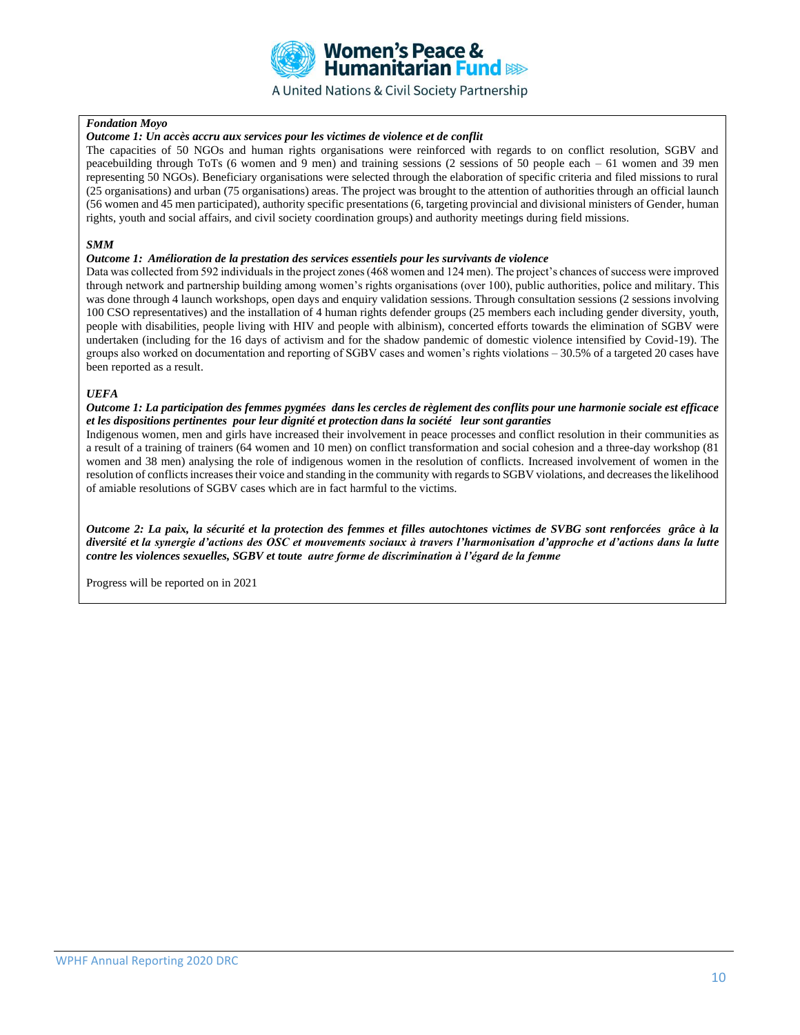*Fondation Moyo*

***Outcome 1: Un accès accru aux services pour les victimes de violence et de conflit***

The capacities of 50 NGOs and human rights organisations were reinforced with regards to on conflict resolution, SGBV and peacebuilding through ToTs (6 women and 9 men) and training sessions (2 sessions of 50 people each – 61 women and 39 men representing 50 NGOs). Beneficiary organisations were selected through the elaboration of specific criteria and filed missions to rural (25 organisations) and urban (75 organisations) areas. The project was brought to the attention of authorities through an official launch (56 women and 45 men participated), authority specific presentations (6, targeting provincial and divisional ministers of Gender, human rights, youth and social affairs, and civil society coordination groups) and authority meetings during field missions.

*SMM*

***Outcome 1: Amélioration de la prestation des services essentiels pour les survivants de violence***

Data was collected from 592 individuals in the project zones (468 women and 124 men). The project's chances of success were improved through network and partnership building among women's rights organisations (over 100), public authorities, police and military. This was done through 4 launch workshops, open days and enquiry validation sessions. Through consultation sessions (2 sessions involving 100 CSO representatives) and the installation of 4 human rights defender groups (25 members each including gender diversity, youth, people with disabilities, people living with HIV and people with albinism), concerted efforts towards the elimination of SGBV were undertaken (including for the 16 days of activism and for the shadow pandemic of domestic violence intensified by Covid-19). The groups also worked on documentation and reporting of SGBV cases and women's rights violations – 30.5% of a targeted 20 cases have been reported as a result.

*UEFA*

***Outcome 1: La participation des femmes pygmées dans les cercles de règlement des conflits pour une harmonie sociale est efficace et les dispositions pertinentes pour leur dignité et protection dans la société leur sont garanties***

Indigenous women, men and girls have increased their involvement in peace processes and conflict resolution in their communities as a result of a training of trainers (64 women and 10 men) on conflict transformation and social cohesion and a three-day workshop (81 women and 38 men) analysing the role of indigenous women in the resolution of conflicts. Increased involvement of women in the resolution of conflicts increases their voice and standing in the community with regards to SGBV violations, and decreases the likelihood of amiable resolutions of SGBV cases which are in fact harmful to the victims.

***Outcome 2: La paix, la sécurité et la protection des femmes et filles autochtones victimes de SVBG sont renforcées grâce à la diversité et la synergie d'actions des OSC et mouvements sociaux à travers l'harmonisation d'approche et d'actions dans la lutte contre les violences sexuelles, SGBV et toute autre forme de discrimination à l'égard de la femme***

Progress will be reported on in 2021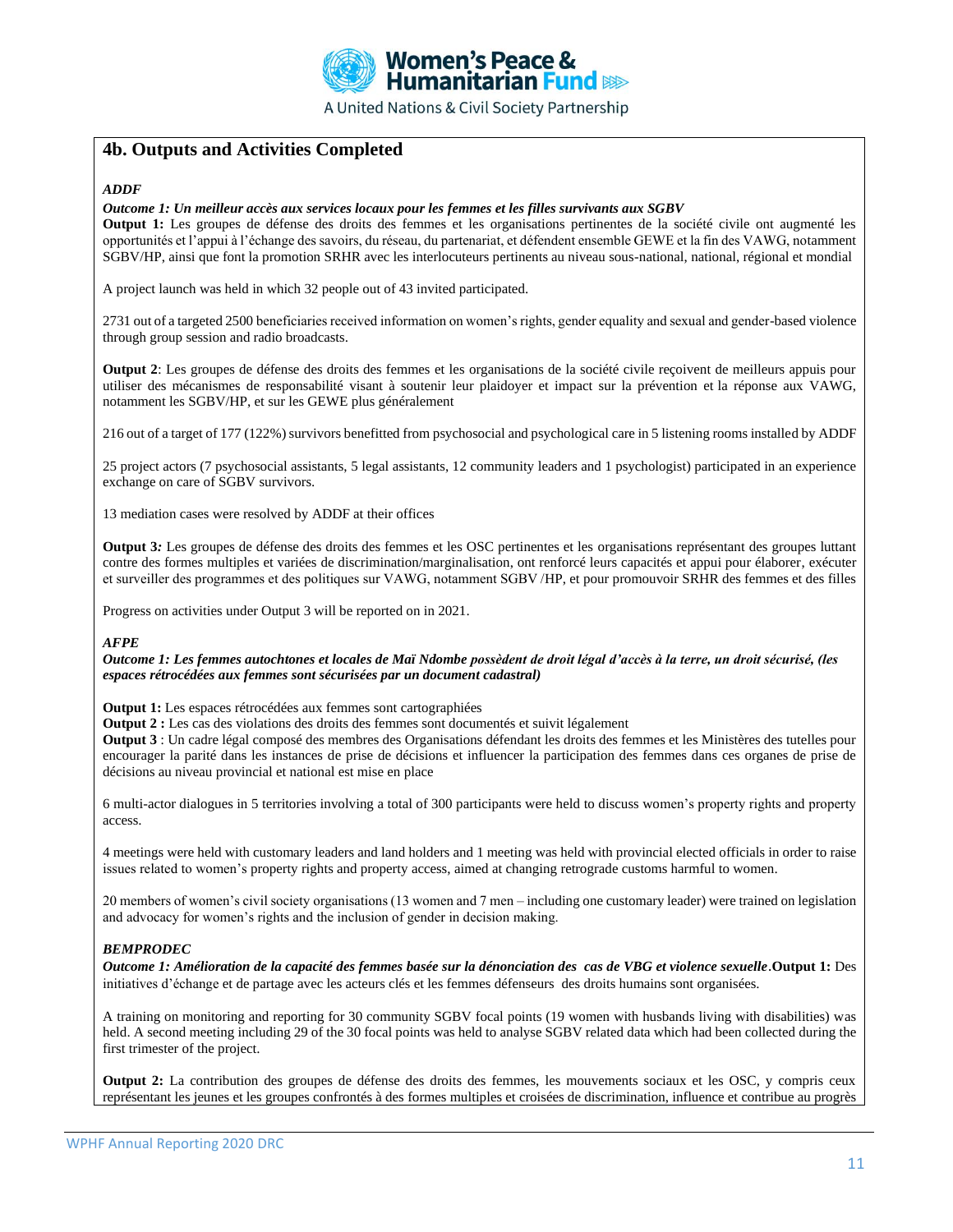## 4b. Outputs and Activities Completed

***ADDF***

***Outcome 1: Un meilleur accès aux services locaux pour les femmes et les filles survivants aux SGBV***

**Output 1:** Les groupes de défense des droits des femmes et les organisations pertinentes de la société civile ont augmenté les opportunités et l'appui à l'échange des savoirs, du réseau, du partenariat, et défendent ensemble GEWE et la fin des VAWG, notamment SGBV/HP, ainsi que font la promotion SRHR avec les interlocuteurs pertinents au niveau sous-national, national, régional et mondial

A project launch was held in which 32 people out of 43 invited participated.

2731 out of a targeted 2500 beneficiaries received information on women's rights, gender equality and sexual and gender-based violence through group session and radio broadcasts.

**Output 2**: Les groupes de défense des droits des femmes et les organisations de la société civile reçoivent de meilleurs appuis pour utiliser des mécanismes de responsabilité visant à soutenir leur plaidoyer et impact sur la prévention et la réponse aux VAWG, notamment les SGBV/HP, et sur les GEWE plus généralement

216 out of a target of 177 (122%) survivors benefitted from psychosocial and psychological care in 5 listening rooms installed by ADDF

25 project actors (7 psychosocial assistants, 5 legal assistants, 12 community leaders and 1 psychologist) participated in an experience exchange on care of SGBV survivors.

13 mediation cases were resolved by ADDF at their offices

**Output 3***:* Les groupes de défense des droits des femmes et les OSC pertinentes et les organisations représentant des groupes luttant contre des formes multiples et variées de discrimination/marginalisation, ont renforcé leurs capacités et appui pour élaborer, exécuter et surveiller des programmes et des politiques sur VAWG, notamment SGBV /HP, et pour promouvoir SRHR des femmes et des filles

Progress on activities under Output 3 will be reported on in 2021.

***AFPE***

***Outcome 1: Les femmes autochtones et locales de Maï Ndombe possèdent de droit légal d'accès à la terre, un droit sécurisé, (les espaces rétrocédées aux femmes sont sécurisées par un document cadastral)***

**Output 1:** Les espaces rétrocédées aux femmes sont cartographiées
**Output 2 :** Les cas des violations des droits des femmes sont documentés et suivit légalement
**Output 3** : Un cadre légal composé des membres des Organisations défendant les droits des femmes et les Ministères des tutelles pour encourager la parité dans les instances de prise de décisions et influencer la participation des femmes dans ces organes de prise de décisions au niveau provincial et national est mise en place

6 multi-actor dialogues in 5 territories involving a total of 300 participants were held to discuss women's property rights and property access.

4 meetings were held with customary leaders and land holders and 1 meeting was held with provincial elected officials in order to raise issues related to women's property rights and property access, aimed at changing retrograde customs harmful to women.

20 members of women's civil society organisations (13 women and 7 men – including one customary leader) were trained on legislation and advocacy for women's rights and the inclusion of gender in decision making.

***BEMPRODEC***

***Outcome 1: Amélioration de la capacité des femmes basée sur la dénonciation des cas de VBG et violence sexuelle*.Output 1:** Des initiatives d'échange et de partage avec les acteurs clés et les femmes défenseurs des droits humains sont organisées.

A training on monitoring and reporting for 30 community SGBV focal points (19 women with husbands living with disabilities) was held. A second meeting including 29 of the 30 focal points was held to analyse SGBV related data which had been collected during the first trimester of the project.

**Output 2:** La contribution des groupes de défense des droits des femmes, les mouvements sociaux et les OSC, y compris ceux représentant les jeunes et les groupes confrontés à des formes multiples et croisées de discrimination, influence et contribue au progrès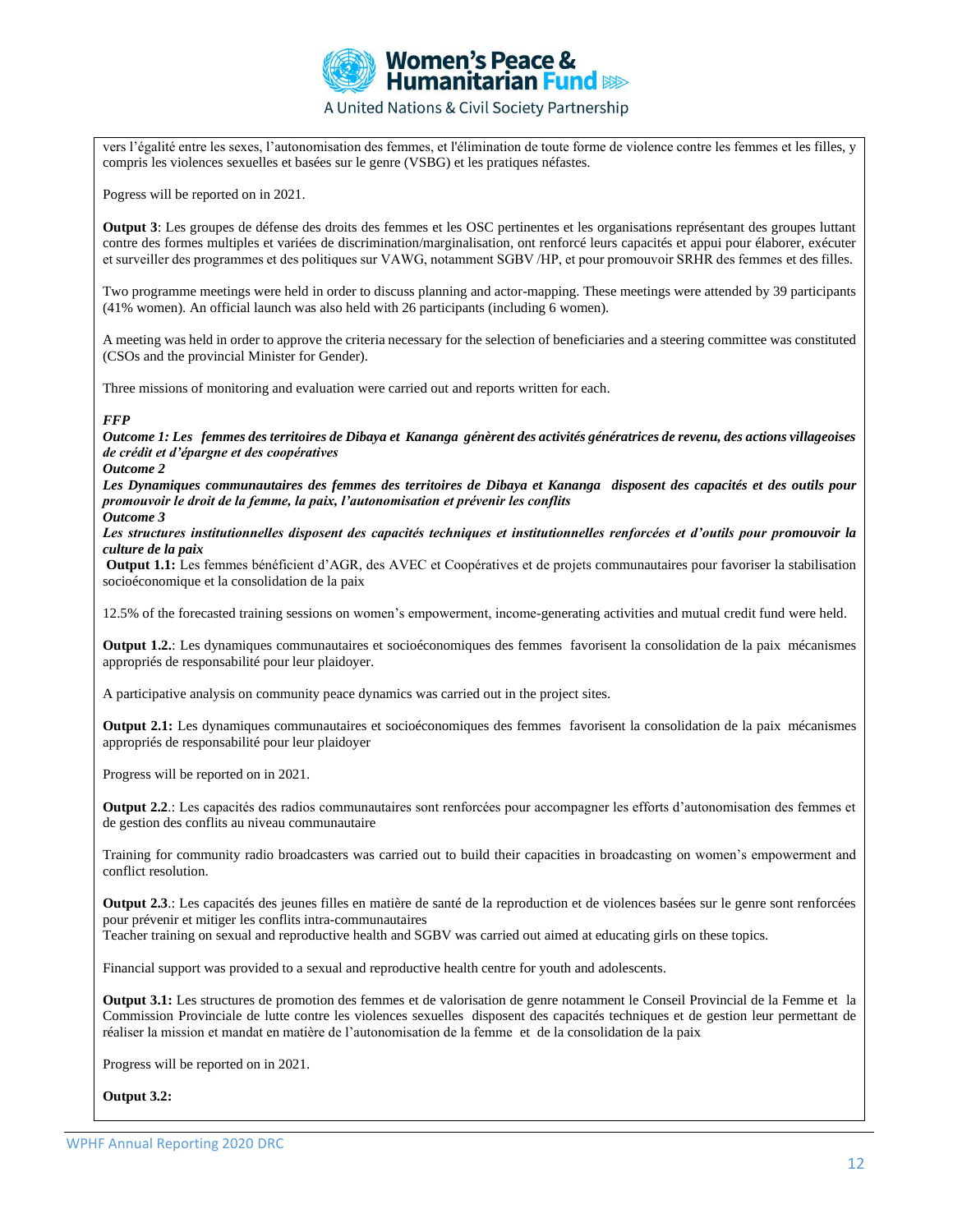vers l'égalité entre les sexes, l'autonomisation des femmes, et l'élimination de toute forme de violence contre les femmes et les filles, y compris les violences sexuelles et basées sur le genre (VSBG) et les pratiques néfastes.

Pogress will be reported on in 2021.

**Output 3**: Les groupes de défense des droits des femmes et les OSC pertinentes et les organisations représentant des groupes luttant contre des formes multiples et variées de discrimination/marginalisation, ont renforcé leurs capacités et appui pour élaborer, exécuter et surveiller des programmes et des politiques sur VAWG, notamment SGBV /HP, et pour promouvoir SRHR des femmes et des filles.

Two programme meetings were held in order to discuss planning and actor-mapping. These meetings were attended by 39 participants (41% women). An official launch was also held with 26 participants (including 6 women).

A meeting was held in order to approve the criteria necessary for the selection of beneficiaries and a steering committee was constituted (CSOs and the provincial Minister for Gender).

Three missions of monitoring and evaluation were carried out and reports written for each.

***FFP***

***Outcome 1: Les femmes des territoires de Dibaya et Kananga génèrent des activités génératrices de revenu, des actions villageoises de crédit et d'épargne et des coopératives***

***Outcome 2***

***Les Dynamiques communautaires des femmes des territoires de Dibaya et Kananga disposent des capacités et des outils pour promouvoir le droit de la femme, la paix, l'autonomisation et prévenir les conflits***

***Outcome 3***

***Les structures institutionnelles disposent des capacités techniques et institutionnelles renforcées et d'outils pour promouvoir la culture de la paix***

**Output 1.1:** Les femmes bénéficient d'AGR, des AVEC et Coopératives et de projets communautaires pour favoriser la stabilisation socioéconomique et la consolidation de la paix

12.5% of the forecasted training sessions on women's empowerment, income-generating activities and mutual credit fund were held.

**Output 1.2.**: Les dynamiques communautaires et socioéconomiques des femmes favorisent la consolidation de la paix mécanismes appropriés de responsabilité pour leur plaidoyer.

A participative analysis on community peace dynamics was carried out in the project sites.

**Output 2.1:** Les dynamiques communautaires et socioéconomiques des femmes favorisent la consolidation de la paix mécanismes appropriés de responsabilité pour leur plaidoyer

Progress will be reported on in 2021.

**Output 2.2**.: Les capacités des radios communautaires sont renforcées pour accompagner les efforts d'autonomisation des femmes et de gestion des conflits au niveau communautaire

Training for community radio broadcasters was carried out to build their capacities in broadcasting on women's empowerment and conflict resolution.

**Output 2.3**.: Les capacités des jeunes filles en matière de santé de la reproduction et de violences basées sur le genre sont renforcées pour prévenir et mitiger les conflits intra-communautaires
Teacher training on sexual and reproductive health and SGBV was carried out aimed at educating girls on these topics.

Financial support was provided to a sexual and reproductive health centre for youth and adolescents.

**Output 3.1:** Les structures de promotion des femmes et de valorisation de genre notamment le Conseil Provincial de la Femme et la Commission Provinciale de lutte contre les violences sexuelles disposent des capacités techniques et de gestion leur permettant de réaliser la mission et mandat en matière de l'autonomisation de la femme et de la consolidation de la paix

Progress will be reported on in 2021.

**Output 3.2:**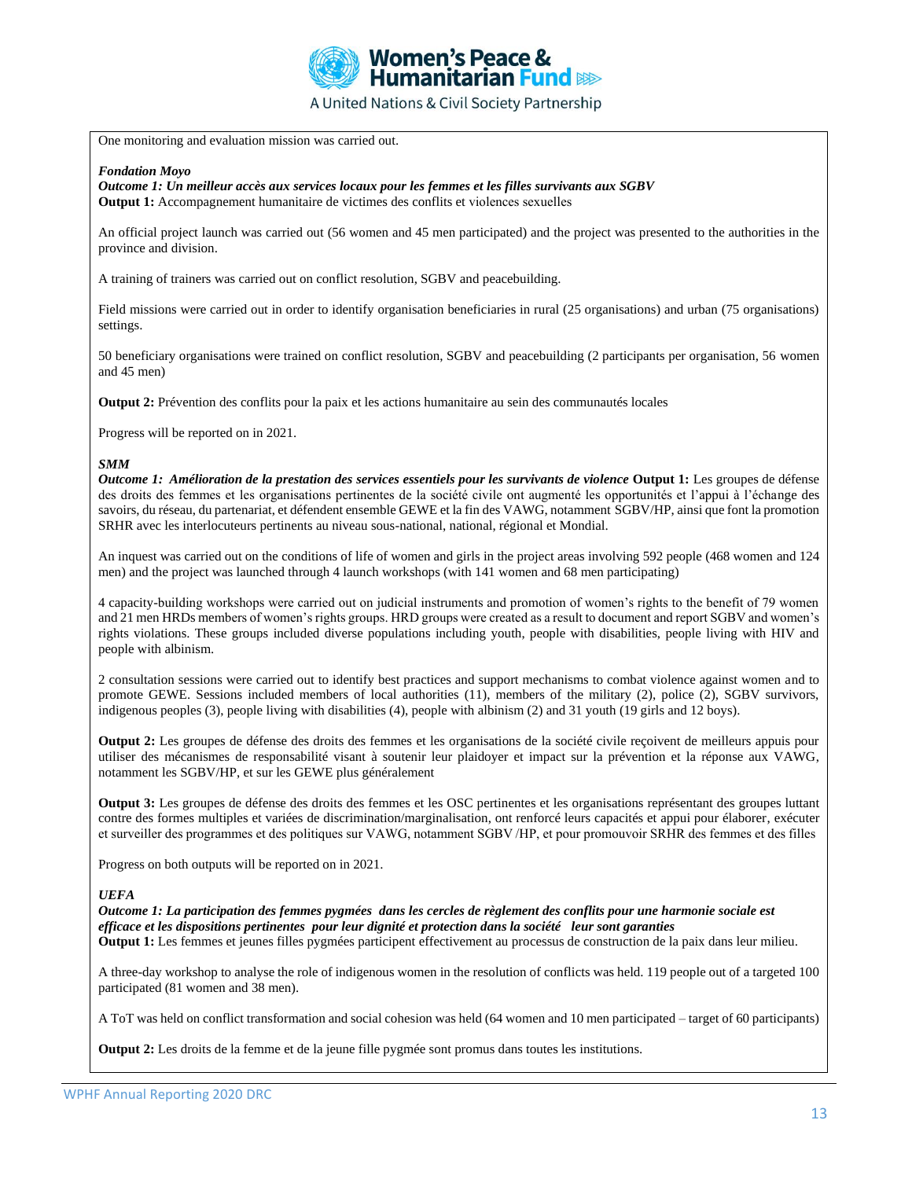One monitoring and evaluation mission was carried out.

***Fondation Moyo***

***Outcome 1: Un meilleur accès aux services locaux pour les femmes et les filles survivants aux SGBV***

**Output 1:** Accompagnement humanitaire de victimes des conflits et violences sexuelles

An official project launch was carried out (56 women and 45 men participated) and the project was presented to the authorities in the province and division.

A training of trainers was carried out on conflict resolution, SGBV and peacebuilding.

Field missions were carried out in order to identify organisation beneficiaries in rural (25 organisations) and urban (75 organisations) settings.

50 beneficiary organisations were trained on conflict resolution, SGBV and peacebuilding (2 participants per organisation, 56 women and 45 men)

**Output 2:** Prévention des conflits pour la paix et les actions humanitaire au sein des communautés locales

Progress will be reported on in 2021.

***SMM***

***Outcome 1: Amélioration de la prestation des services essentiels pour les survivants de violence*** **Output 1:** Les groupes de défense des droits des femmes et les organisations pertinentes de la société civile ont augmenté les opportunités et l'appui à l'échange des savoirs, du réseau, du partenariat, et défendent ensemble GEWE et la fin des VAWG, notamment SGBV/HP, ainsi que font la promotion SRHR avec les interlocuteurs pertinents au niveau sous-national, national, régional et Mondial.

An inquest was carried out on the conditions of life of women and girls in the project areas involving 592 people (468 women and 124 men) and the project was launched through 4 launch workshops (with 141 women and 68 men participating)

4 capacity-building workshops were carried out on judicial instruments and promotion of women's rights to the benefit of 79 women and 21 men HRDs members of women's rights groups. HRD groups were created as a result to document and report SGBV and women's rights violations. These groups included diverse populations including youth, people with disabilities, people living with HIV and people with albinism.

2 consultation sessions were carried out to identify best practices and support mechanisms to combat violence against women and to promote GEWE. Sessions included members of local authorities (11), members of the military (2), police (2), SGBV survivors, indigenous peoples (3), people living with disabilities (4), people with albinism (2) and 31 youth (19 girls and 12 boys).

**Output 2:** Les groupes de défense des droits des femmes et les organisations de la société civile reçoivent de meilleurs appuis pour utiliser des mécanismes de responsabilité visant à soutenir leur plaidoyer et impact sur la prévention et la réponse aux VAWG, notamment les SGBV/HP, et sur les GEWE plus généralement

**Output 3:** Les groupes de défense des droits des femmes et les OSC pertinentes et les organisations représentant des groupes luttant contre des formes multiples et variées de discrimination/marginalisation, ont renforcé leurs capacités et appui pour élaborer, exécuter et surveiller des programmes et des politiques sur VAWG, notamment SGBV /HP, et pour promouvoir SRHR des femmes et des filles

Progress on both outputs will be reported on in 2021.

***UEFA***

***Outcome 1: La participation des femmes pygmées dans les cercles de règlement des conflits pour une harmonie sociale est efficace et les dispositions pertinentes pour leur dignité et protection dans la société leur sont garanties***

**Output 1:** Les femmes et jeunes filles pygmées participent effectivement au processus de construction de la paix dans leur milieu.

A three-day workshop to analyse the role of indigenous women in the resolution of conflicts was held. 119 people out of a targeted 100 participated (81 women and 38 men).

A ToT was held on conflict transformation and social cohesion was held (64 women and 10 men participated – target of 60 participants)

**Output 2:** Les droits de la femme et de la jeune fille pygmée sont promus dans toutes les institutions.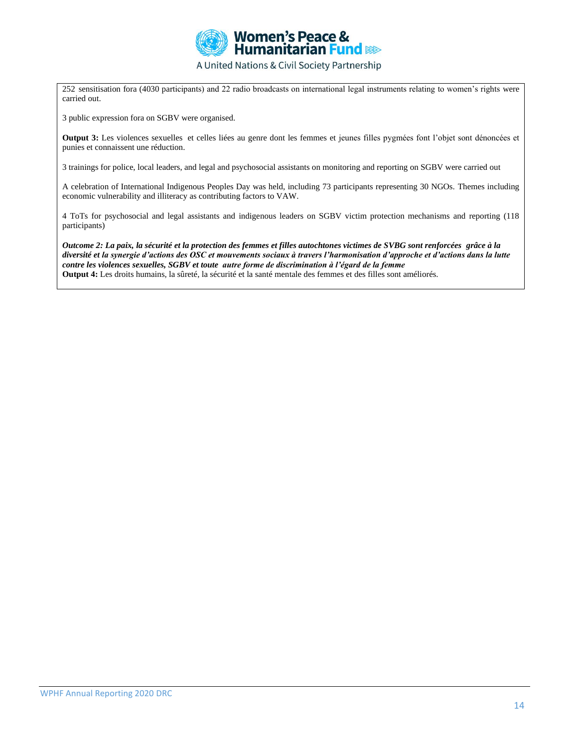252 sensitisation fora (4030 participants) and 22 radio broadcasts on international legal instruments relating to women's rights were carried out.

3 public expression fora on SGBV were organised.

**Output 3:** Les violences sexuelles et celles liées au genre dont les femmes et jeunes filles pygmées font l'objet sont dénoncées et punies et connaissent une réduction.

3 trainings for police, local leaders, and legal and psychosocial assistants on monitoring and reporting on SGBV were carried out

A celebration of International Indigenous Peoples Day was held, including 73 participants representing 30 NGOs. Themes including economic vulnerability and illiteracy as contributing factors to VAW.

4 ToTs for psychosocial and legal assistants and indigenous leaders on SGBV victim protection mechanisms and reporting (118 participants)

***Outcome 2: La paix, la sécurité et la protection des femmes et filles autochtones victimes de SVBG sont renforcées grâce à la diversité et la synergie d'actions des OSC et mouvements sociaux à travers l'harmonisation d'approche et d'actions dans la lutte contre les violences sexuelles, SGBV et toute autre forme de discrimination à l'égard de la femme***

**Output 4:** Les droits humains, la sûreté, la sécurité et la santé mentale des femmes et des filles sont améliorés.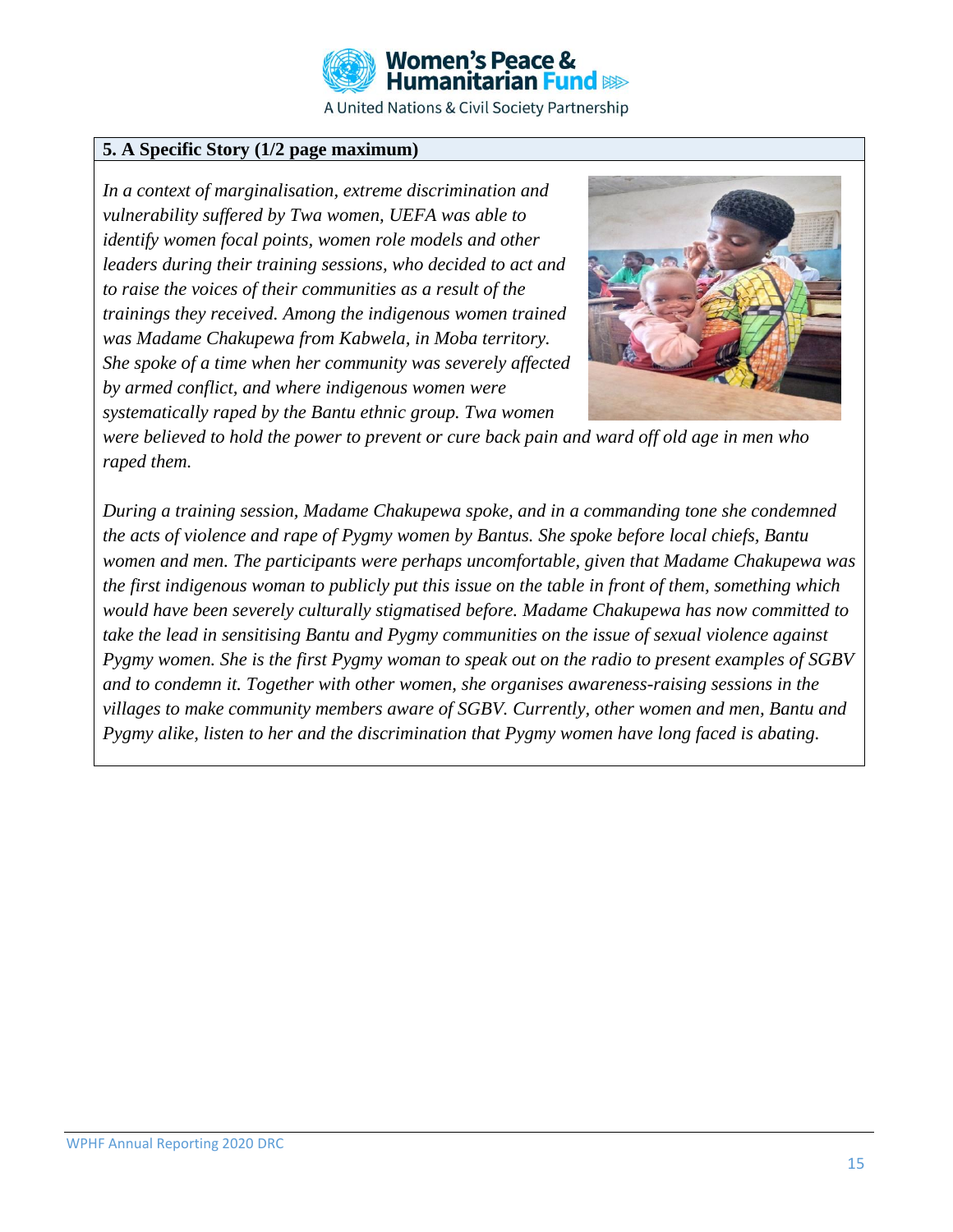## 5. A Specific Story (1/2 page maximum)

*In a context of marginalisation, extreme discrimination and vulnerability suffered by Twa women, UEFA was able to identify women focal points, women role models and other leaders during their training sessions, who decided to act and to raise the voices of their communities as a result of the trainings they received. Among the indigenous women trained was Madame Chakupewa from Kabwela, in Moba territory. She spoke of a time when her community was severely affected by armed conflict, and where indigenous women were systematically raped by the Bantu ethnic group. Twa women were believed to hold the power to prevent or cure back pain and ward off old age in men who raped them.*

*During a training session, Madame Chakupewa spoke, and in a commanding tone she condemned the acts of violence and rape of Pygmy women by Bantus. She spoke before local chiefs, Bantu women and men. The participants were perhaps uncomfortable, given that Madame Chakupewa was the first indigenous woman to publicly put this issue on the table in front of them, something which would have been severely culturally stigmatised before. Madame Chakupewa has now committed to take the lead in sensitising Bantu and Pygmy communities on the issue of sexual violence against Pygmy women. She is the first Pygmy woman to speak out on the radio to present examples of SGBV and to condemn it. Together with other women, she organises awareness-raising sessions in the villages to make community members aware of SGBV. Currently, other women and men, Bantu and Pygmy alike, listen to her and the discrimination that Pygmy women have long faced is abating.*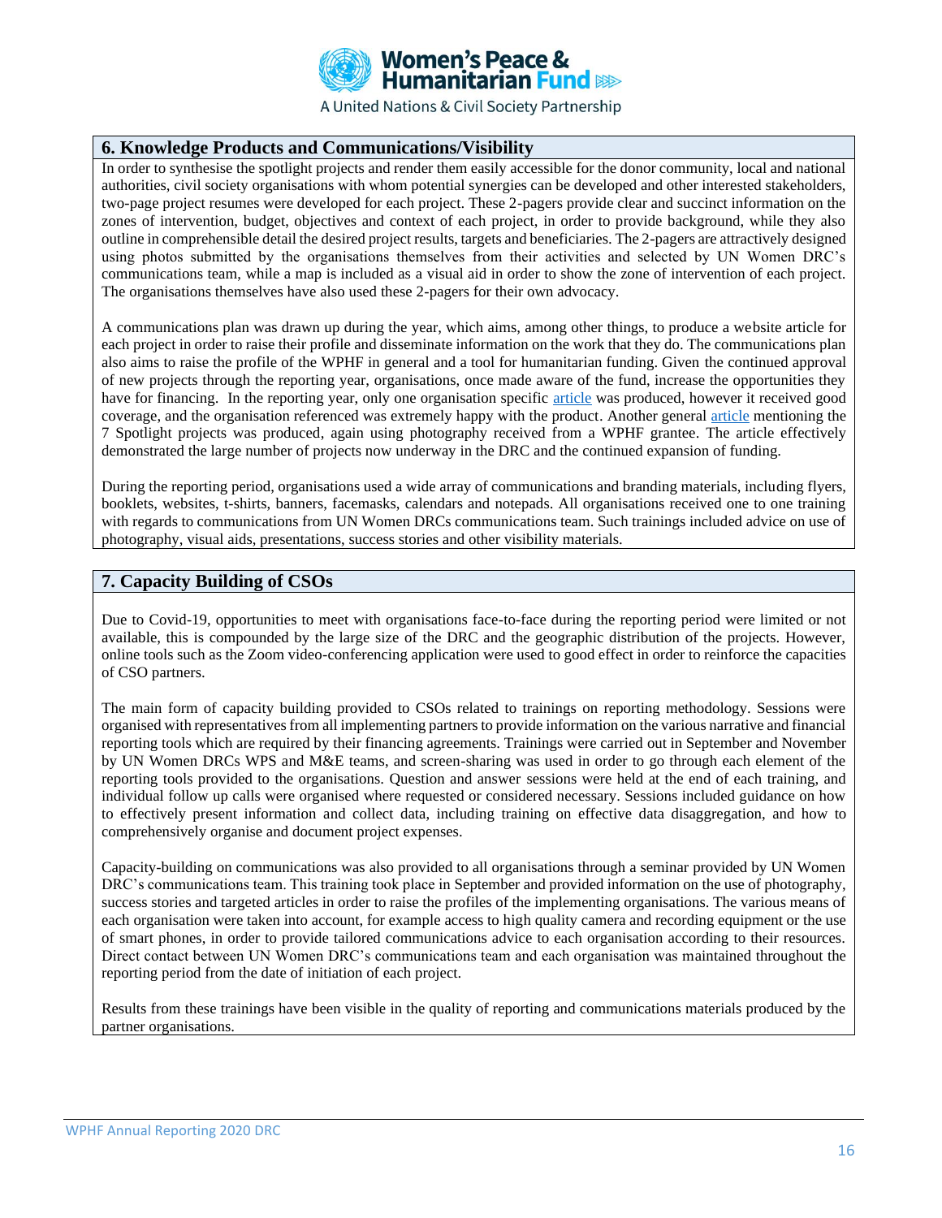## 6. Knowledge Products and Communications/Visibility

In order to synthesise the spotlight projects and render them easily accessible for the donor community, local and national authorities, civil society organisations with whom potential synergies can be developed and other interested stakeholders, two-page project resumes were developed for each project. These 2-pagers provide clear and succinct information on the zones of intervention, budget, objectives and context of each project, in order to provide background, while they also outline in comprehensible detail the desired project results, targets and beneficiaries. The 2-pagers are attractively designed using photos submitted by the organisations themselves from their activities and selected by UN Women DRC's communications team, while a map is included as a visual aid in order to show the zone of intervention of each project. The organisations themselves have also used these 2-pagers for their own advocacy.

A communications plan was drawn up during the year, which aims, among other things, to produce a website article for each project in order to raise their profile and disseminate information on the work that they do. The communications plan also aims to raise the profile of the WPHF in general and a tool for humanitarian funding. Given the continued approval of new projects through the reporting year, organisations, once made aware of the fund, increase the opportunities they have for financing. In the reporting year, only one organisation specific article was produced, however it received good coverage, and the organisation referenced was extremely happy with the product. Another general article mentioning the 7 Spotlight projects was produced, again using photography received from a WPHF grantee. The article effectively demonstrated the large number of projects now underway in the DRC and the continued expansion of funding.

During the reporting period, organisations used a wide array of communications and branding materials, including flyers, booklets, websites, t-shirts, banners, facemasks, calendars and notepads. All organisations received one to one training with regards to communications from UN Women DRCs communications team. Such trainings included advice on use of photography, visual aids, presentations, success stories and other visibility materials.

## 7. Capacity Building of CSOs

Due to Covid-19, opportunities to meet with organisations face-to-face during the reporting period were limited or not available, this is compounded by the large size of the DRC and the geographic distribution of the projects. However, online tools such as the Zoom video-conferencing application were used to good effect in order to reinforce the capacities of CSO partners.

The main form of capacity building provided to CSOs related to trainings on reporting methodology. Sessions were organised with representatives from all implementing partners to provide information on the various narrative and financial reporting tools which are required by their financing agreements. Trainings were carried out in September and November by UN Women DRCs WPS and M&E teams, and screen-sharing was used in order to go through each element of the reporting tools provided to the organisations. Question and answer sessions were held at the end of each training, and individual follow up calls were organised where requested or considered necessary. Sessions included guidance on how to effectively present information and collect data, including training on effective data disaggregation, and how to comprehensively organise and document project expenses.

Capacity-building on communications was also provided to all organisations through a seminar provided by UN Women DRC's communications team. This training took place in September and provided information on the use of photography, success stories and targeted articles in order to raise the profiles of the implementing organisations. The various means of each organisation were taken into account, for example access to high quality camera and recording equipment or the use of smart phones, in order to provide tailored communications advice to each organisation according to their resources. Direct contact between UN Women DRC's communications team and each organisation was maintained throughout the reporting period from the date of initiation of each project.

Results from these trainings have been visible in the quality of reporting and communications materials produced by the partner organisations.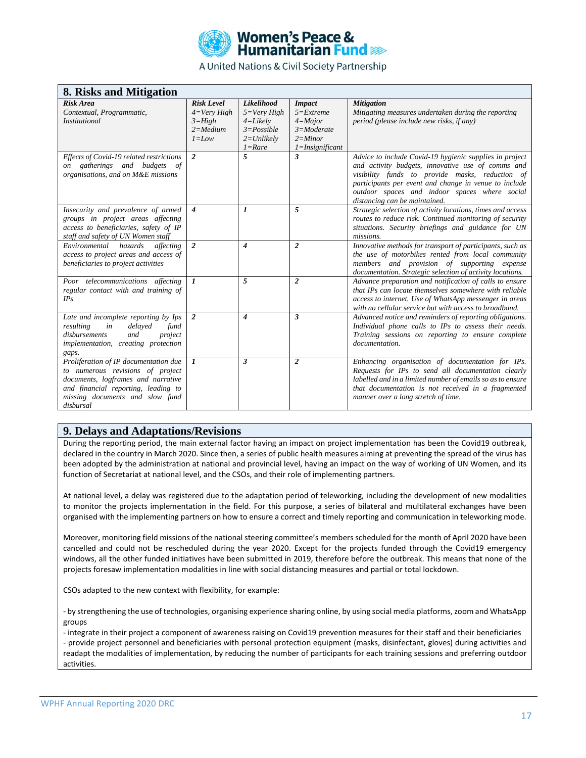## 8. Risks and Mitigation

| *Risk Area*<br>*Contextual, Programmatic, Institutional* | *Risk Level*<br>*4=Very High*<br>*3=High*<br>*2=Medium*<br>*1=Low* | *Likelihood*<br>*5=Very High*<br>*4=Likely*<br>*3=Possible*<br>*2=Unlikely*<br>*1=Rare* | *Impact*<br>*5=Extreme*<br>*4=Major*<br>*3=Moderate*<br>*2=Minor*<br>*1=Insignificant* | *Mitigation*<br>*Mitigating measures undertaken during the reporting period (please include new risks, if any)* |
|---|---|---|---|---|
| *Effects of Covid-19 related restrictions on gatherings and budgets of organisations, and on M&E missions* | *2* | *5* | *3* | *Advice to include Covid-19 hygienic supplies in project and activity budgets, innovative use of comms and visibility funds to provide masks, reduction of participants per event and change in venue to include outdoor spaces and indoor spaces where social distancing can be maintained.* |
| *Insecurity and prevalence of armed groups in project areas affecting access to beneficiaries, safety of IP staff and safety of UN Women staff* | *4* | *1* | *5* | *Strategic selection of activity locations, times and access routes to reduce risk. Continued monitoring of security situations. Security briefings and guidance for UN missions.* |
| *Environmental hazards affecting access to project areas and access of beneficiaries to project activities* | *2* | *4* | *2* | *Innovative methods for transport of participants, such as the use of motorbikes rented from local community members and provision of supporting expense documentation. Strategic selection of activity locations.* |
| *Poor telecommunications affecting regular contact with and training of IPs* | *1* | *5* | *2* | *Advance preparation and notification of calls to ensure that IPs can locate themselves somewhere with reliable access to internet. Use of WhatsApp messenger in areas with no cellular service but with access to broadband.* |
| *Late and incomplete reporting by Ips resulting in delayed fund disbursements and project implementation, creating protection gaps.* | *2* | *4* | *3* | *Advanced notice and reminders of reporting obligations. Individual phone calls to IPs to assess their needs. Training sessions on reporting to ensure complete documentation.* |
| *Proliferation of IP documentation due to numerous revisions of project documents, logframes and narrative and financial reporting, leading to missing documents and slow fund disbursal* | *1* | *3* | *2* | *Enhancing organisation of documentation for IPs. Requests for IPs to send all documentation clearly labelled and in a limited number of emails so as to ensure that documentation is not received in a fragmented manner over a long stretch of time.* |

## 9. Delays and Adaptations/Revisions

During the reporting period, the main external factor having an impact on project implementation has been the Covid19 outbreak, declared in the country in March 2020. Since then, a series of public health measures aiming at preventing the spread of the virus has been adopted by the administration at national and provincial level, having an impact on the way of working of UN Women, and its function of Secretariat at national level, and the CSOs, and their role of implementing partners.

At national level, a delay was registered due to the adaptation period of teleworking, including the development of new modalities to monitor the projects implementation in the field. For this purpose, a series of bilateral and multilateral exchanges have been organised with the implementing partners on how to ensure a correct and timely reporting and communication in teleworking mode.

Moreover, monitoring field missions of the national steering committee's members scheduled for the month of April 2020 have been cancelled and could not be rescheduled during the year 2020. Except for the projects funded through the Covid19 emergency windows, all the other funded initiatives have been submitted in 2019, therefore before the outbreak. This means that none of the projects foresaw implementation modalities in line with social distancing measures and partial or total lockdown.

CSOs adapted to the new context with flexibility, for example:

- by strengthening the use of technologies, organising experience sharing online, by using social media platforms, zoom and WhatsApp groups
- integrate in their project a component of awareness raising on Covid19 prevention measures for their staff and their beneficiaries
- provide project personnel and beneficiaries with personal protection equipment (masks, disinfectant, gloves) during activities and readapt the modalities of implementation, by reducing the number of participants for each training sessions and preferring outdoor activities.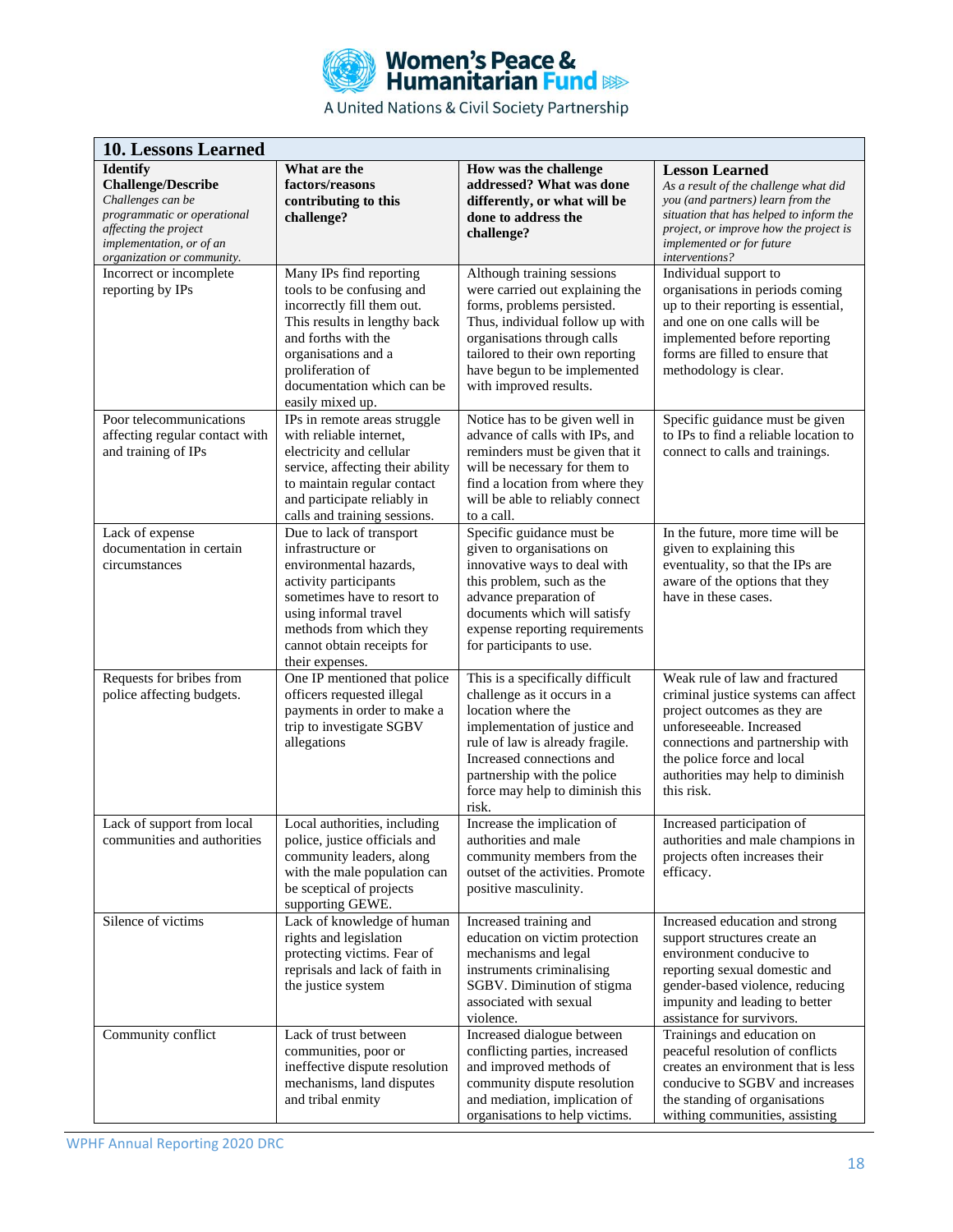| 10. Lessons Learned | | | |
|---|---|---|---|
| **Identify Challenge/Describe** *Challenges can be programmatic or operational affecting the project implementation, or of an organization or community.* | **What are the factors/reasons contributing to this challenge?** | **How was the challenge addressed? What was done differently, or what will be done to address the challenge?** | **Lesson Learned** *As a result of the challenge what did you (and partners) learn from the situation that has helped to inform the project, or improve how the project is implemented or for future interventions?* |
| Incorrect or incomplete reporting by IPs | Many IPs find reporting tools to be confusing and incorrectly fill them out. This results in lengthy back and forths with the organisations and a proliferation of documentation which can be easily mixed up. | Although training sessions were carried out explaining the forms, problems persisted. Thus, individual follow up with organisations through calls tailored to their own reporting have begun to be implemented with improved results. | Individual support to organisations in periods coming up to their reporting is essential, and one on one calls will be implemented before reporting forms are filled to ensure that methodology is clear. |
| Poor telecommunications affecting regular contact with and training of IPs | IPs in remote areas struggle with reliable internet, electricity and cellular service, affecting their ability to maintain regular contact and participate reliably in calls and training sessions. | Notice has to be given well in advance of calls with IPs, and reminders must be given that it will be necessary for them to find a location from where they will be able to reliably connect to a call. | Specific guidance must be given to IPs to find a reliable location to connect to calls and trainings. |
| Lack of expense documentation in certain circumstances | Due to lack of transport infrastructure or environmental hazards, activity participants sometimes have to resort to using informal travel methods from which they cannot obtain receipts for their expenses. | Specific guidance must be given to organisations on innovative ways to deal with this problem, such as the advance preparation of documents which will satisfy expense reporting requirements for participants to use. | In the future, more time will be given to explaining this eventuality, so that the IPs are aware of the options that they have in these cases. |
| Requests for bribes from police affecting budgets. | One IP mentioned that police officers requested illegal payments in order to make a trip to investigate SGBV allegations | This is a specifically difficult challenge as it occurs in a location where the implementation of justice and rule of law is already fragile. Increased connections and partnership with the police force may help to diminish this risk. | Weak rule of law and fractured criminal justice systems can affect project outcomes as they are unforeseeable. Increased connections and partnership with the police force and local authorities may help to diminish this risk. |
| Lack of support from local communities and authorities | Local authorities, including police, justice officials and community leaders, along with the male population can be sceptical of projects supporting GEWE. | Increase the implication of authorities and male community members from the outset of the activities. Promote positive masculinity. | Increased participation of authorities and male champions in projects often increases their efficacy. |
| Silence of victims | Lack of knowledge of human rights and legislation protecting victims. Fear of reprisals and lack of faith in the justice system | Increased training and education on victim protection mechanisms and legal instruments criminalising SGBV. Diminution of stigma associated with sexual violence. | Increased education and strong support structures create an environment conducive to reporting sexual domestic and gender-based violence, reducing impunity and leading to better assistance for survivors. |
| Community conflict | Lack of trust between communities, poor or ineffective dispute resolution mechanisms, land disputes and tribal enmity | Increased dialogue between conflicting parties, increased and improved methods of community dispute resolution and mediation, implication of organisations to help victims. | Trainings and education on peaceful resolution of conflicts creates an environment that is less conducive to SGBV and increases the standing of organisations withing communities, assisting |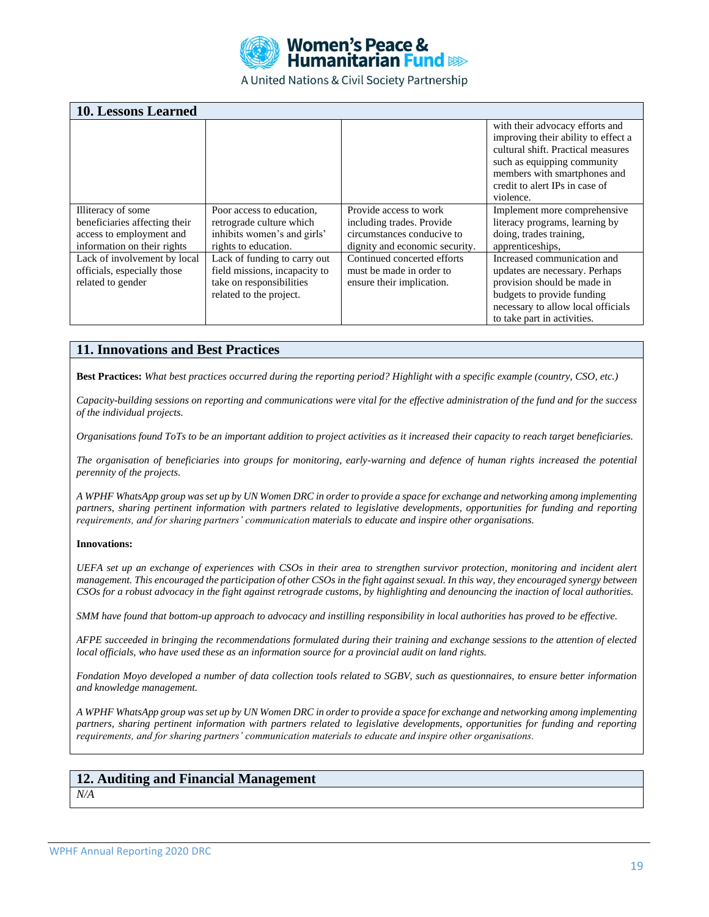## 10. Lessons Learned

| | | | |
|---|---|---|---|
| | | | with their advocacy efforts and improving their ability to effect a cultural shift. Practical measures such as equipping community members with smartphones and credit to alert IPs in case of violence. |
| Illiteracy of some beneficiaries affecting their access to employment and information on their rights | Poor access to education, retrograde culture which inhibits women's and girls' rights to education. | Provide access to work including trades. Provide circumstances conducive to dignity and economic security. | Implement more comprehensive literacy programs, learning by doing, trades training, apprenticeships, |
| Lack of involvement by local officials, especially those related to gender | Lack of funding to carry out field missions, incapacity to take on responsibilities related to the project. | Continued concerted efforts must be made in order to ensure their implication. | Increased communication and updates are necessary. Perhaps provision should be made in budgets to provide funding necessary to allow local officials to take part in activities. |

## 11. Innovations and Best Practices

**Best Practices:** *What best practices occurred during the reporting period? Highlight with a specific example (country, CSO, etc.)*

*Capacity-building sessions on reporting and communications were vital for the effective administration of the fund and for the success of the individual projects.*

*Organisations found ToTs to be an important addition to project activities as it increased their capacity to reach target beneficiaries.*

*The organisation of beneficiaries into groups for monitoring, early-warning and defence of human rights increased the potential perennity of the projects.*

*A WPHF WhatsApp group was set up by UN Women DRC in order to provide a space for exchange and networking among implementing partners, sharing pertinent information with partners related to legislative developments, opportunities for funding and reporting requirements, and for sharing partners' communication materials to educate and inspire other organisations.*

**Innovations:**

*UEFA set up an exchange of experiences with CSOs in their area to strengthen survivor protection, monitoring and incident alert management. This encouraged the participation of other CSOs in the fight against sexual. In this way, they encouraged synergy between CSOs for a robust advocacy in the fight against retrograde customs, by highlighting and denouncing the inaction of local authorities.*

*SMM have found that bottom-up approach to advocacy and instilling responsibility in local authorities has proved to be effective.*

*AFPE succeeded in bringing the recommendations formulated during their training and exchange sessions to the attention of elected local officials, who have used these as an information source for a provincial audit on land rights.*

*Fondation Moyo developed a number of data collection tools related to SGBV, such as questionnaires, to ensure better information and knowledge management.*

*A WPHF WhatsApp group was set up by UN Women DRC in order to provide a space for exchange and networking among implementing partners, sharing pertinent information with partners related to legislative developments, opportunities for funding and reporting requirements, and for sharing partners' communication materials to educate and inspire other organisations.*

## 12. Auditing and Financial Management

*N/A*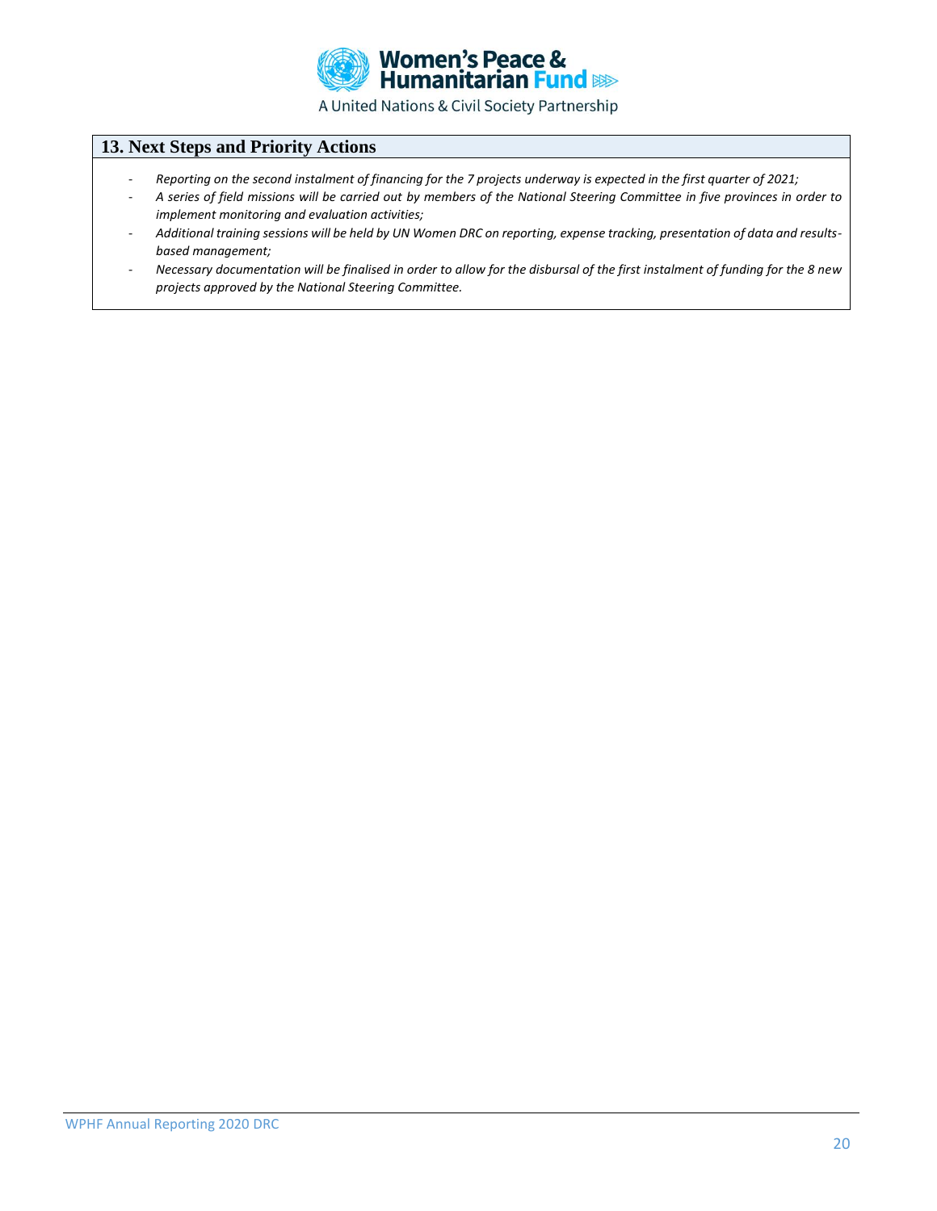## 13. Next Steps and Priority Actions

- *Reporting on the second instalment of financing for the 7 projects underway is expected in the first quarter of 2021;*
- *A series of field missions will be carried out by members of the National Steering Committee in five provinces in order to implement monitoring and evaluation activities;*
- *Additional training sessions will be held by UN Women DRC on reporting, expense tracking, presentation of data and results-based management;*
- *Necessary documentation will be finalised in order to allow for the disbursal of the first instalment of funding for the 8 new projects approved by the National Steering Committee.*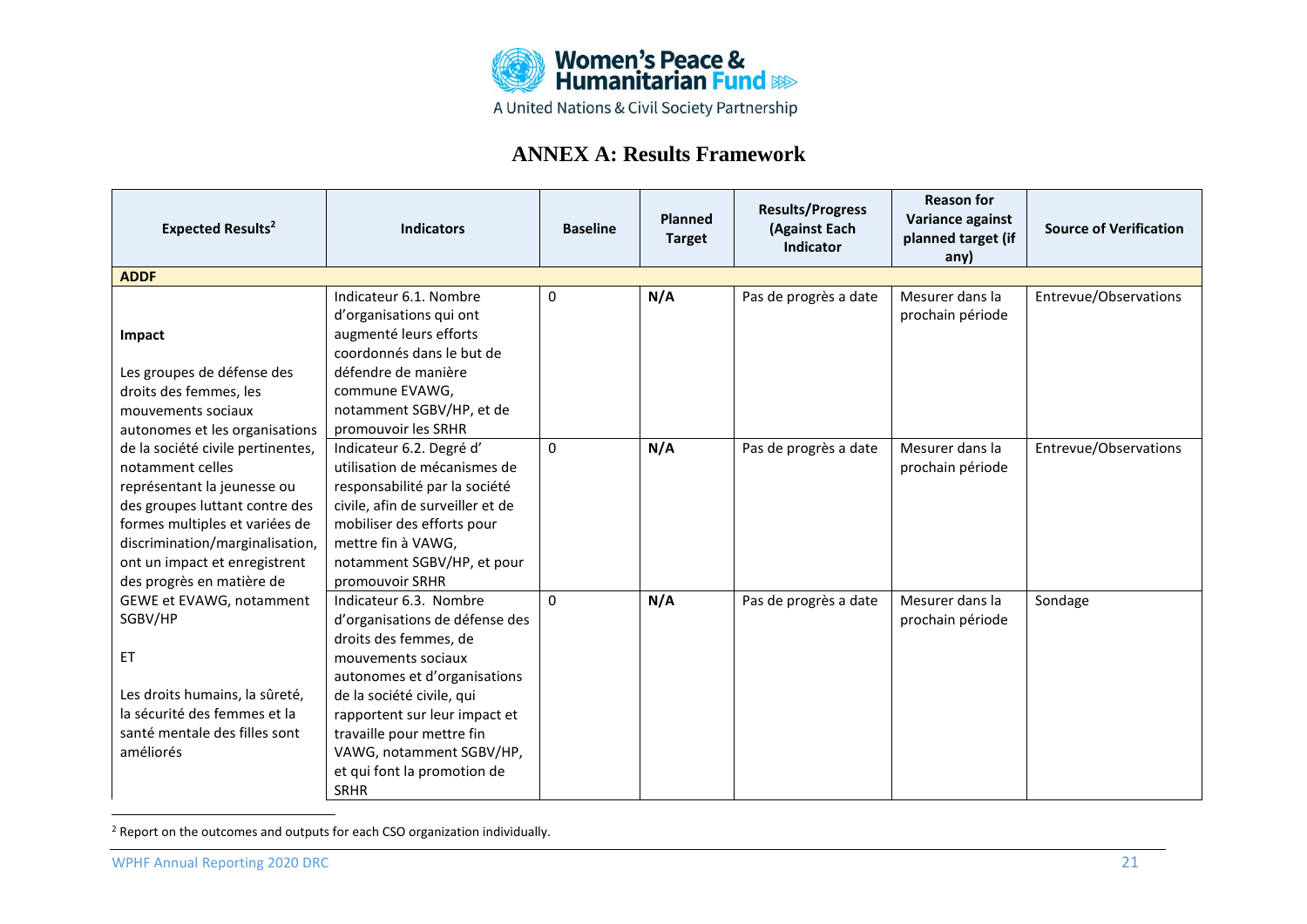Women's Peace & Humanitarian Fund

A United Nations & Civil Society Partnership

## ANNEX A: Results Framework

| Expected Results[2] | Indicators | Baseline | Planned Target | Results/Progress (Against Each Indicator | Reason for Variance against planned target (if any) | Source of Verification |
|---|---|---|---|---|---|---|
| **ADDF** | | | | | | |
| **Impact**<br><br>Les groupes de défense des droits des femmes, les mouvements sociaux autonomes et les organisations de la société civile pertinentes, notamment celles représentant la jeunesse ou des groupes luttant contre des formes multiples et variées de discrimination/marginalisation, ont un impact et enregistrent des progrès en matière de GEWE et EVAWG, notamment SGBV/HP<br><br>ET<br><br>Les droits humains, la sûreté, la sécurité des femmes et la santé mentale des filles sont améliorés | Indicateur 6.1. Nombre d'organisations qui ont augmenté leurs efforts coordonnés dans le but de défendre de manière commune EVAWG, notamment SGBV/HP, et de promouvoir les SRHR | 0 | **N/A** | Pas de progrès a date | Mesurer dans la prochain période | Entrevue/Observations |
| | Indicateur 6.2. Degré d' utilisation de mécanismes de responsabilité par la société civile, afin de surveiller et de mobiliser des efforts pour mettre fin à VAWG, notamment SGBV/HP, et pour promouvoir SRHR | 0 | **N/A** | Pas de progrès a date | Mesurer dans la prochain période | Entrevue/Observations |
| | Indicateur 6.3. Nombre d'organisations de défense des droits des femmes, de mouvements sociaux autonomes et d'organisations de la société civile, qui rapportent sur leur impact et travaille pour mettre fin VAWG, notamment SGBV/HP, et qui font la promotion de SRHR | 0 | **N/A** | Pas de progrès a date | Mesurer dans la prochain période | Sondage |

[2] Report on the outcomes and outputs for each CSO organization individually.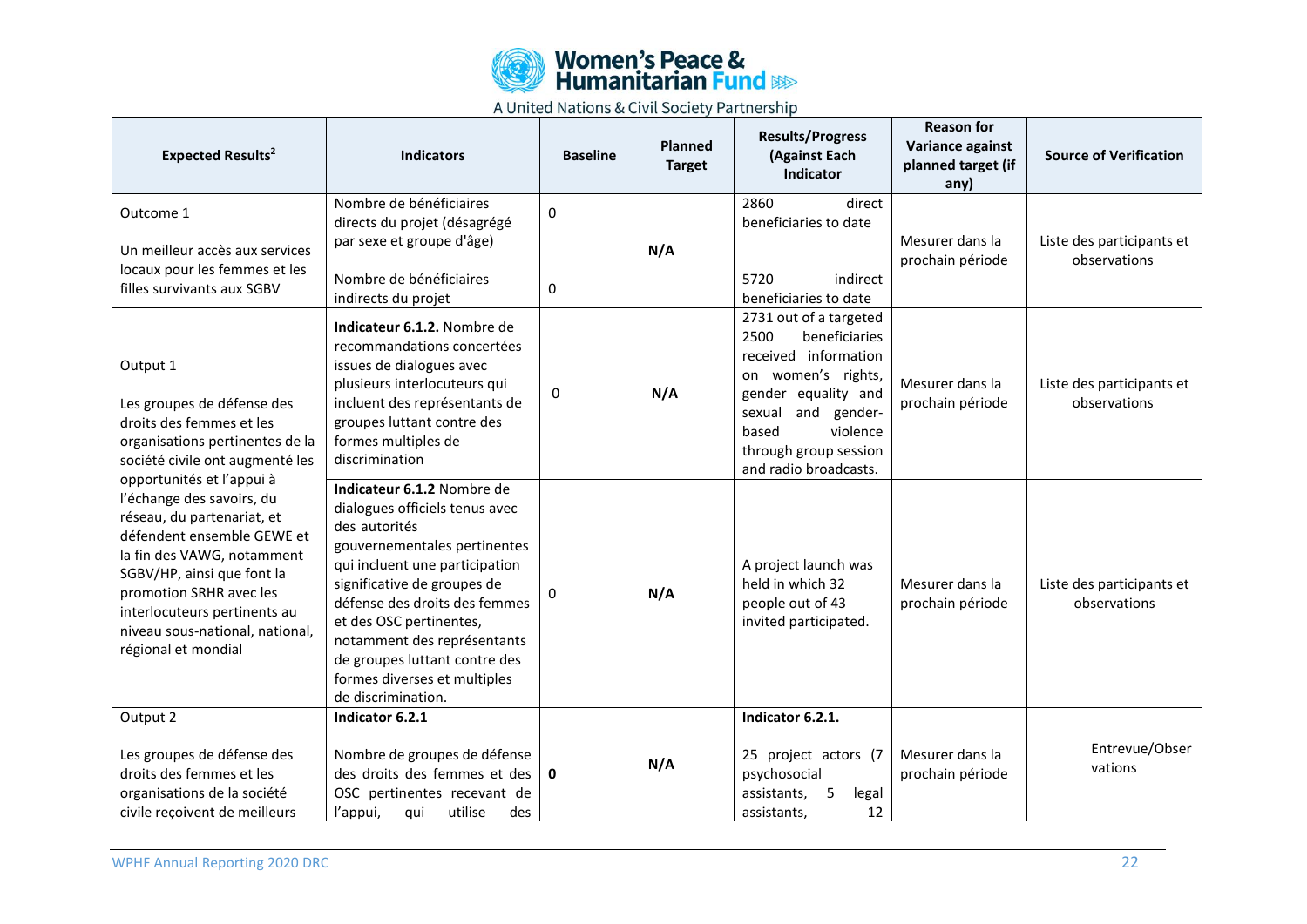| Expected Results[2] | Indicators | Baseline | Planned Target | Results/Progress (Against Each Indicator | Reason for Variance against planned target (if any) | Source of Verification |
|---|---|---|---|---|---|---|
| Outcome 1<br><br>Un meilleur accès aux services locaux pour les femmes et les filles survivants aux SGBV | Nombre de bénéficiaires directs du projet (désagrégé par sexe et groupe d'âge)<br><br>Nombre de bénéficiaires indirects du projet | 0<br><br>0 | **N/A** | 2860 direct beneficiaries to date<br><br>5720 indirect beneficiaries to date | Mesurer dans la prochain période | Liste des participants et observations |
| Output 1<br><br>Les groupes de défense des droits des femmes et les organisations pertinentes de la société civile ont augmenté les opportunités et l'appui à l'échange des savoirs, du réseau, du partenariat, et défendent ensemble GEWE et la fin des VAWG, notamment SGBV/HP, ainsi que font la promotion SRHR avec les interlocuteurs pertinents au niveau sous-national, national, régional et mondial | **Indicateur 6.1.2.** Nombre de recommandations concertées issues de dialogues avec plusieurs interlocuteurs qui incluent des représentants de groupes luttant contre des formes multiples de discrimination | 0 | **N/A** | 2731 out of a targeted 2500 beneficiaries received information on women's rights, gender equality and sexual and gender-based violence through group session and radio broadcasts. | Mesurer dans la prochain période | Liste des participants et observations |
| | **Indicateur 6.1.2** Nombre de dialogues officiels tenus avec des autorités gouvernementales pertinentes qui incluent une participation significative de groupes de défense des droits des femmes et des OSC pertinentes, notamment des représentants de groupes luttant contre des formes diverses et multiples de discrimination. | 0 | **N/A** | A project launch was held in which 32 people out of 43 invited participated. | Mesurer dans la prochain période | Liste des participants et observations |
| Output 2<br><br>Les groupes de défense des droits des femmes et les organisations de la société civile reçoivent de meilleurs | **Indicator 6.2.1**<br><br>Nombre de groupes de défense des droits des femmes et des OSC pertinentes recevant de l'appui, qui utilise des | **0** | **N/A** | **Indicator 6.2.1.**<br><br>25 project actors (7 psychosocial assistants, 5 legal assistants, 12 | Mesurer dans la prochain période | Entrevue/Observations |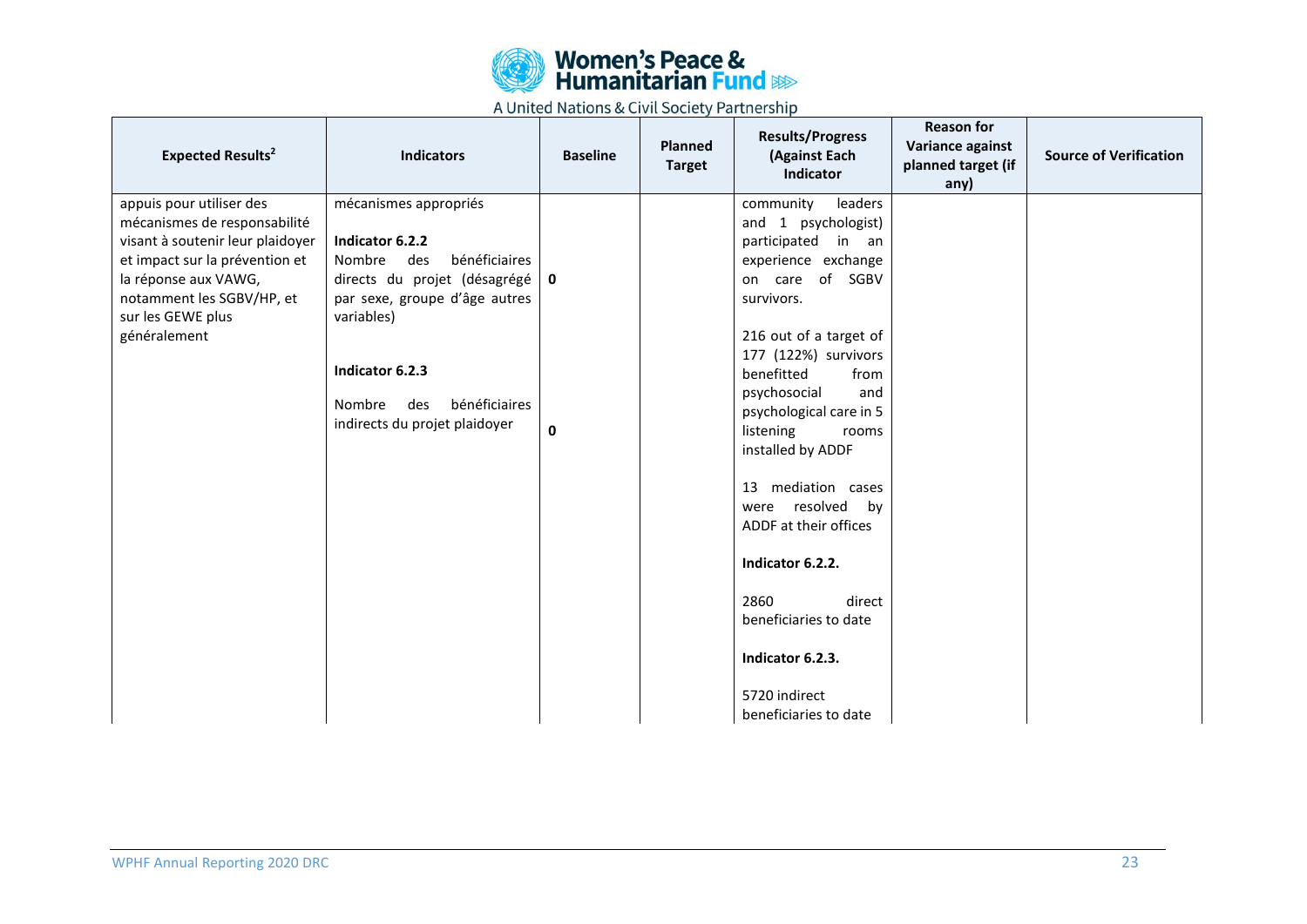| Expected Results[2] | Indicators | Baseline | Planned Target | Results/Progress (Against Each Indicator | Reason for Variance against planned target (if any) | Source of Verification |
|---|---|---|---|---|---|---|
| appuis pour utiliser des mécanismes de responsabilité visant à soutenir leur plaidoyer et impact sur la prévention et la réponse aux VAWG, notamment les SGBV/HP, et sur les GEWE plus généralement | mécanismes appropriés<br><br>**Indicator 6.2.2**<br>Nombre des bénéficiaires directs du projet (désagrégé par sexe, groupe d'âge autres variables)<br><br>**Indicator 6.2.3**<br><br>Nombre des bénéficiaires indirects du projet plaidoyer | <br><br><br>**0**<br><br><br><br><br><br>**0** | | community leaders and 1 psychologist) participated in an experience exchange on care of SGBV survivors.<br><br>216 out of a target of 177 (122%) survivors benefitted from psychosocial and psychological care in 5 listening rooms installed by ADDF<br><br>13 mediation cases were resolved by ADDF at their offices<br><br>**Indicator 6.2.2.**<br><br>2860 direct beneficiaries to date<br><br>**Indicator 6.2.3.**<br><br>5720 indirect beneficiaries to date | | |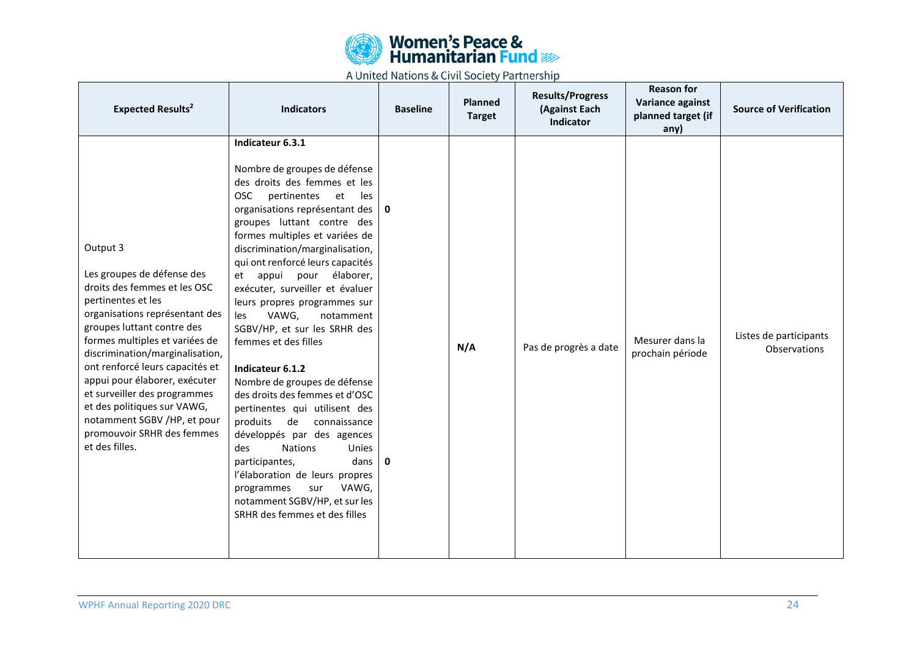| Expected Results[2] | Indicators | Baseline | Planned Target | Results/Progress (Against Each Indicator | Reason for Variance against planned target (if any) | Source of Verification |
|---|---|---|---|---|---|---|
| Output 3<br><br>Les groupes de défense des droits des femmes et les OSC pertinentes et les organisations représentant des groupes luttant contre des formes multiples et variées de discrimination/marginalisation, ont renforcé leurs capacités et appui pour élaborer, exécuter et surveiller des programmes et des politiques sur VAWG, notamment SGBV /HP, et pour promouvoir SRHR des femmes et des filles. | **Indicateur 6.3.1**<br><br>Nombre de groupes de défense des droits des femmes et les OSC pertinentes et les organisations représentant des groupes luttant contre des formes multiples et variées de discrimination/marginalisation, qui ont renforcé leurs capacités et appui pour élaborer, exécuter, surveiller et évaluer leurs propres programmes sur les VAWG, notamment SGBV/HP, et sur les SRHR des femmes et des filles | **0** | **N/A** | Pas de progrès a date | Mesurer dans la prochain période | Listes de participants<br>Observations |
| | **Indicateur 6.1.2**<br>Nombre de groupes de défense des droits des femmes et d'OSC pertinentes qui utilisent des produits de connaissance développés par des agences des Nations Unies participantes, dans l'élaboration de leurs propres programmes sur VAWG, notamment SGBV/HP, et sur les SRHR des femmes et des filles | **0** | | | | |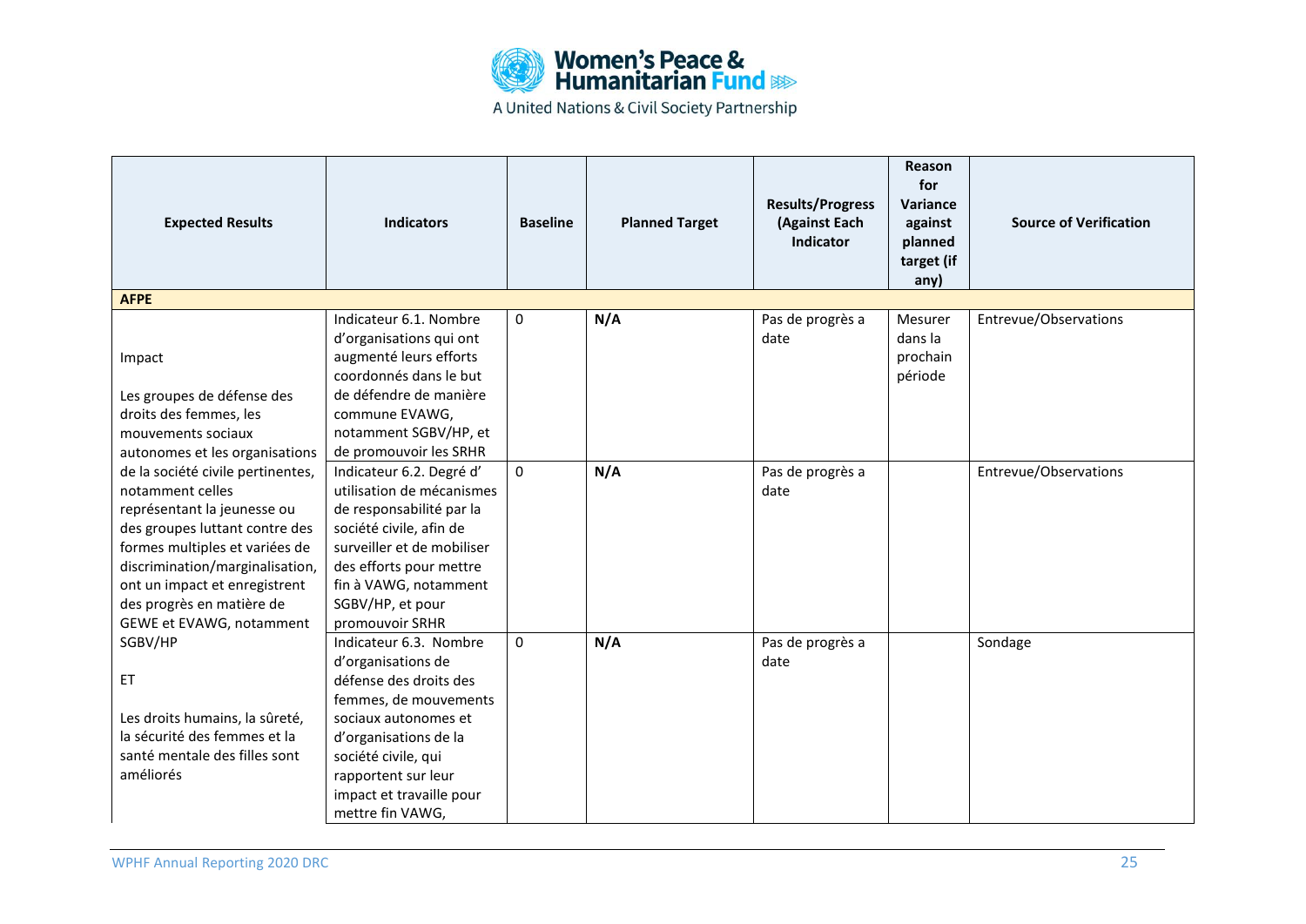| Expected Results | Indicators | Baseline | Planned Target | Results/Progress (Against Each Indicator | Reason for Variance against planned target (if any) | Source of Verification |
|---|---|---|---|---|---|---|
| **AFPE** | | | | | | |
| Impact<br><br>Les groupes de défense des droits des femmes, les mouvements sociaux autonomes et les organisations de la société civile pertinentes, notamment celles représentant la jeunesse ou des groupes luttant contre des formes multiples et variées de discrimination/marginalisation, ont un impact et enregistrent des progrès en matière de GEWE et EVAWG, notamment SGBV/HP<br><br>ET<br><br>Les droits humains, la sûreté, la sécurité des femmes et la santé mentale des filles sont améliorés | Indicateur 6.1. Nombre d'organisations qui ont augmenté leurs efforts coordonnés dans le but de défendre de manière commune EVAWG, notamment SGBV/HP, et de promouvoir les SRHR | 0 | **N/A** | Pas de progrès a date | Mesurer dans la prochain période | Entrevue/Observations |
| | Indicateur 6.2. Degré d' utilisation de mécanismes de responsabilité par la société civile, afin de surveiller et de mobiliser des efforts pour mettre fin à VAWG, notamment SGBV/HP, et pour promouvoir SRHR | 0 | **N/A** | Pas de progrès a date | | Entrevue/Observations |
| | Indicateur 6.3. Nombre d'organisations de défense des droits des femmes, de mouvements sociaux autonomes et d'organisations de la société civile, qui rapportent sur leur impact et travaille pour mettre fin VAWG, | 0 | **N/A** | Pas de progrès a date | | Sondage |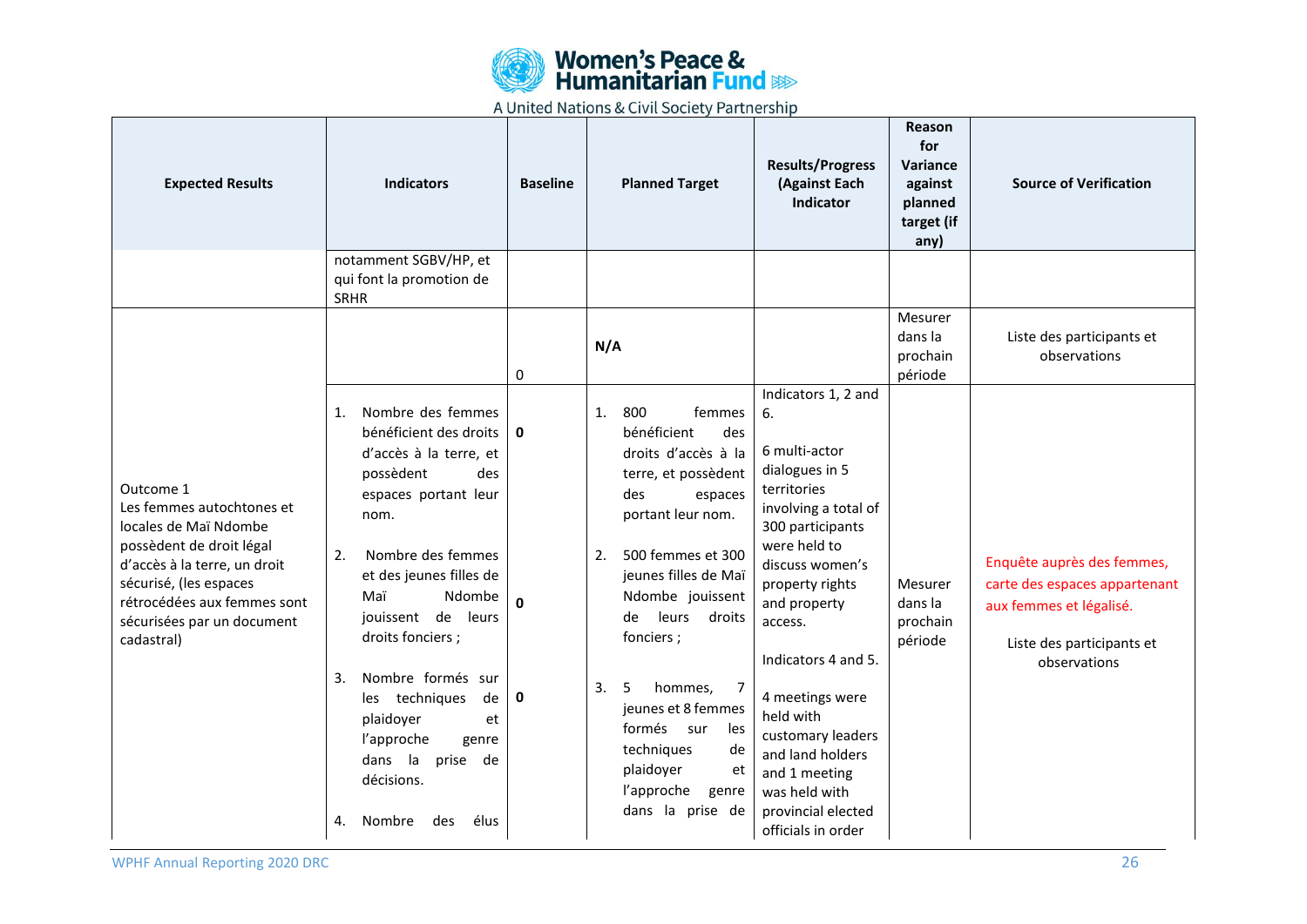| Expected Results | Indicators | Baseline | Planned Target | Results/Progress (Against Each Indicator | Reason for Variance against planned target (if any) | Source of Verification |
|---|---|---|---|---|---|---|
| | notamment SGBV/HP, et qui font la promotion de SRHR | | | | | |
| Outcome 1<br>Les femmes autochtones et locales de Maï Ndombe possèdent de droit légal d'accès à la terre, un droit sécurisé, (les espaces rétrocédées aux femmes sont sécurisées par un document cadastral) | | 0 | N/A | | Mesurer dans la prochain période | Liste des participants et observations |
| | 1. Nombre des femmes bénéficient des droits d'accès à la terre, et possèdent des espaces portant leur nom.<br><br>2. Nombre des femmes et des jeunes filles de Maï Ndombe jouissent de leurs droits fonciers ;<br><br>3. Nombre formés sur les techniques de plaidoyer et l'approche genre dans la prise de décisions.<br><br>4. Nombre des élus | 0<br><br>0<br><br>0 | 1. 800 femmes bénéficient des droits d'accès à la terre, et possèdent des espaces portant leur nom.<br><br>2. 500 femmes et 300 jeunes filles de Maï Ndombe jouissent de leurs droits fonciers ;<br><br>3. 5 hommes, 7 jeunes et 8 femmes formés sur les techniques de plaidoyer et l'approche genre dans la prise de | Indicators 1, 2 and 6.<br><br>6 multi-actor dialogues in 5 territories involving a total of 300 participants were held to discuss women's property rights and property access.<br><br>Indicators 4 and 5.<br><br>4 meetings were held with customary leaders and land holders and 1 meeting was held with provincial elected officials in order | Mesurer dans la prochain période | Enquête auprès des femmes, carte des espaces appartenant aux femmes et légalisé.<br><br>Liste des participants et observations |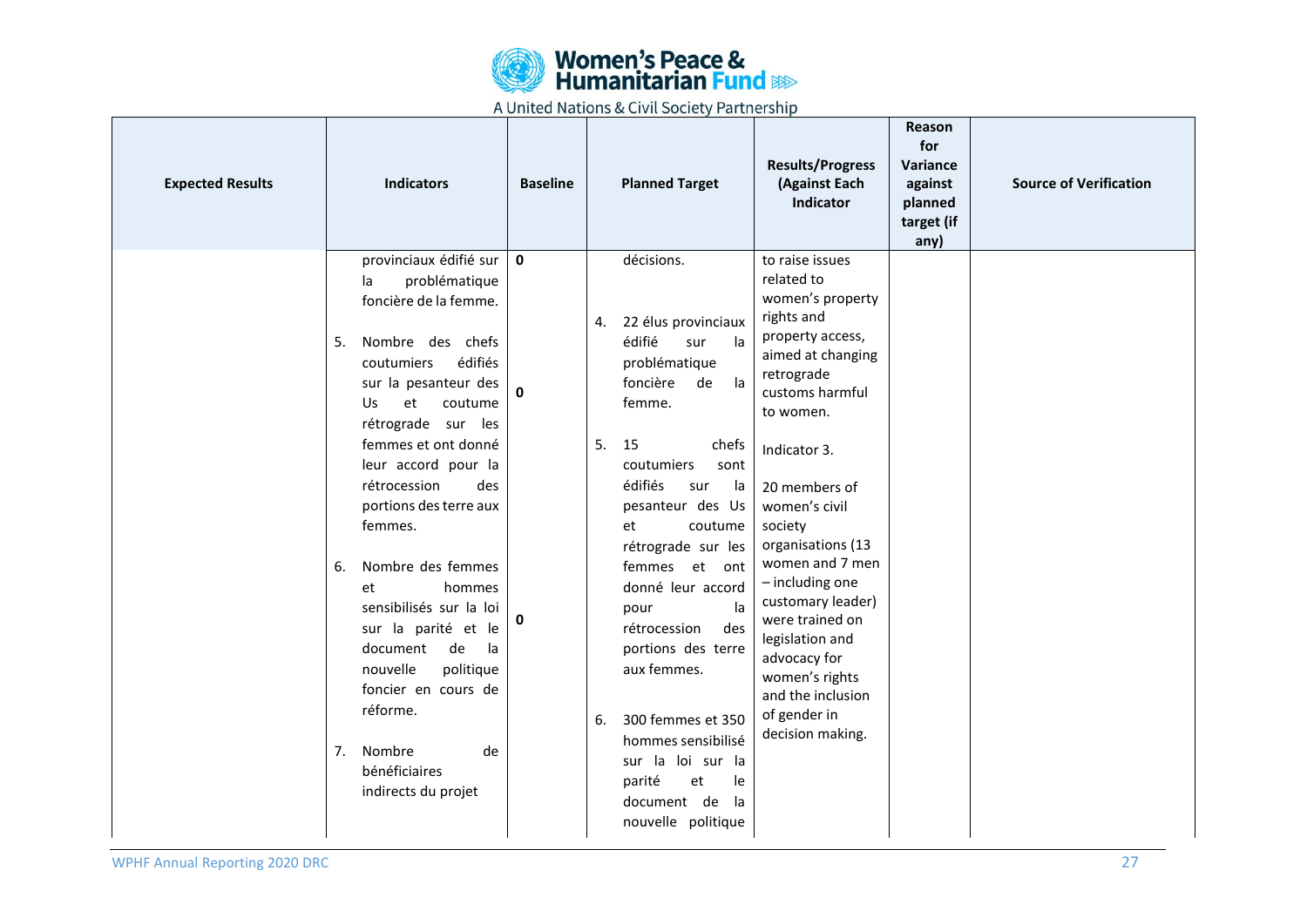| Expected Results | Indicators | Baseline | Planned Target | Results/Progress (Against Each Indicator | Reason for Variance against planned target (if any) | Source of Verification |
|---|---|---|---|---|---|---|
| | provinciaux édifié sur la problématique foncière de la femme.<br><br>5. Nombre des chefs coutumiers édifiés sur la pesanteur des Us et coutume rétrograde sur les femmes et ont donné leur accord pour la rétrocession des portions des terre aux femmes.<br><br>6. Nombre des femmes et hommes sensibilisés sur la loi sur la parité et le document de la nouvelle politique foncier en cours de réforme.<br><br>7. Nombre de bénéficiaires indirects du projet | 0<br><br>0<br><br>0 | décisions.<br><br>4. 22 élus provinciaux édifié sur la problématique foncière de la femme.<br><br>5. 15 chefs coutumiers sont édifiés sur la pesanteur des Us et coutume rétrograde sur les femmes et ont donné leur accord pour la rétrocession des portions des terre aux femmes.<br><br>6. 300 femmes et 350 hommes sensibilisé sur la loi sur la parité et le document de la nouvelle politique | to raise issues related to women's property rights and property access, aimed at changing retrograde customs harmful to women.<br><br>Indicator 3.<br><br>20 members of women's civil society organisations (13 women and 7 men – including one customary leader) were trained on legislation and advocacy for women's rights and the inclusion of gender in decision making. | | |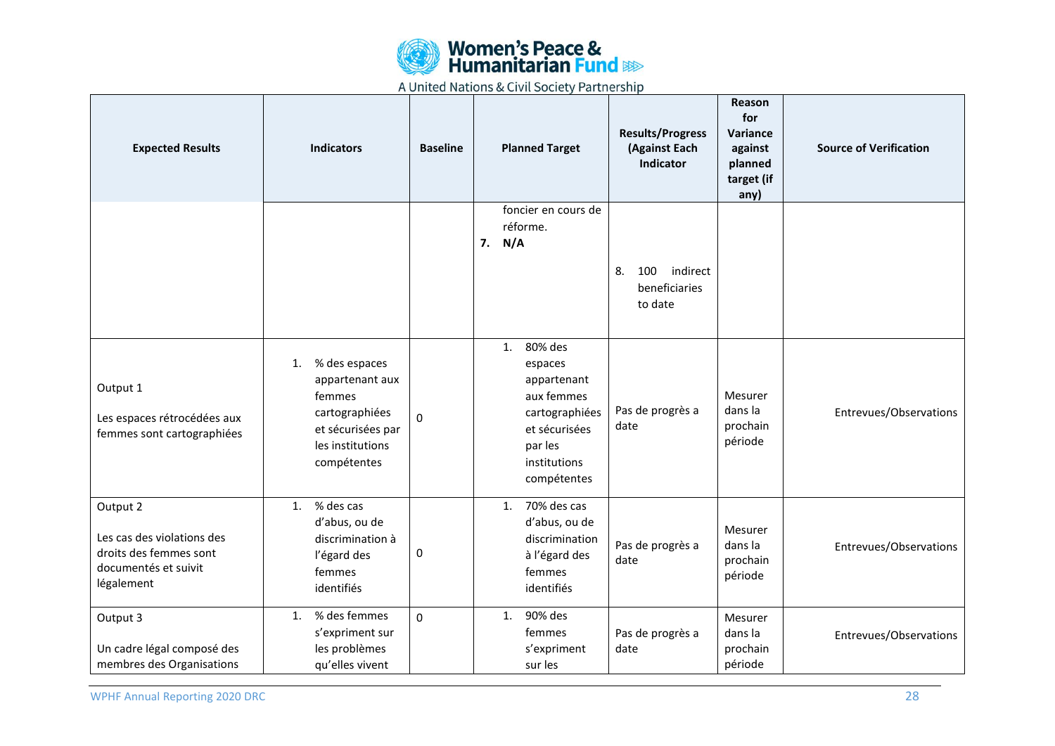| Expected Results | Indicators | Baseline | Planned Target | Results/Progress (Against Each Indicator | Reason for Variance against planned target (if any) | Source of Verification |
|---|---|---|---|---|---|---|
| | | | foncier en cours de réforme.<br>7. **N/A** | 8. 100 indirect beneficiaries to date | | |
| Output 1<br><br>Les espaces rétrocédées aux femmes sont cartographiées | 1. % des espaces appartenant aux femmes cartographiées et sécurisées par les institutions compétentes | 0 | 1. 80% des espaces appartenant aux femmes cartographiées et sécurisées par les institutions compétentes | Pas de progrès a date | Mesurer dans la prochain période | Entrevues/Observations |
| Output 2<br><br>Les cas des violations des droits des femmes sont documentés et suivit légalement | 1. % des cas d'abus, ou de discrimination à l'égard des femmes identifiés | 0 | 1. 70% des cas d'abus, ou de discrimination à l'égard des femmes identifiés | Pas de progrès a date | Mesurer dans la prochain période | Entrevues/Observations |
| Output 3<br><br>Un cadre légal composé des membres des Organisations | 1. % des femmes s'expriment sur les problèmes qu'elles vivent | 0 | 1. 90% des femmes s'expriment sur les | Pas de progrès a date | Mesurer dans la prochain période | Entrevues/Observations |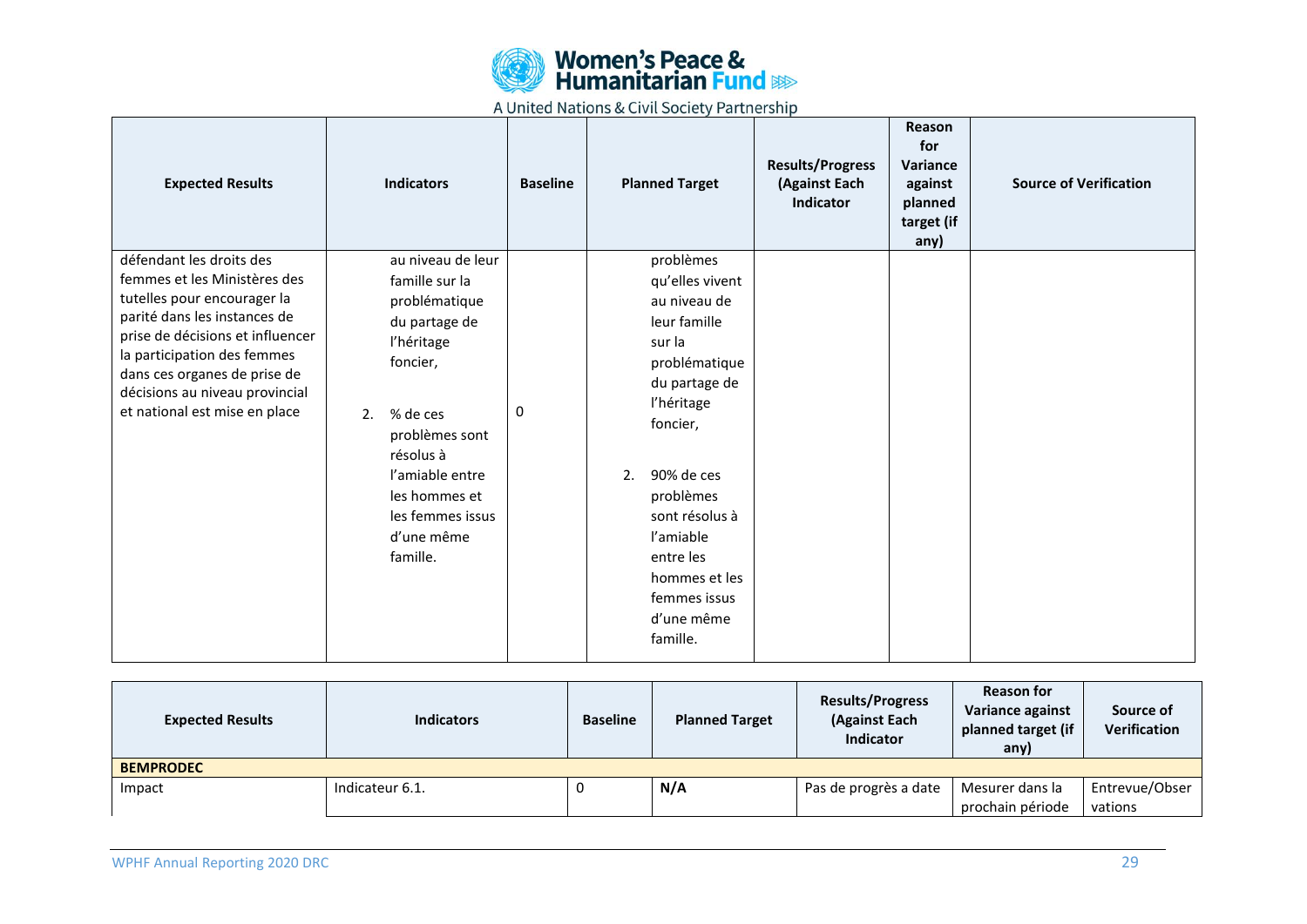| Expected Results | Indicators | Baseline | Planned Target | Results/Progress (Against Each Indicator | Reason for Variance against planned target (if any) | Source of Verification |
|---|---|---|---|---|---|---|
| défendant les droits des femmes et les Ministères des tutelles pour encourager la parité dans les instances de prise de décisions et influencer la participation des femmes dans ces organes de prise de décisions au niveau provincial et national est mise en place | au niveau de leur famille sur la problématique du partage de l'héritage foncier,<br><br>2. % de ces problèmes sont résolus à l'amiable entre les hommes et les femmes issus d'une même famille. | 0 | problèmes qu'elles vivent au niveau de leur famille sur la problématique du partage de l'héritage foncier,<br><br>2. 90% de ces problèmes sont résolus à l'amiable entre les hommes et les femmes issus d'une même famille. | | | |

| Expected Results | Indicators | Baseline | Planned Target | Results/Progress (Against Each Indicator | Reason for Variance against planned target (if any) | Source of Verification |
|---|---|---|---|---|---|---|
| **BEMPRODEC** | | | | | | |
| Impact | Indicateur 6.1. | 0 | **N/A** | Pas de progrès a date | Mesurer dans la prochain période | Entrevue/Observations |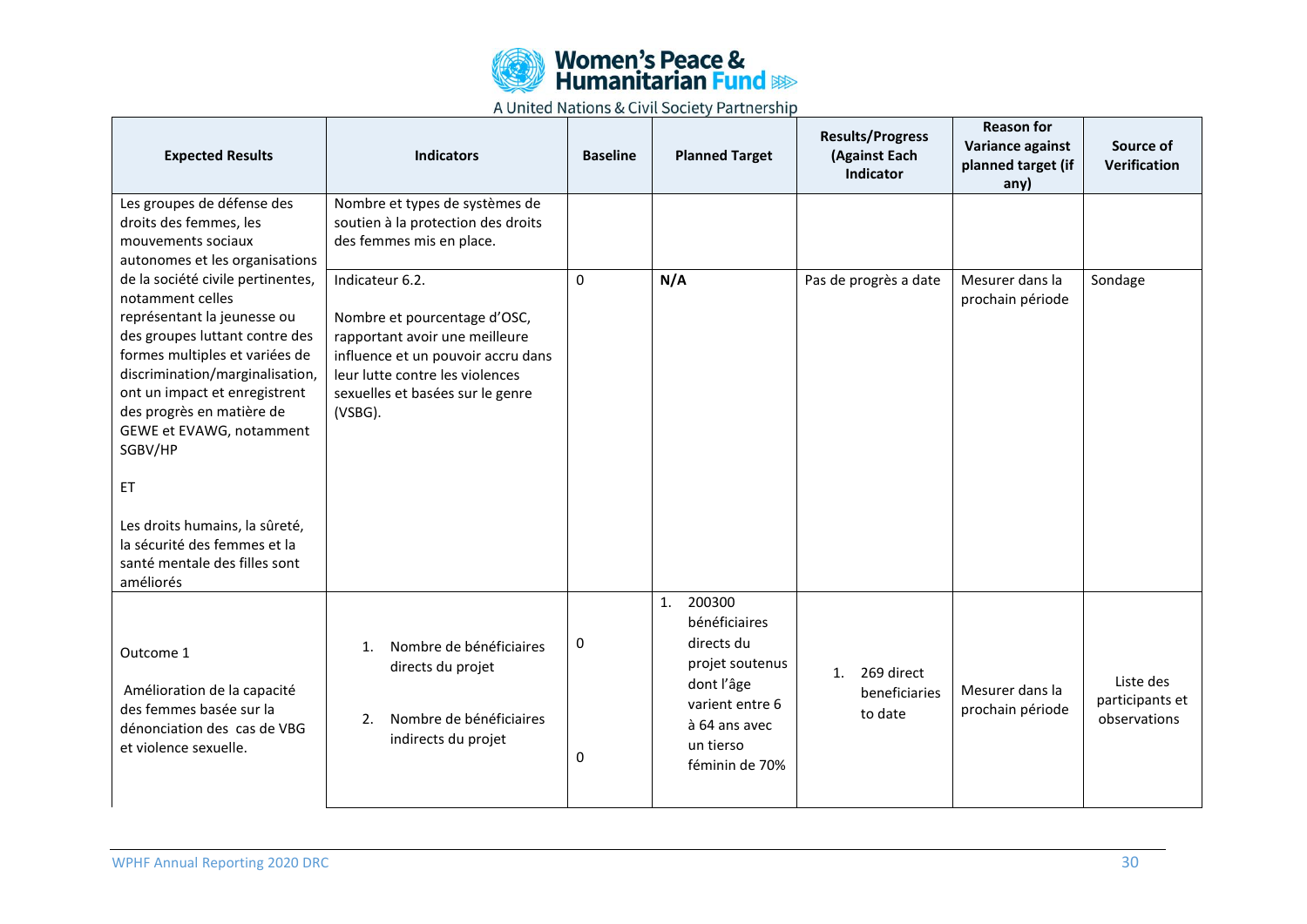| Expected Results | Indicators | Baseline | Planned Target | Results/Progress (Against Each Indicator | Reason for Variance against planned target (if any) | Source of Verification |
|---|---|---|---|---|---|---|
| Les groupes de défense des droits des femmes, les mouvements sociaux autonomes et les organisations de la société civile pertinentes, notamment celles représentant la jeunesse ou des groupes luttant contre des formes multiples et variées de discrimination/marginalisation, ont un impact et enregistrent des progrès en matière de GEWE et EVAWG, notamment SGBV/HP<br><br>ET<br><br>Les droits humains, la sûreté, la sécurité des femmes et la santé mentale des filles sont améliorés | Nombre et types de systèmes de soutien à la protection des droits des femmes mis en place. | | | | | |
| | Indicateur 6.2.<br><br>Nombre et pourcentage d'OSC, rapportant avoir une meilleure influence et un pouvoir accru dans leur lutte contre les violences sexuelles et basées sur le genre (VSBG). | 0 | **N/A** | Pas de progrès a date | Mesurer dans la prochain période | Sondage |
| Outcome 1<br><br>Amélioration de la capacité des femmes basée sur la dénonciation des cas de VBG et violence sexuelle. | 1. Nombre de bénéficiaires directs du projet<br><br>2. Nombre de bénéficiaires indirects du projet | 0<br><br>0 | 1. 200300 bénéficiaires directs du projet soutenus dont l'âge varient entre 6 à 64 ans avec un tierso féminin de 70% | 1. 269 direct beneficiaries to date | Mesurer dans la prochain période | Liste des participants et observations |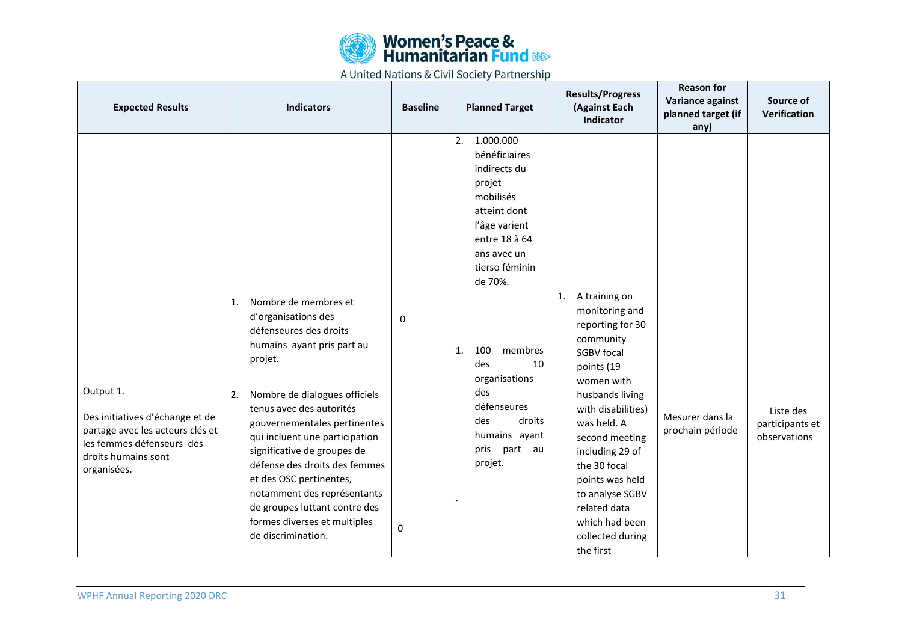| Expected Results | Indicators | Baseline | Planned Target | Results/Progress (Against Each Indicator | Reason for Variance against planned target (if any) | Source of Verification |
|---|---|---|---|---|---|---|
| | | | 2. 1.000.000 bénéficiaires indirects du projet mobilisés atteint dont l'âge varient entre 18 à 64 ans avec un tierso féminin de 70%. | | | |
| Output 1.<br><br>Des initiatives d'échange et de partage avec les acteurs clés et les femmes défenseurs des droits humains sont organisées. | 1. Nombre de membres et d'organisations des défenseures des droits humains ayant pris part au projet.<br><br>2. Nombre de dialogues officiels tenus avec des autorités gouvernementales pertinentes qui incluent une participation significative de groupes de défense des droits des femmes et des OSC pertinentes, notamment des représentants de groupes luttant contre des formes diverses et multiples de discrimination. | 0<br><br>0 | 1. 100 membres des 10 organisations des défenseures des droits humains ayant pris part au projet.<br><br>. | 1. A training on monitoring and reporting for 30 community SGBV focal points (19 women with husbands living with disabilities) was held. A second meeting including 29 of the 30 focal points was held to analyse SGBV related data which had been collected during the first | Mesurer dans la prochain période | Liste des participants et observations |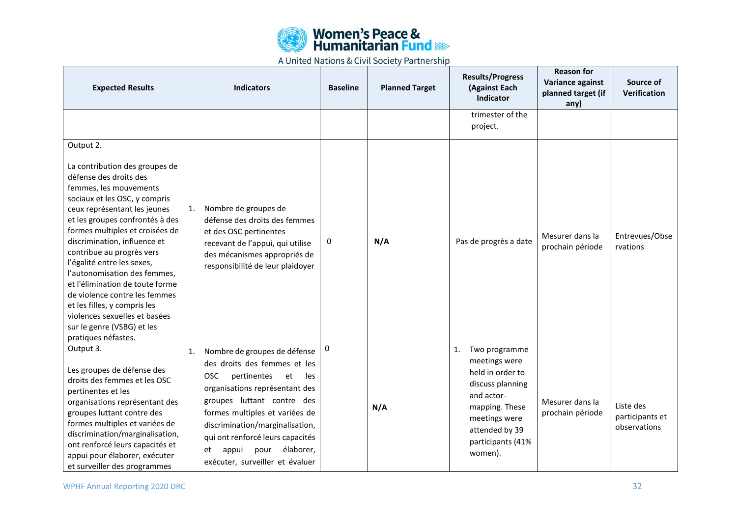| Expected Results | Indicators | Baseline | Planned Target | Results/Progress (Against Each Indicator | Reason for Variance against planned target (if any) | Source of Verification |
|---|---|---|---|---|---|---|
| | | | | trimester of the project. | | |
| Output 2.<br><br>La contribution des groupes de défense des droits des femmes, les mouvements sociaux et les OSC, y compris ceux représentant les jeunes et les groupes confrontés à des formes multiples et croisées de discrimination, influence et contribue au progrès vers l'égalité entre les sexes, l'autonomisation des femmes, et l'élimination de toute forme de violence contre les femmes et les filles, y compris les violences sexuelles et basées sur le genre (VSBG) et les pratiques néfastes. | 1. Nombre de groupes de défense des droits des femmes et des OSC pertinentes recevant de l'appui, qui utilise des mécanismes appropriés de responsibilité de leur plaidoyer | 0 | **N/A** | Pas de progrès a date | Mesurer dans la prochain période | Entrevues/Observations |
| Output 3.<br><br>Les groupes de défense des droits des femmes et les OSC pertinentes et les organisations représentant des groupes luttant contre des formes multiples et variées de discrimination/marginalisation, ont renforcé leurs capacités et appui pour élaborer, exécuter et surveiller des programmes | 1. Nombre de groupes de défense des droits des femmes et les OSC pertinentes et les organisations représentant des groupes luttant contre des formes multiples et variées de discrimination/marginalisation, qui ont renforcé leurs capacités et appui pour élaborer, exécuter, surveiller et évaluer | 0 | **N/A** | 1. Two programme meetings were held in order to discuss planning and actor-mapping. These meetings were attended by 39 participants (41% women). | Mesurer dans la prochain période | Liste des participants et observations |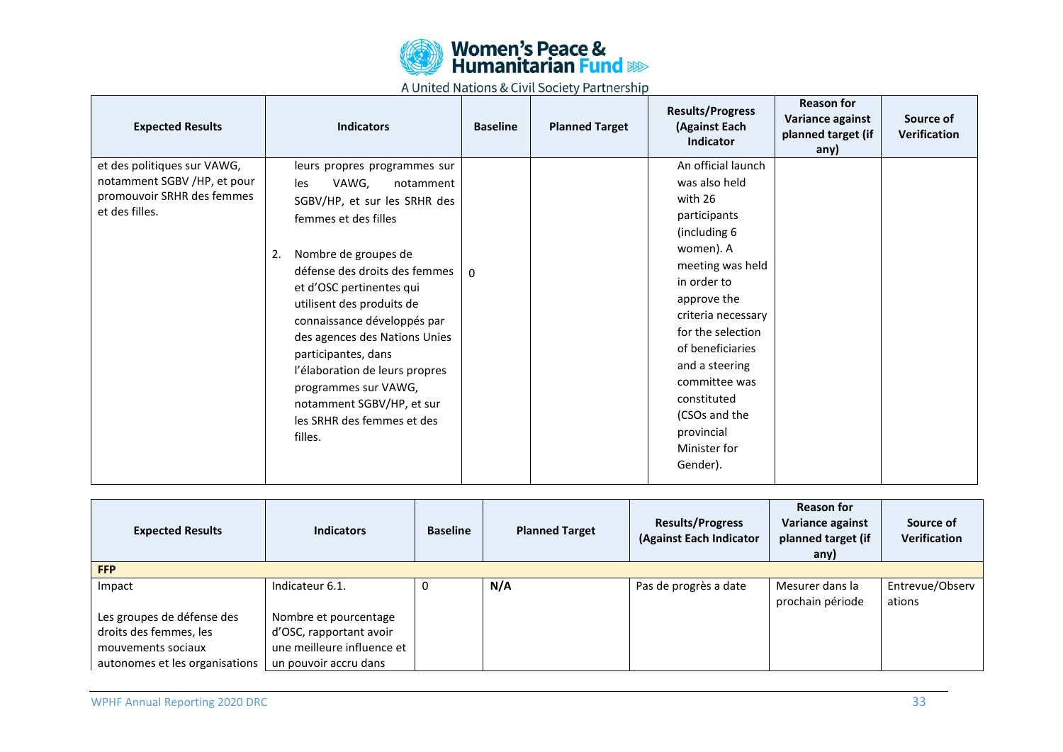| Expected Results | Indicators | Baseline | Planned Target | Results/Progress (Against Each Indicator | Reason for Variance against planned target (if any) | Source of Verification |
|---|---|---|---|---|---|---|
| et des politiques sur VAWG, notamment SGBV /HP, et pour promouvoir SRHR des femmes et des filles. | leurs propres programmes sur les VAWG, notamment SGBV/HP, et sur les SRHR des femmes et des filles<br><br>2. Nombre de groupes de défense des droits des femmes et d'OSC pertinentes qui utilisent des produits de connaissance développés par des agences des Nations Unies participantes, dans l'élaboration de leurs propres programmes sur VAWG, notamment SGBV/HP, et sur les SRHR des femmes et des filles. | 0 | | An official launch was also held with 26 participants (including 6 women). A meeting was held in order to approve the criteria necessary for the selection of beneficiaries and a steering committee was constituted (CSOs and the provincial Minister for Gender). | | |

| Expected Results | Indicators | Baseline | Planned Target | Results/Progress (Against Each Indicator | Reason for Variance against planned target (if any) | Source of Verification |
|---|---|---|---|---|---|---|
| **FFP** | | | | | | |
| Impact<br><br>Les groupes de défense des droits des femmes, les mouvements sociaux autonomes et les organisations | Indicateur 6.1.<br><br>Nombre et pourcentage d'OSC, rapportant avoir une meilleure influence et un pouvoir accru dans | 0 | **N/A** | Pas de progrès a date | Mesurer dans la prochain période | Entrevue/Observations |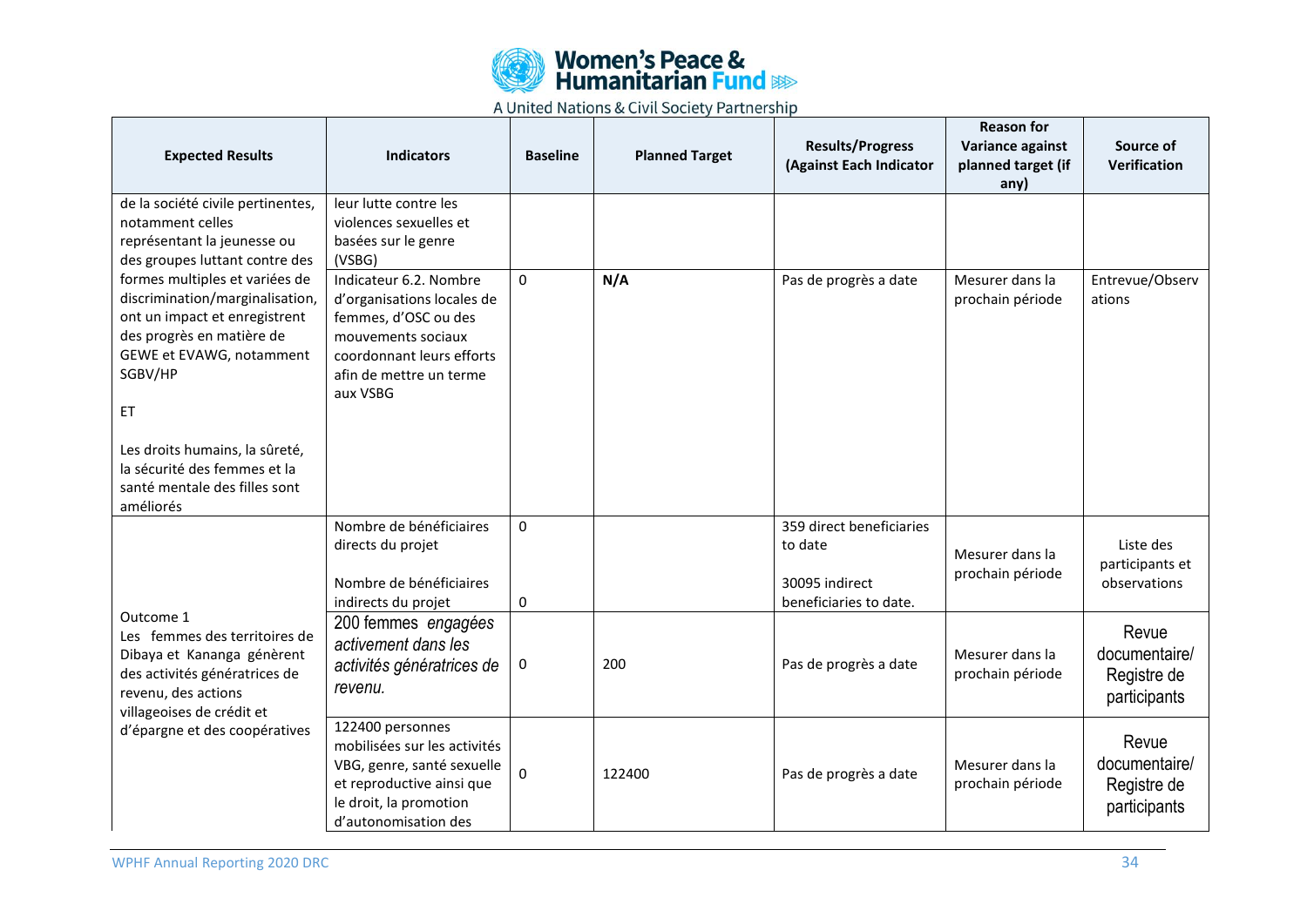| Expected Results | Indicators | Baseline | Planned Target | Results/Progress (Against Each Indicator | Reason for Variance against planned target (if any) | Source of Verification |
|---|---|---|---|---|---|---|
| de la société civile pertinentes, notamment celles représentant la jeunesse ou des groupes luttant contre des formes multiples et variées de discrimination/marginalisation, ont un impact et enregistrent des progrès en matière de GEWE et EVAWG, notamment SGBV/HP<br><br>ET<br><br>Les droits humains, la sûreté, la sécurité des femmes et la santé mentale des filles sont améliorés | leur lutte contre les violences sexuelles et basées sur le genre (VSBG) | | | | | |
| | Indicateur 6.2. Nombre d'organisations locales de femmes, d'OSC ou des mouvements sociaux coordonnant leurs efforts afin de mettre un terme aux VSBG | 0 | **N/A** | Pas de progrès a date | Mesurer dans la prochain période | Entrevue/Observations |
| Outcome 1<br>Les femmes des territoires de Dibaya et Kananga génèrent des activités génératrices de revenu, des actions villageoises de crédit et d'épargne et des coopératives | Nombre de bénéficiaires directs du projet<br><br>Nombre de bénéficiaires indirects du projet | 0<br><br>0 | | 359 direct beneficiaries to date<br><br>30095 indirect beneficiaries to date. | Mesurer dans la prochain période | Liste des participants et observations |
| | 200 femmes *engagées activement dans les activités génératrices de revenu.* | 0 | 200 | Pas de progrès a date | Mesurer dans la prochain période | Revue documentaire/ Registre de participants |
| | 122400 personnes mobilisées sur les activités VBG, genre, santé sexuelle et reproductive ainsi que le droit, la promotion d'autonomisation des | 0 | 122400 | Pas de progrès a date | Mesurer dans la prochain période | Revue documentaire/ Registre de participants |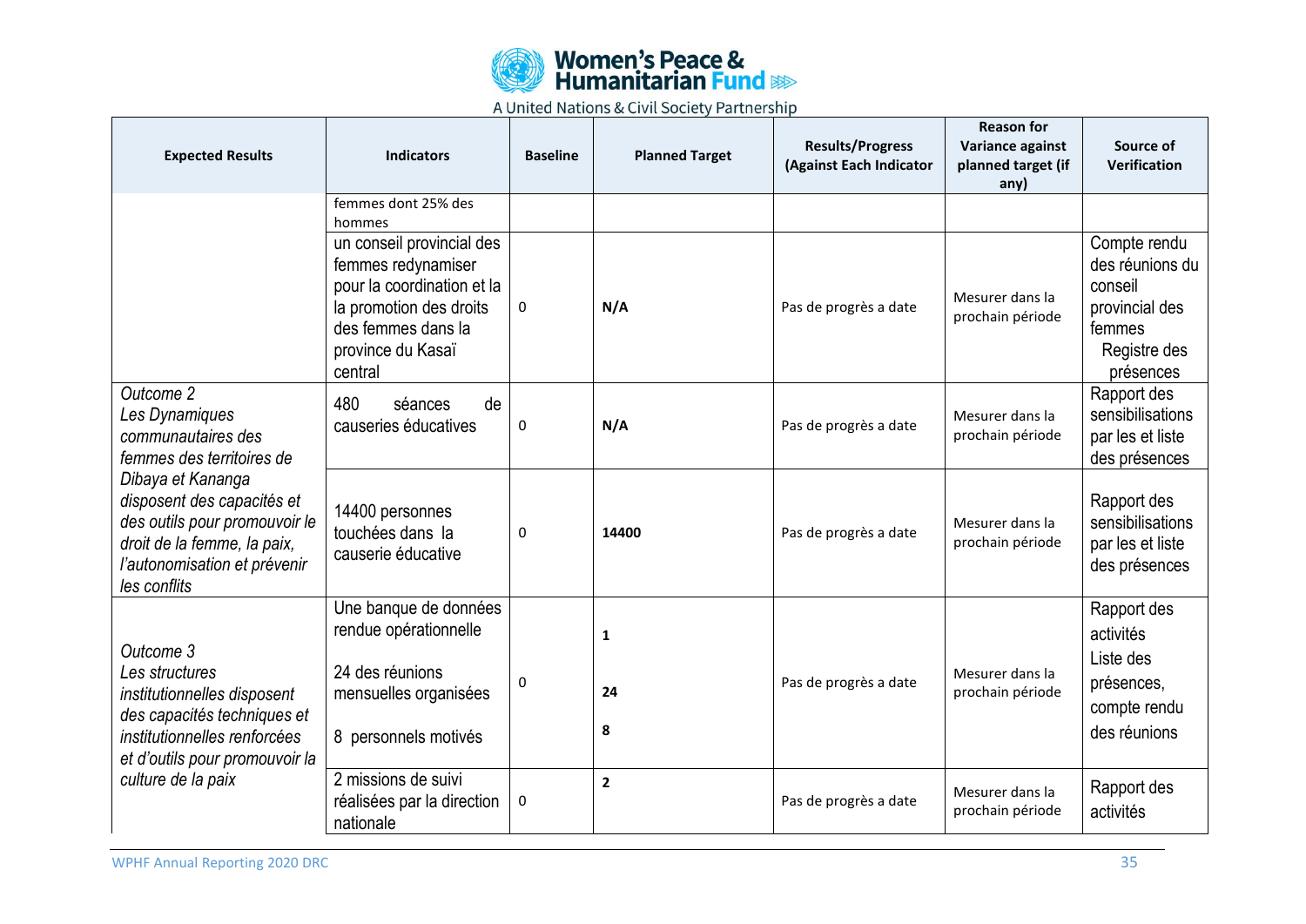| Expected Results | Indicators | Baseline | Planned Target | Results/Progress (Against Each Indicator | Reason for Variance against planned target (if any) | Source of Verification |
|---|---|---|---|---|---|---|
| | femmes dont 25% des hommes | | | | | |
| | un conseil provincial des femmes redynamiser pour la coordination et la la promotion des droits des femmes dans la province du Kasaï central | 0 | **N/A** | Pas de progrès a date | Mesurer dans la prochain période | Compte rendu des réunions du conseil provincial des femmes Registre des présences |
| *Outcome 2 Les Dynamiques communautaires des femmes des territoires de Dibaya et Kananga disposent des capacités et des outils pour promouvoir le droit de la femme, la paix, l'autonomisation et prévenir les conflits* | 480 séances de causeries éducatives | 0 | **N/A** | Pas de progrès a date | Mesurer dans la prochain période | Rapport des sensibilisations par les et liste des présences |
| | 14400 personnes touchées dans la causerie éducative | 0 | **14400** | Pas de progrès a date | Mesurer dans la prochain période | Rapport des sensibilisations par les et liste des présences |
| *Outcome 3 Les structures institutionnelles disposent des capacités techniques et institutionnelles renforcées et d'outils pour promouvoir la culture de la paix* | Une banque de données rendue opérationnelle<br><br>24 des réunions mensuelles organisées<br><br>8 personnels motivés | 0 | **1**<br><br>**24**<br><br>**8** | Pas de progrès a date | Mesurer dans la prochain période | Rapport des activités Liste des présences, compte rendu des réunions |
| | 2 missions de suivi réalisées par la direction nationale | 0 | **2** | Pas de progrès a date | Mesurer dans la prochain période | Rapport des activités |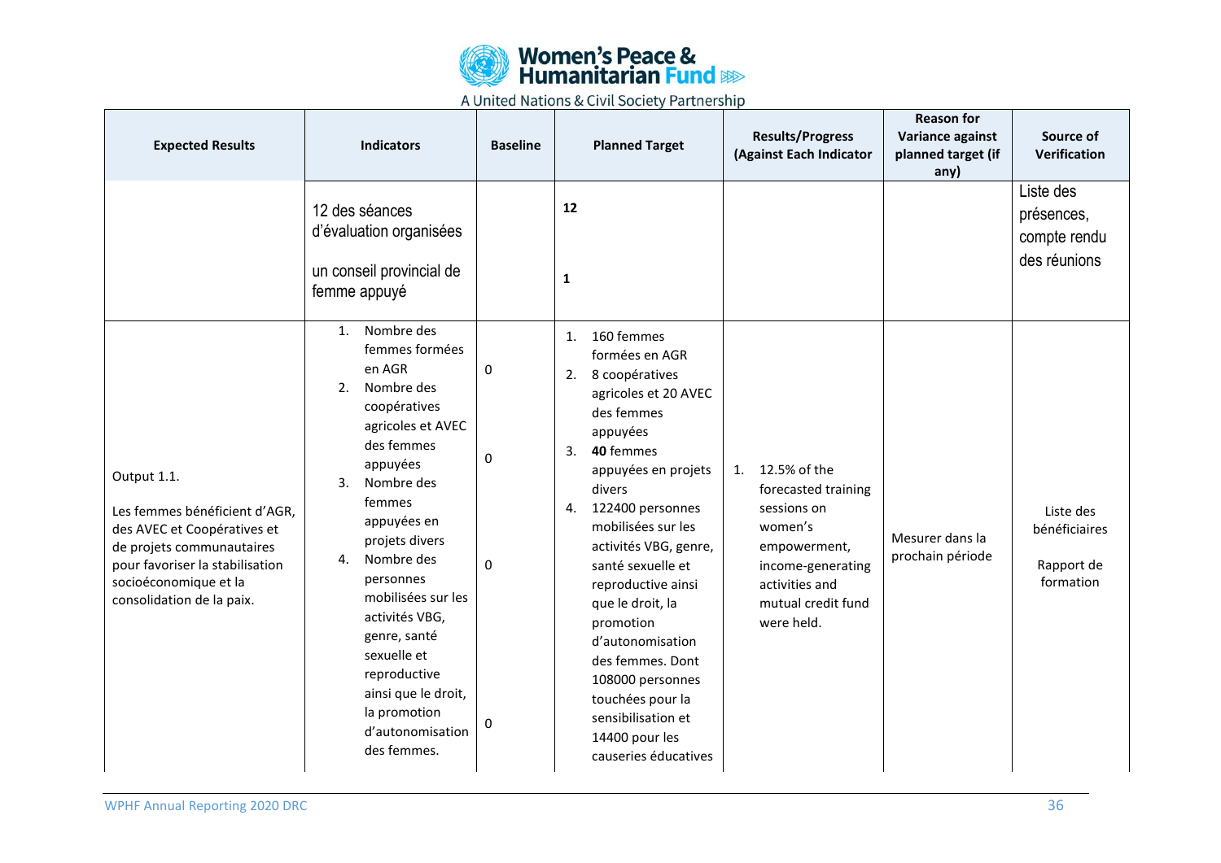| Expected Results | Indicators | Baseline | Planned Target | Results/Progress (Against Each Indicator | Reason for Variance against planned target (if any) | Source of Verification |
|---|---|---|---|---|---|---|
| | 12 des séances d'évaluation organisées<br><br>un conseil provincial de femme appuyé | | **12**<br><br>**1** | | | Liste des présences, compte rendu des réunions |
| Output 1.1.<br><br>Les femmes bénéficient d'AGR, des AVEC et Coopératives et de projets communautaires pour favoriser la stabilisation socioéconomique et la consolidation de la paix. | 1. Nombre des femmes formées en AGR<br>2. Nombre des coopératives agricoles et AVEC des femmes appuyées<br>3. Nombre des femmes appuyées en projets divers<br>4. Nombre des personnes mobilisées sur les activités VBG, genre, santé sexuelle et reproductive ainsi que le droit, la promotion d'autonomisation des femmes. | 0<br><br>0<br><br>0<br><br>0 | 1. 160 femmes formées en AGR<br>2. 8 coopératives agricoles et 20 AVEC des femmes appuyées<br>3. **40** femmes appuyées en projets divers<br>4. 122400 personnes mobilisées sur les activités VBG, genre, santé sexuelle et reproductive ainsi que le droit, la promotion d'autonomisation des femmes. Dont 108000 personnes touchées pour la sensibilisation et 14400 pour les causeries éducatives | 1. 12.5% of the forecasted training sessions on women's empowerment, income-generating activities and mutual credit fund were held. | Mesurer dans la prochain période | Liste des bénéficiaires<br><br>Rapport de formation |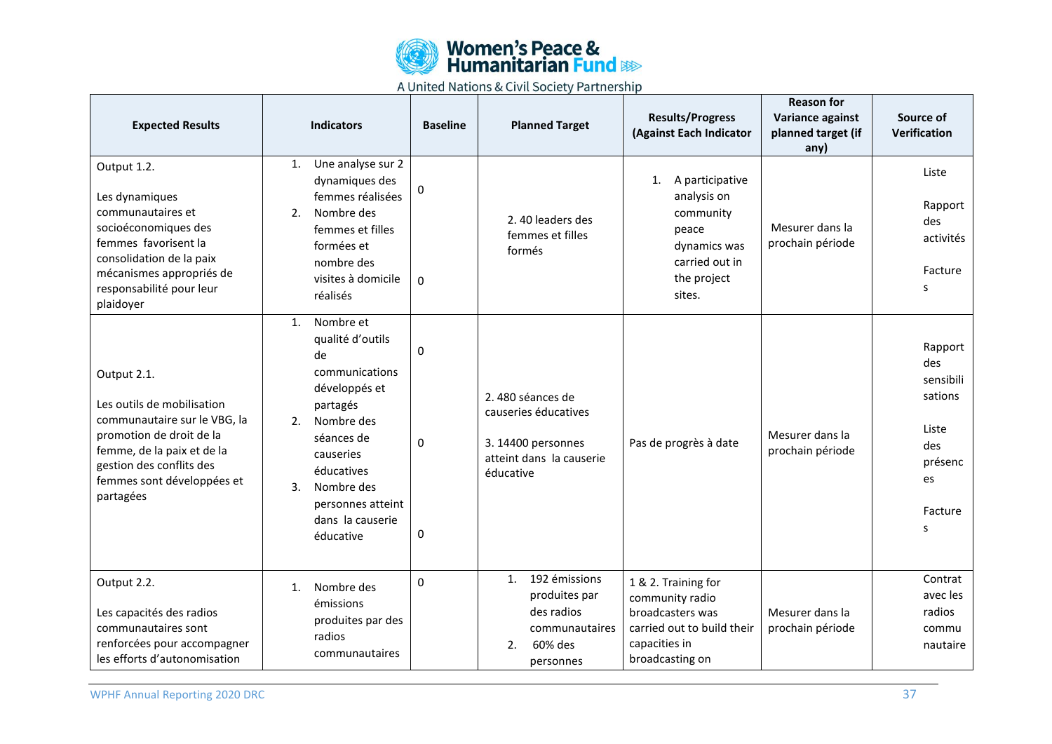| Expected Results | Indicators | Baseline | Planned Target | Results/Progress (Against Each Indicator | Reason for Variance against planned target (if any) | Source of Verification |
|---|---|---|---|---|---|---|
| Output 1.2.<br><br>Les dynamiques communautaires et socioéconomiques des femmes favorisent la consolidation de la paix mécanismes appropriés de responsabilité pour leur plaidoyer | 1. Une analyse sur 2 dynamiques des femmes réalisées<br>2. Nombre des femmes et filles formées et nombre des visites à domicile réalisés | 0<br><br>0 | 2. 40 leaders des femmes et filles formés | 1. A participative analysis on community peace dynamics was carried out in the project sites. | Mesurer dans la prochain période | Liste<br><br>Rapport des activités<br><br>Factures |
| Output 2.1.<br><br>Les outils de mobilisation communautaire sur le VBG, la promotion de droit de la femme, de la paix et de la gestion des conflits des femmes sont développées et partagées | 1. Nombre et qualité d'outils de communications développés et partagés<br>2. Nombre des séances de causeries éducatives<br>3. Nombre des personnes atteint dans la causerie éducative | 0<br><br>0<br><br>0 | 2. 480 séances de causeries éducatives<br><br>3. 14400 personnes atteint dans la causerie éducative | Pas de progrès à date | Mesurer dans la prochain période | Rapport des sensibilisations<br><br>Liste des présences<br><br>Factures |
| Output 2.2.<br><br>Les capacités des radios communautaires sont renforcées pour accompagner les efforts d'autonomisation | 1. Nombre des émissions produites par des radios communautaires | 0 | 1. 192 émissions produites par des radios communautaires<br>2. 60% des personnes | 1 & 2. Training for community radio broadcasters was carried out to build their capacities in broadcasting on | Mesurer dans la prochain période | Contrat avec les radios communautaire |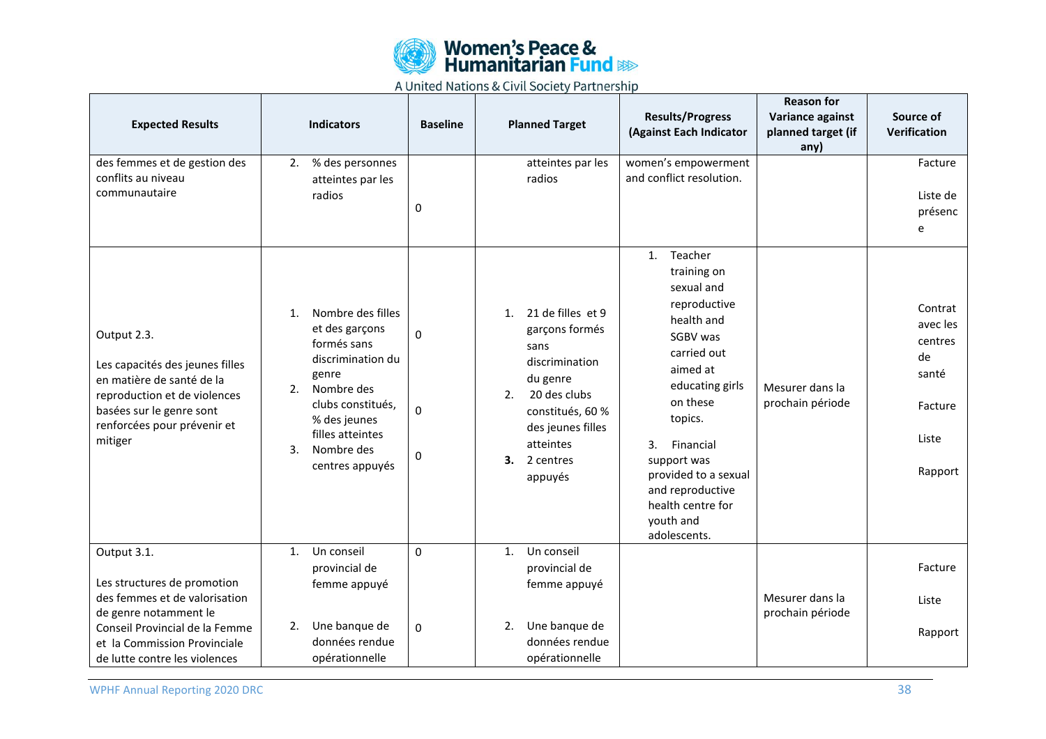| Expected Results | Indicators | Baseline | Planned Target | Results/Progress (Against Each Indicator | Reason for Variance against planned target (if any) | Source of Verification |
|---|---|---|---|---|---|---|
| des femmes et de gestion des conflits au niveau communautaire | 2. % des personnes atteintes par les radios | 0 | atteintes par les radios | women's empowerment and conflict resolution. | | Facture<br><br>Liste de présence |
| Output 2.3.<br><br>Les capacités des jeunes filles en matière de santé de la reproduction et de violences basées sur le genre sont renforcées pour prévenir et mitiger | 1. Nombre des filles et des garçons formés sans discrimination du genre<br>2. Nombre des clubs constitués, % des jeunes filles atteintes<br>3. Nombre des centres appuyés | 0<br><br>0<br><br>0 | 1. 21 de filles et 9 garçons formés sans discrimination du genre<br>2. 20 des clubs constitués, 60 % des jeunes filles atteintes<br>**3.** 2 centres appuyés | 1. Teacher training on sexual and reproductive health and SGBV was carried out aimed at educating girls on these topics.<br><br>3. Financial support was provided to a sexual and reproductive health centre for youth and adolescents. | Mesurer dans la prochain période | Contrat avec les centres de santé<br><br>Facture<br><br>Liste<br><br>Rapport |
| Output 3.1.<br><br>Les structures de promotion des femmes et de valorisation de genre notamment le Conseil Provincial de la Femme et la Commission Provinciale de lutte contre les violences | 1. Un conseil provincial de femme appuyé<br><br>2. Une banque de données rendue opérationnelle | 0<br><br>0 | 1. Un conseil provincial de femme appuyé<br><br>2. Une banque de données rendue opérationnelle | | Mesurer dans la prochain période | Facture<br><br>Liste<br><br>Rapport |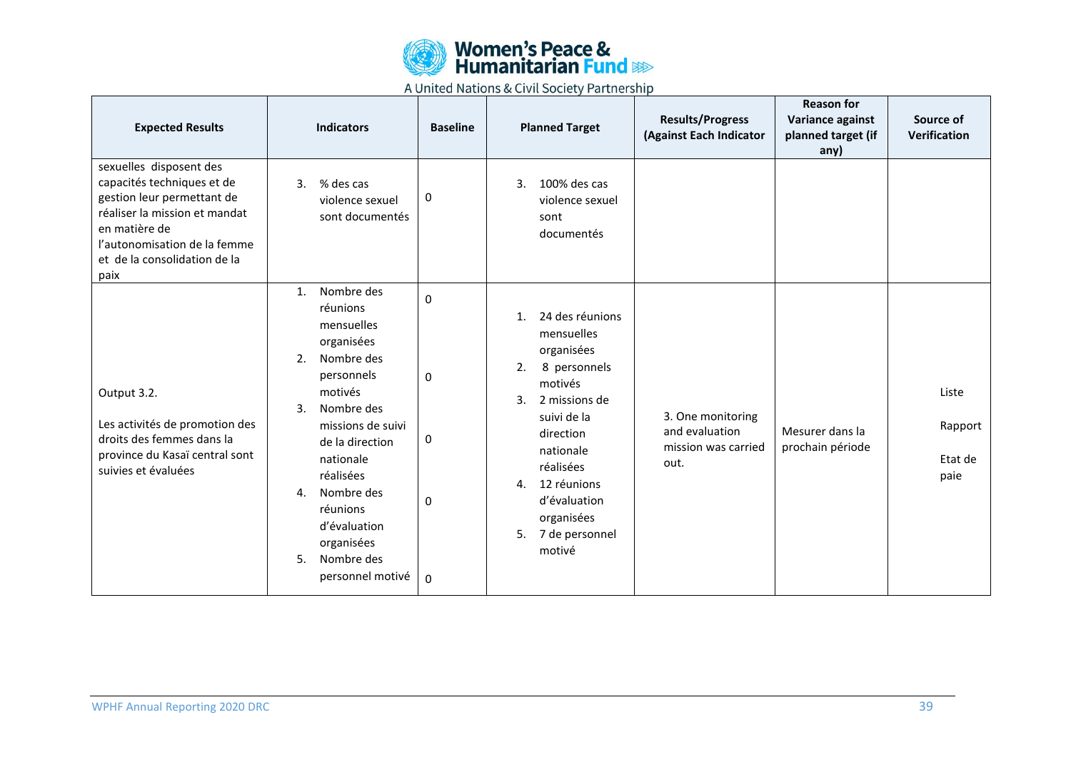| Expected Results | Indicators | Baseline | Planned Target | Results/Progress (Against Each Indicator | Reason for Variance against planned target (if any) | Source of Verification |
|---|---|---|---|---|---|---|
| sexuelles disposent des capacités techniques et de gestion leur permettant de réaliser la mission et mandat en matière de l'autonomisation de la femme et de la consolidation de la paix | 3. % des cas violence sexuel sont documentés | 0 | 3. 100% des cas violence sexuel sont documentés | | | |
| Output 3.2.<br><br>Les activités de promotion des droits des femmes dans la province du Kasaï central sont suivies et évaluées | 1. Nombre des réunions mensuelles organisées<br>2. Nombre des personnels motivés<br>3. Nombre des missions de suivi de la direction nationale réalisées<br>4. Nombre des réunions d'évaluation organisées<br>5. Nombre des personnel motivé | 0<br><br>0<br><br>0<br><br>0<br><br>0 | 1. 24 des réunions mensuelles organisées<br>2. 8 personnels motivés<br>3. 2 missions de suivi de la direction nationale réalisées<br>4. 12 réunions d'évaluation organisées<br>5. 7 de personnel motivé | 3. One monitoring and evaluation mission was carried out. | Mesurer dans la prochain période | Liste<br><br>Rapport<br><br>Etat de paie |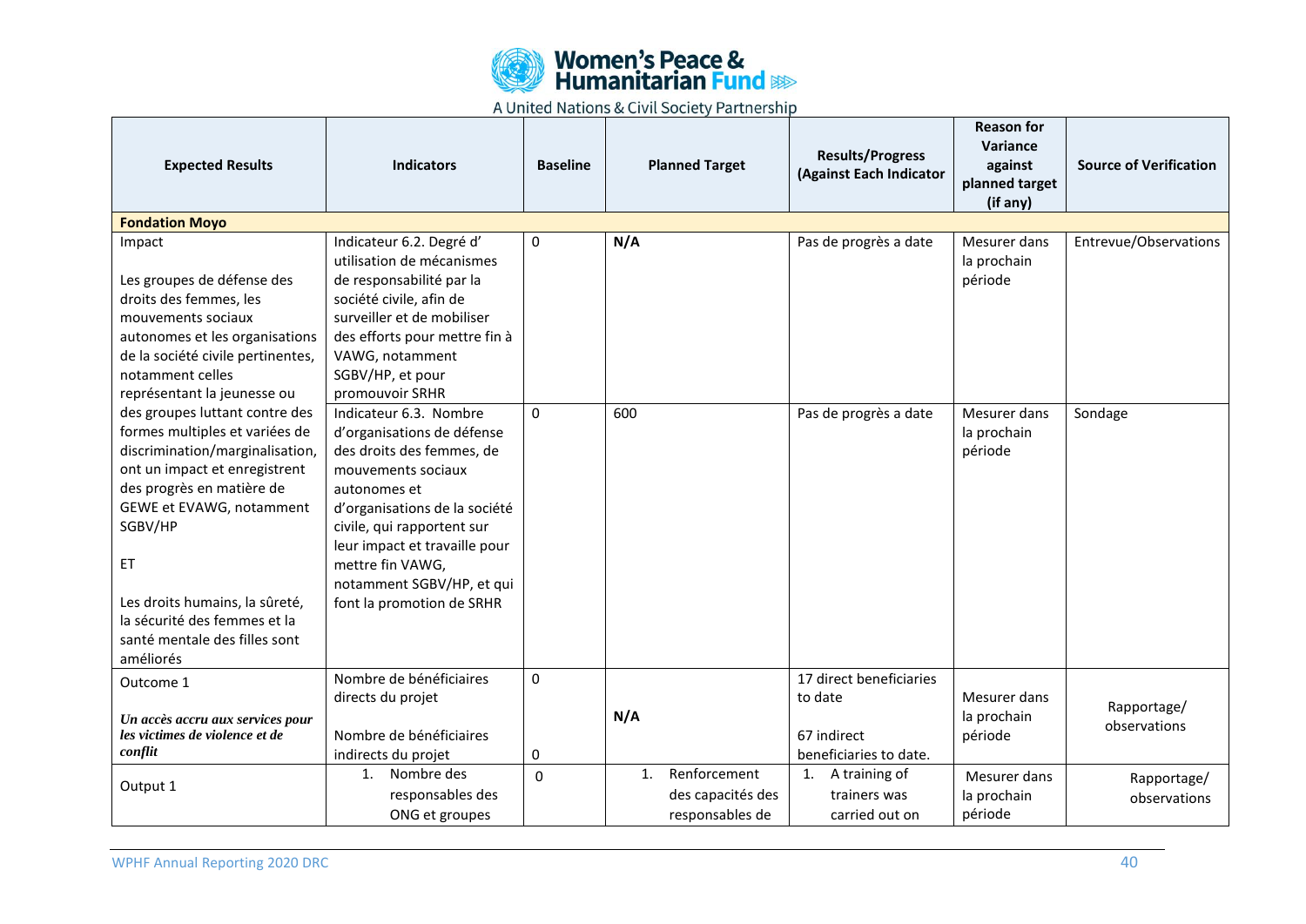| Expected Results | Indicators | Baseline | Planned Target | Results/Progress (Against Each Indicator | Reason for Variance against planned target (if any) | Source of Verification |
|---|---|---|---|---|---|---|
| **Fondation Moyo** | | | | | | |
| Impact<br><br>Les groupes de défense des droits des femmes, les mouvements sociaux autonomes et les organisations de la société civile pertinentes, notamment celles représentant la jeunesse ou des groupes luttant contre des formes multiples et variées de discrimination/marginalisation, ont un impact et enregistrent des progrès en matière de GEWE et EVAWG, notamment SGBV/HP<br><br>ET<br><br>Les droits humains, la sûreté, la sécurité des femmes et la santé mentale des filles sont améliorés | Indicateur 6.2. Degré d' utilisation de mécanismes de responsabilité par la société civile, afin de surveiller et de mobiliser des efforts pour mettre fin à VAWG, notamment SGBV/HP, et pour promouvoir SRHR | 0 | **N/A** | Pas de progrès a date | Mesurer dans la prochain période | Entrevue/Observations |
| | Indicateur 6.3. Nombre d'organisations de défense des droits des femmes, de mouvements sociaux autonomes et d'organisations de la société civile, qui rapportent sur leur impact et travaille pour mettre fin VAWG, notamment SGBV/HP, et qui font la promotion de SRHR | 0 | 600 | Pas de progrès a date | Mesurer dans la prochain période | Sondage |
| Outcome 1<br><br>***Un accès accru aux services pour les victimes de violence et de conflit*** | Nombre de bénéficiaires directs du projet<br><br>Nombre de bénéficiaires indirects du projet | 0<br><br>0 | **N/A** | 17 direct beneficiaries to date<br><br>67 indirect beneficiaries to date. | Mesurer dans la prochain période | Rapportage/ observations |
| Output 1 | 1. Nombre des responsables des ONG et groupes | 0 | 1. Renforcement des capacités des responsables de | 1. A training of trainers was carried out on | Mesurer dans la prochain période | Rapportage/ observations |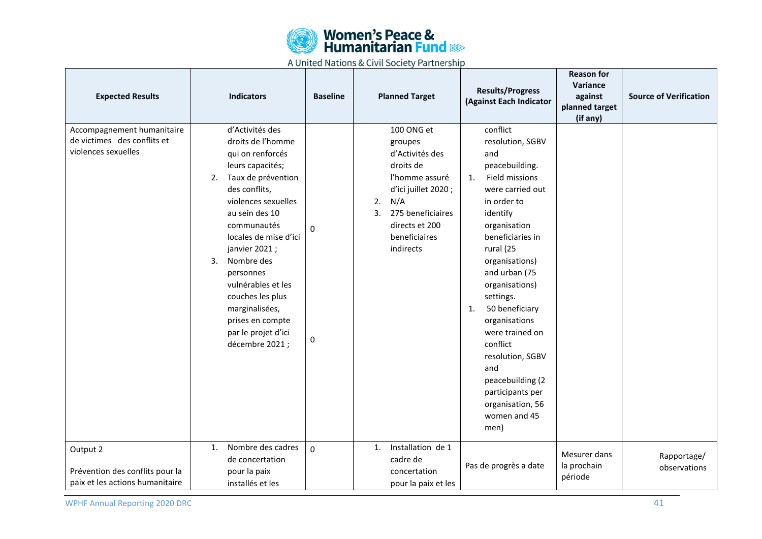| Expected Results | Indicators | Baseline | Planned Target | Results/Progress (Against Each Indicator | Reason for Variance against planned target (if any) | Source of Verification |
|---|---|---|---|---|---|---|
| Accompagnement humanitaire de victimes des conflits et violences sexuelles | d'Activités des droits de l'homme qui on renforcés leurs capacités; 2. Taux de prévention des conflits, violences sexuelles au sein des 10 communautés locales de mise d'ici janvier 2021 ; 3. Nombre des personnes vulnérables et les couches les plus marginalisées, prises en compte par le projet d'ici décembre 2021 ; | 0<br><br>0 | 100 ONG et groupes d'Activités des droits de l'homme assuré d'ici juillet 2020 ; 2. N/A 3. 275 beneficiaires directs et 200 beneficiaires indirects | conflict resolution, SGBV and peacebuilding. 1. Field missions were carried out in order to identify organisation beneficiaries in rural (25 organisations) and urban (75 organisations) settings. 1. 50 beneficiary organisations were trained on conflict resolution, SGBV and peacebuilding (2 participants per organisation, 56 women and 45 men) | | |
| Output 2<br><br>Prévention des conflits pour la paix et les actions humanitaire | 1. Nombre des cadres de concertation pour la paix installés et les | 0 | 1. Installation de 1 cadre de concertation pour la paix et les | Pas de progrès a date | Mesurer dans la prochain période | Rapportage/ observations |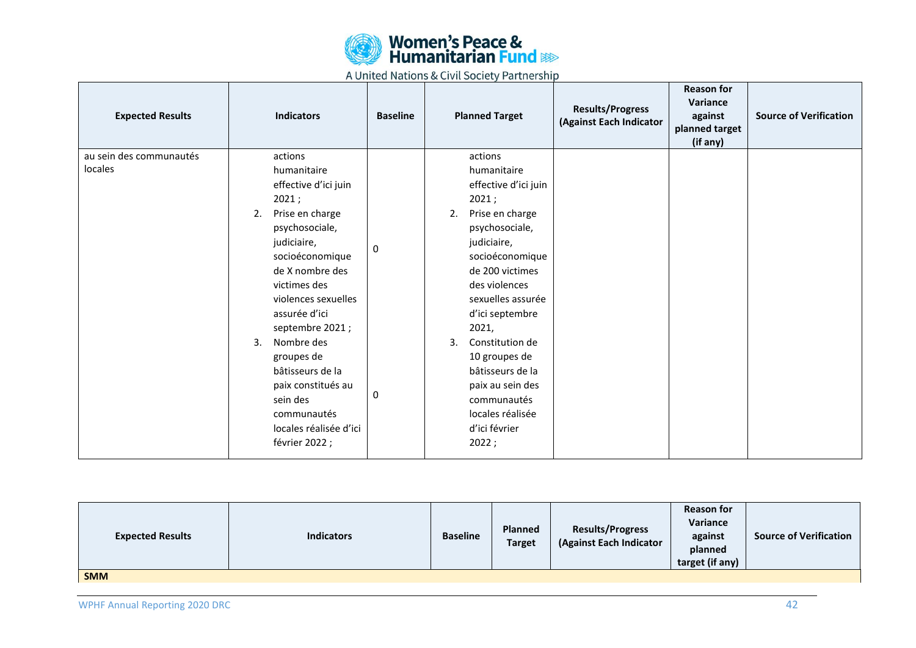| Expected Results | Indicators | Baseline | Planned Target | Results/Progress (Against Each Indicator | Reason for Variance against planned target (if any) | Source of Verification |
|---|---|---|---|---|---|---|
| au sein des communautés locales | actions humanitaire effective d'ici juin 2021 ;<br>2. Prise en charge psychosociale, judiciaire, socioéconomique de X nombre des victimes des violences sexuelles assurée d'ici septembre 2021 ;<br>3. Nombre des groupes de bâtisseurs de la paix constitués au sein des communautés locales réalisée d'ici février 2022 ; | 0<br><br>0 | actions humanitaire effective d'ici juin 2021 ;<br>2. Prise en charge psychosociale, judiciaire, socioéconomique de 200 victimes des violences sexuelles assurée d'ici septembre 2021,<br>3. Constitution de 10 groupes de bâtisseurs de la paix au sein des communautés locales réalisée d'ici février 2022 ; | | | |

| Expected Results | Indicators | Baseline | Planned Target | Results/Progress (Against Each Indicator | Reason for Variance against planned target (if any) | Source of Verification |
|---|---|---|---|---|---|---|
| **SMM** | | | | | | |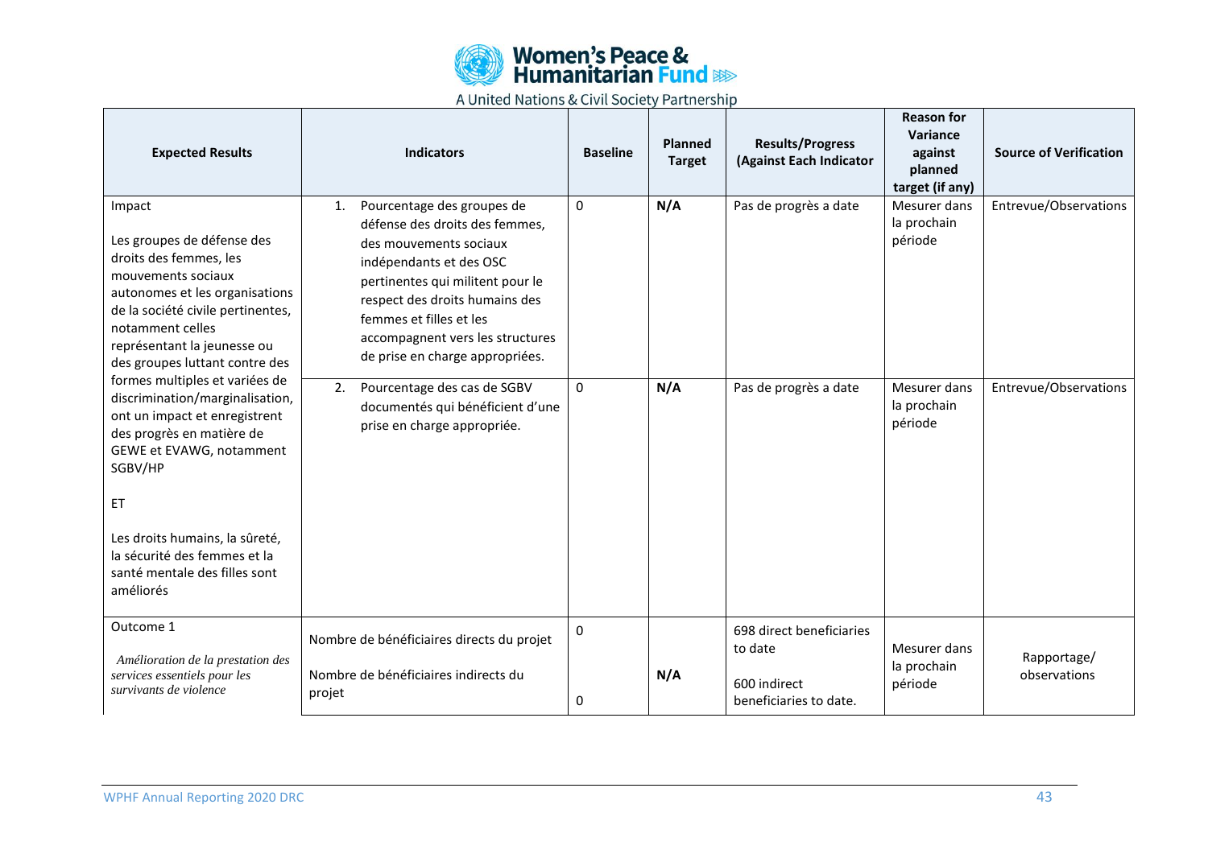| Expected Results | Indicators | Baseline | Planned Target | Results/Progress (Against Each Indicator | Reason for Variance against planned target (if any) | Source of Verification |
|---|---|---|---|---|---|---|
| Impact<br><br>Les groupes de défense des droits des femmes, les mouvements sociaux autonomes et les organisations de la société civile pertinentes, notamment celles représentant la jeunesse ou des groupes luttant contre des formes multiples et variées de discrimination/marginalisation, ont un impact et enregistrent des progrès en matière de GEWE et EVAWG, notamment SGBV/HP<br><br>ET<br><br>Les droits humains, la sûreté, la sécurité des femmes et la santé mentale des filles sont améliorés | 1. Pourcentage des groupes de défense des droits des femmes, des mouvements sociaux indépendants et des OSC pertinentes qui militent pour le respect des droits humains des femmes et filles et les accompagnent vers les structures de prise en charge appropriées. | 0 | **N/A** | Pas de progrès a date | Mesurer dans la prochain période | Entrevue/Observations |
| | 2. Pourcentage des cas de SGBV documentés qui bénéficient d'une prise en charge appropriée. | 0 | **N/A** | Pas de progrès a date | Mesurer dans la prochain période | Entrevue/Observations |
| Outcome 1<br><br>*Amélioration de la prestation des services essentiels pour les survivants de violence* | Nombre de bénéficiaires directs du projet<br><br>Nombre de bénéficiaires indirects du projet | 0<br><br>0 | **N/A** | 698 direct beneficiaries to date<br><br>600 indirect beneficiaries to date. | Mesurer dans la prochain période | Rapportage/ observations |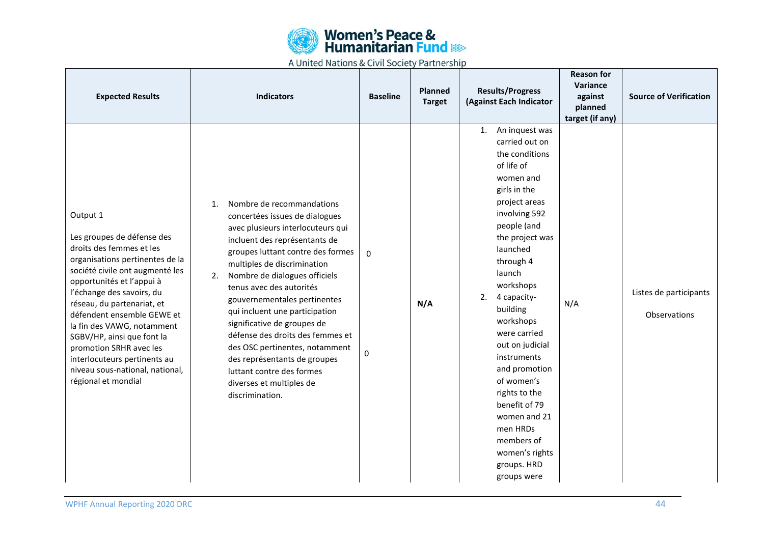| Expected Results | Indicators | Baseline | Planned Target | Results/Progress (Against Each Indicator | Reason for Variance against planned target (if any) | Source of Verification |
|---|---|---|---|---|---|---|
| Output 1<br><br>Les groupes de défense des droits des femmes et les organisations pertinentes de la société civile ont augmenté les opportunités et l'appui à l'échange des savoirs, du réseau, du partenariat, et défendent ensemble GEWE et la fin des VAWG, notamment SGBV/HP, ainsi que font la promotion SRHR avec les interlocuteurs pertinents au niveau sous-national, national, régional et mondial | 1. Nombre de recommandations concertées issues de dialogues avec plusieurs interlocuteurs qui incluent des représentants de groupes luttant contre des formes multiples de discrimination<br>2. Nombre de dialogues officiels tenus avec des autorités gouvernementales pertinentes qui incluent une participation significative de groupes de défense des droits des femmes et des OSC pertinentes, notamment des représentants de groupes luttant contre des formes diverses et multiples de discrimination. | 0<br><br>0 | **N/A** | 1. An inquest was carried out on the conditions of life of women and girls in the project areas involving 592 people (and the project was launched through 4 launch workshops<br>2. 4 capacity-building workshops were carried out on judicial instruments and promotion of women's rights to the benefit of 79 women and 21 men HRDs members of women's rights groups. HRD groups were | N/A | Listes de participants<br><br>Observations |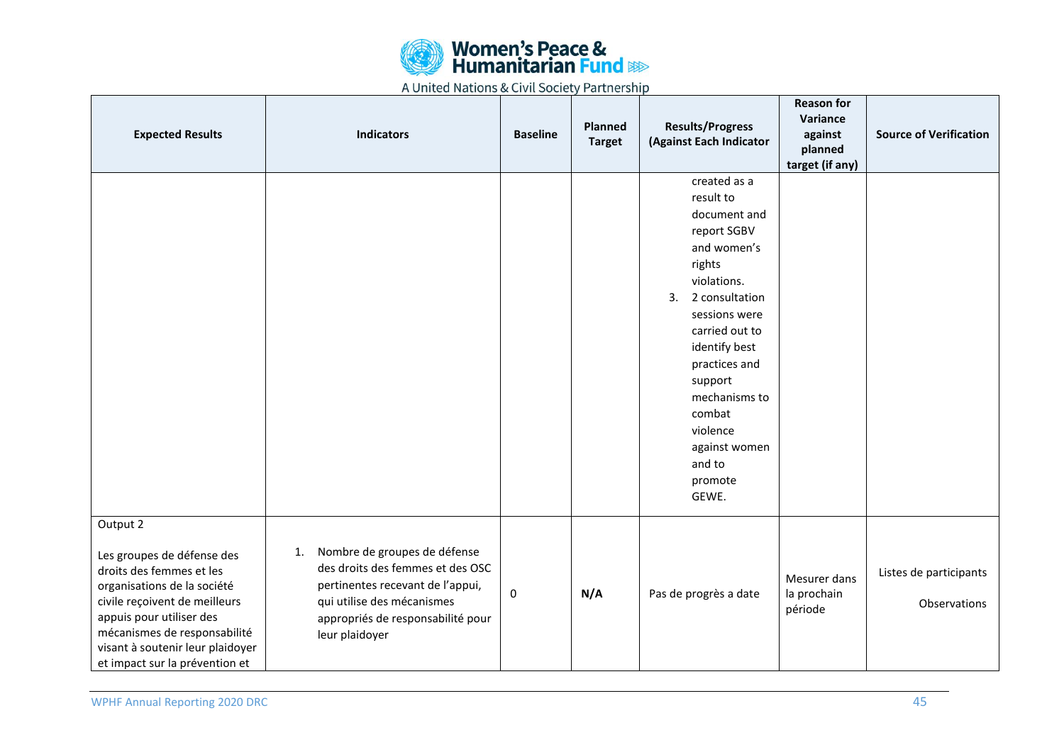| Expected Results | Indicators | Baseline | Planned Target | Results/Progress (Against Each Indicator | Reason for Variance against planned target (if any) | Source of Verification |
|---|---|---|---|---|---|---|
| | | | | created as a result to document and report SGBV and women's rights violations.<br>3. 2 consultation sessions were carried out to identify best practices and support mechanisms to combat violence against women and to promote GEWE. | | |
| Output 2<br><br>Les groupes de défense des droits des femmes et les organisations de la société civile reçoivent de meilleurs appuis pour utiliser des mécanismes de responsabilité visant à soutenir leur plaidoyer et impact sur la prévention et | 1. Nombre de groupes de défense des droits des femmes et des OSC pertinentes recevant de l'appui, qui utilise des mécanismes appropriés de responsabilité pour leur plaidoyer | 0 | **N/A** | Pas de progrès a date | Mesurer dans la prochain période | Listes de participants<br><br>Observations |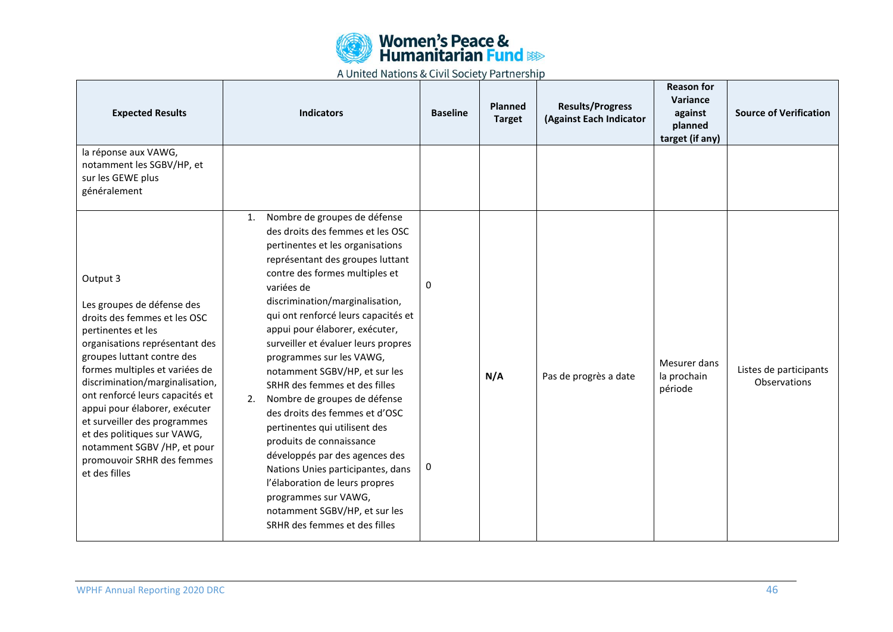| Expected Results | Indicators | Baseline | Planned Target | Results/Progress (Against Each Indicator | Reason for Variance against planned target (if any) | Source of Verification |
|---|---|---|---|---|---|---|
| la réponse aux VAWG, notamment les SGBV/HP, et sur les GEWE plus généralement | | | | | | |
| Output 3<br><br>Les groupes de défense des droits des femmes et les OSC pertinentes et les organisations représentant des groupes luttant contre des formes multiples et variées de discrimination/marginalisation, ont renforcé leurs capacités et appui pour élaborer, exécuter et surveiller des programmes et des politiques sur VAWG, notamment SGBV /HP, et pour promouvoir SRHR des femmes et des filles | 1. Nombre de groupes de défense des droits des femmes et les OSC pertinentes et les organisations représentant des groupes luttant contre des formes multiples et variées de discrimination/marginalisation, qui ont renforcé leurs capacités et appui pour élaborer, exécuter, surveiller et évaluer leurs propres programmes sur les VAWG, notamment SGBV/HP, et sur les SRHR des femmes et des filles<br>2. Nombre de groupes de défense des droits des femmes et d'OSC pertinentes qui utilisent des produits de connaissance développés par des agences des Nations Unies participantes, dans l'élaboration de leurs propres programmes sur VAWG, notamment SGBV/HP, et sur les SRHR des femmes et des filles | 0<br><br>0 | **N/A** | Pas de progrès a date | Mesurer dans la prochain période | Listes de participants<br>Observations |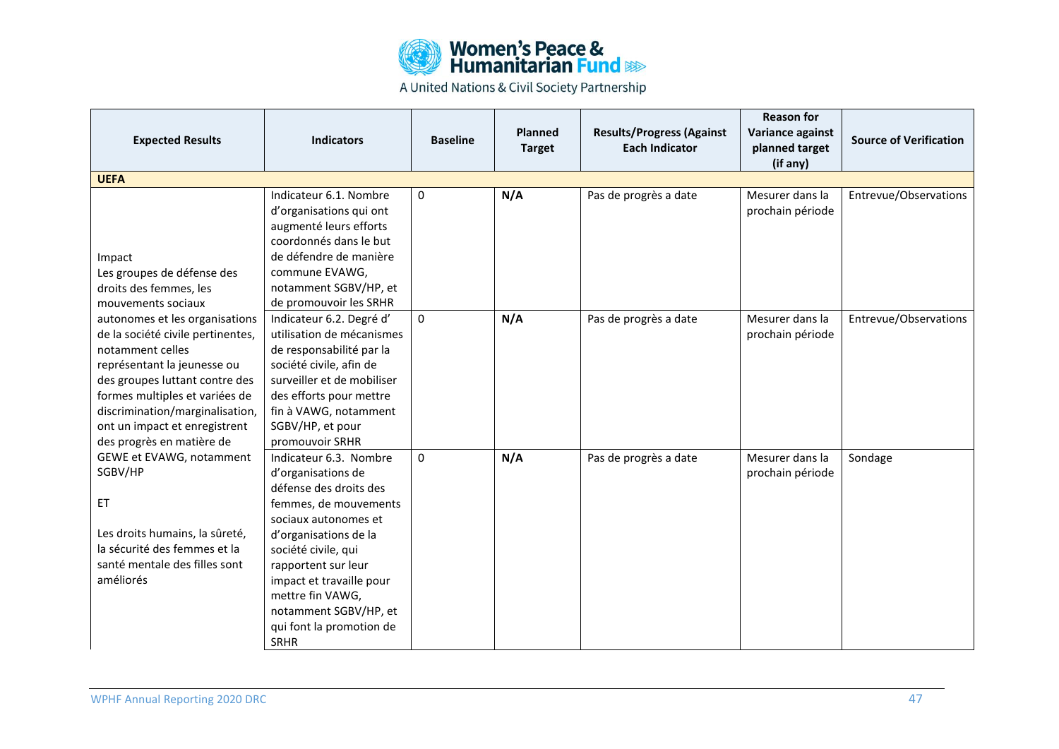| Expected Results | Indicators | Baseline | Planned Target | Results/Progress (Against Each Indicator | Reason for Variance against planned target (if any) | Source of Verification |
|---|---|---|---|---|---|---|
| **UEFA** | | | | | | |
| Impact<br>Les groupes de défense des droits des femmes, les mouvements sociaux autonomes et les organisations de la société civile pertinentes, notamment celles représentant la jeunesse ou des groupes luttant contre des formes multiples et variées de discrimination/marginalisation, ont un impact et enregistrent des progrès en matière de GEWE et EVAWG, notamment SGBV/HP<br><br>ET<br><br>Les droits humains, la sûreté, la sécurité des femmes et la santé mentale des filles sont améliorés | Indicateur 6.1. Nombre d'organisations qui ont augmenté leurs efforts coordonnés dans le but de défendre de manière commune EVAWG, notamment SGBV/HP, et de promouvoir les SRHR | 0 | **N/A** | Pas de progrès a date | Mesurer dans la prochain période | Entrevue/Observations |
| | Indicateur 6.2. Degré d' utilisation de mécanismes de responsabilité par la société civile, afin de surveiller et de mobiliser des efforts pour mettre fin à VAWG, notamment SGBV/HP, et pour promouvoir SRHR | 0 | **N/A** | Pas de progrès a date | Mesurer dans la prochain période | Entrevue/Observations |
| | Indicateur 6.3. Nombre d'organisations de défense des droits des femmes, de mouvements sociaux autonomes et d'organisations de la société civile, qui rapportent sur leur impact et travaille pour mettre fin VAWG, notamment SGBV/HP, et qui font la promotion de SRHR | 0 | **N/A** | Pas de progrès a date | Mesurer dans la prochain période | Sondage |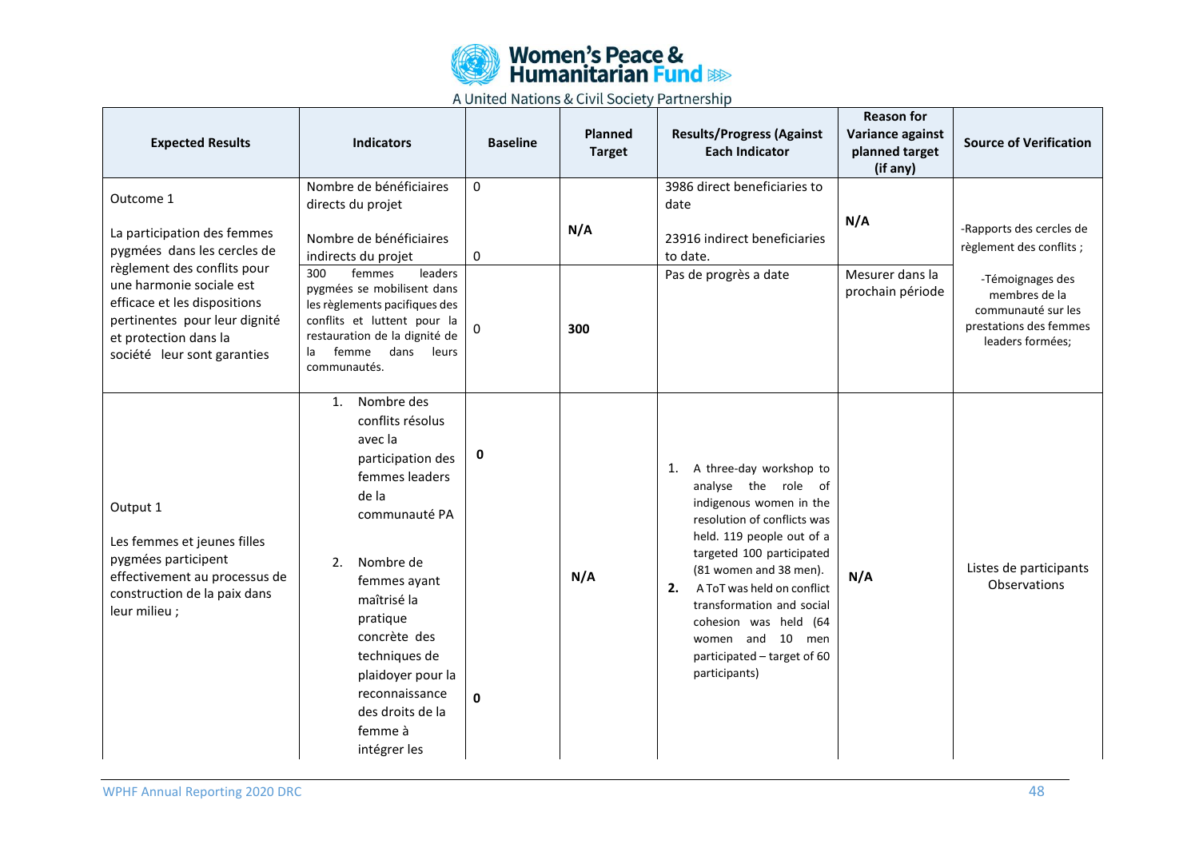| Expected Results | Indicators | Baseline | Planned Target | Results/Progress (Against Each Indicator | Reason for Variance against planned target (if any) | Source of Verification |
|---|---|---|---|---|---|---|
| Outcome 1<br><br>La participation des femmes pygmées dans les cercles de règlement des conflits pour une harmonie sociale est efficace et les dispositions pertinentes pour leur dignité et protection dans la société leur sont garanties | Nombre de bénéficiaires directs du projet<br><br>Nombre de bénéficiaires indirects du projet | 0<br><br>0 | N/A | 3986 direct beneficiaries to date<br><br>23916 indirect beneficiaries to date. | N/A | -Rapports des cercles de règlement des conflits ;<br><br>-Témoignages des membres de la communauté sur les prestations des femmes leaders formées; |
| | 300 femmes leaders pygmées se mobilisent dans les règlements pacifiques des conflits et luttent pour la restauration de la dignité de la femme dans leurs communautés. | 0 | 300 | Pas de progrès a date | Mesurer dans la prochain période | |
| Output 1<br><br>Les femmes et jeunes filles pygmées participent effectivement au processus de construction de la paix dans leur milieu ; | 1. Nombre des conflits résolus avec la participation des femmes leaders de la communauté PA<br><br>2. Nombre de femmes ayant maîtrisé la pratique concrète des techniques de plaidoyer pour la reconnaissance des droits de la femme à intégrer les | 0<br><br>0 | N/A | 1. A three-day workshop to analyse the role of indigenous women in the resolution of conflicts was held. 119 people out of a targeted 100 participated (81 women and 38 men).<br>**2.** A ToT was held on conflict transformation and social cohesion was held (64 women and 10 men participated – target of 60 participants) | N/A | Listes de participants Observations |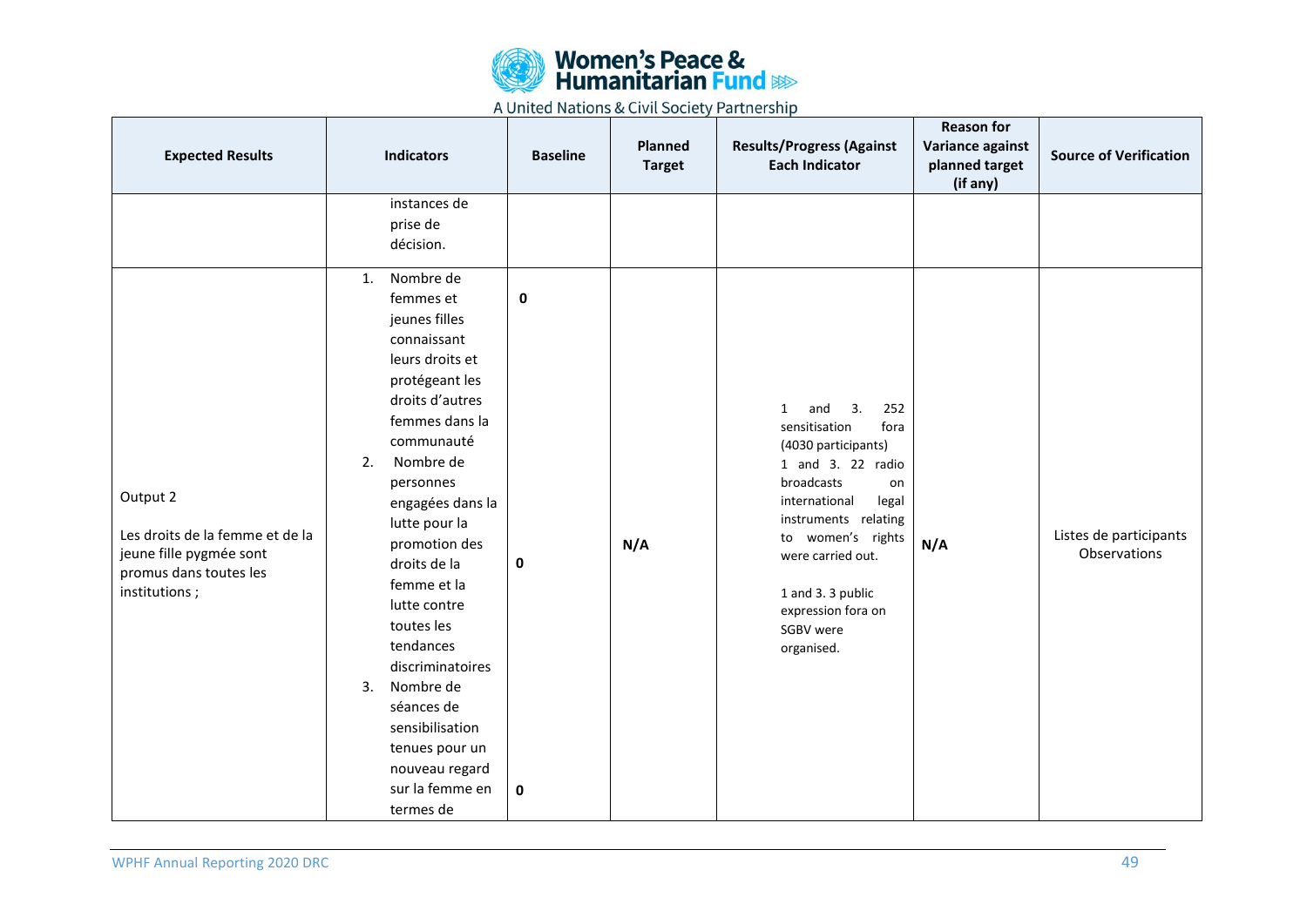| Expected Results | Indicators | Baseline | Planned Target | Results/Progress (Against Each Indicator | Reason for Variance against planned target (if any) | Source of Verification |
|---|---|---|---|---|---|---|
| | instances de prise de décision. | | | | | |
| Output 2<br><br>Les droits de la femme et de la jeune fille pygmée sont promus dans toutes les institutions ; | 1. Nombre de femmes et jeunes filles connaissant leurs droits et protégeant les droits d'autres femmes dans la communauté<br>2. Nombre de personnes engagées dans la lutte pour la promotion des droits de la femme et la lutte contre toutes les tendances discriminatoires<br>3. Nombre de séances de sensibilisation tenues pour un nouveau regard sur la femme en termes de | **0**<br><br>**0**<br><br>**0** | **N/A** | 1 and 3. 252 sensitisation fora (4030 participants)<br>1 and 3. 22 radio broadcasts on international legal instruments relating to women's rights were carried out.<br><br>1 and 3. 3 public expression fora on SGBV were organised. | **N/A** | Listes de participants<br>Observations |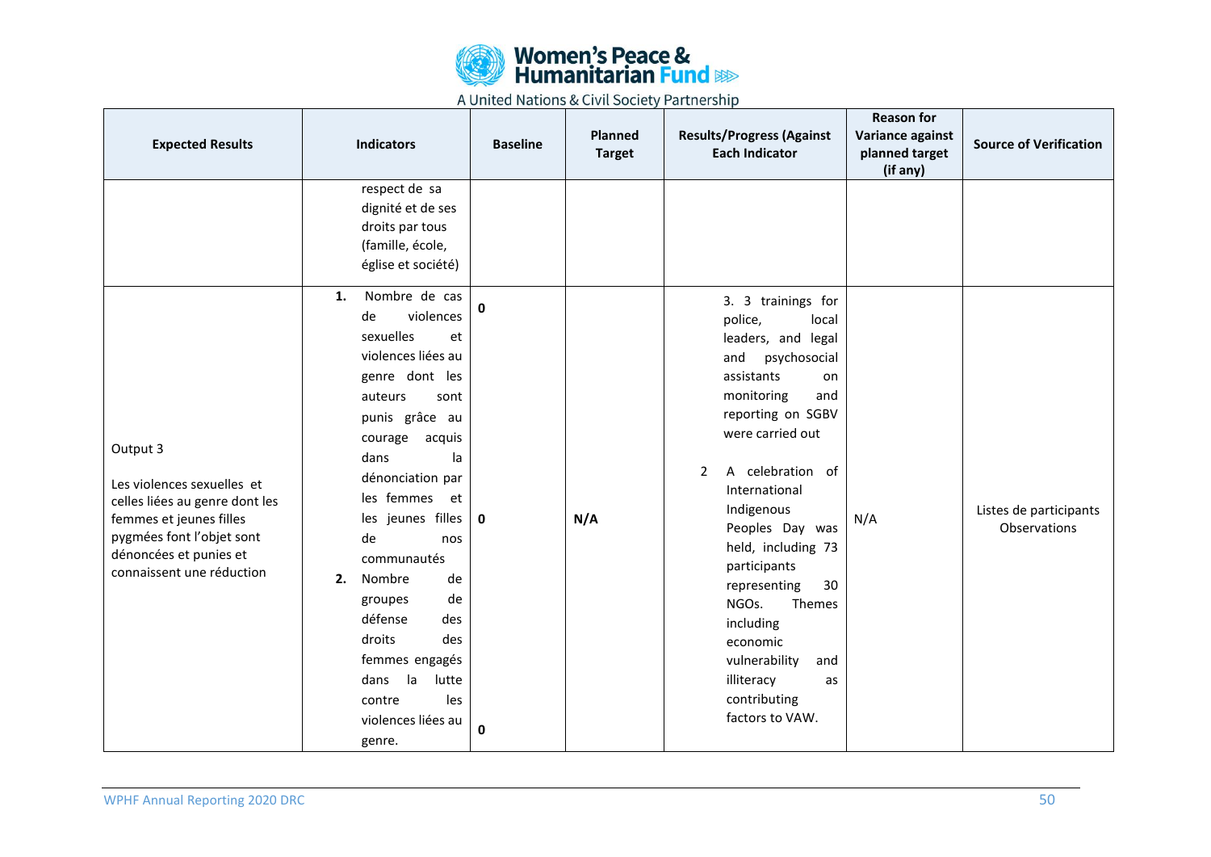| Expected Results | Indicators | Baseline | Planned Target | Results/Progress (Against Each Indicator | Reason for Variance against planned target (if any) | Source of Verification |
|---|---|---|---|---|---|---|
| | respect de sa dignité et de ses droits par tous (famille, école, église et société) | | | | | |
| Output 3<br><br>Les violences sexuelles et celles liées au genre dont les femmes et jeunes filles pygmées font l'objet sont dénoncées et punies et connaissent une réduction | **1.** Nombre de cas de violences sexuelles et violences liées au genre dont les auteurs sont punis grâce au courage acquis dans la dénonciation par les femmes et les jeunes filles de nos communautés<br>**2.** Nombre de groupes de défense des droits des femmes engagés dans la lutte contre les violences liées au genre. | **0**<br><br>**0**<br><br>**0** | **N/A** | 3. 3 trainings for police, local leaders, and legal and psychosocial assistants on monitoring and reporting on SGBV were carried out<br><br>2 A celebration of International Indigenous Peoples Day was held, including 73 participants representing 30 NGOs. Themes including economic vulnerability and illiteracy as contributing factors to VAW. | N/A | Listes de participants<br>Observations |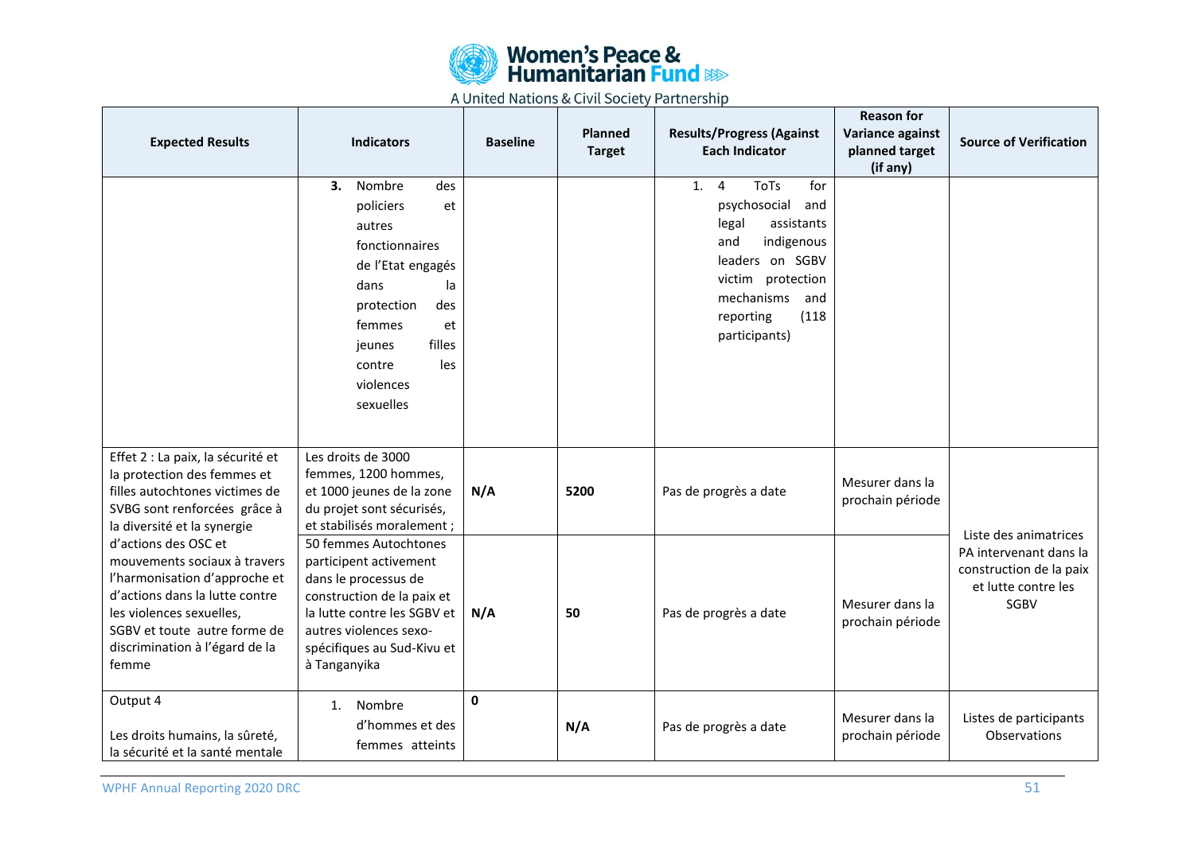| Expected Results | Indicators | Baseline | Planned Target | Results/Progress (Against Each Indicator | Reason for Variance against planned target (if any) | Source of Verification |
|---|---|---|---|---|---|---|
| | **3.** Nombre des policiers et autres fonctionnaires de l'Etat engagés dans la protection des femmes et jeunes filles contre les violences sexuelles | | | 1. 4 ToTs for psychosocial and legal assistants and indigenous leaders on SGBV victim protection mechanisms and reporting (118 participants) | | |
| Effet 2 : La paix, la sécurité et la protection des femmes et filles autochtones victimes de SVBG sont renforcées grâce à la diversité et la synergie d'actions des OSC et mouvements sociaux à travers l'harmonisation d'approche et d'actions dans la lutte contre les violences sexuelles, SGBV et toute autre forme de discrimination à l'égard de la femme | Les droits de 3000 femmes, 1200 hommes, et 1000 jeunes de la zone du projet sont sécurisés, et stabilisés moralement ; | **N/A** | **5200** | Pas de progrès a date | Mesurer dans la prochain période | Liste des animatrices PA intervenant dans la construction de la paix et lutte contre les SGBV |
| | 50 femmes Autochtones participent activement dans le processus de construction de la paix et la lutte contre les SGBV et autres violences sexo-spécifiques au Sud-Kivu et à Tanganyika | **N/A** | **50** | Pas de progrès a date | Mesurer dans la prochain période | |
| Output 4<br><br>Les droits humains, la sûreté, la sécurité et la santé mentale | 1. Nombre d'hommes et des femmes atteints | **0** | **N/A** | Pas de progrès a date | Mesurer dans la prochain période | Listes de participants Observations |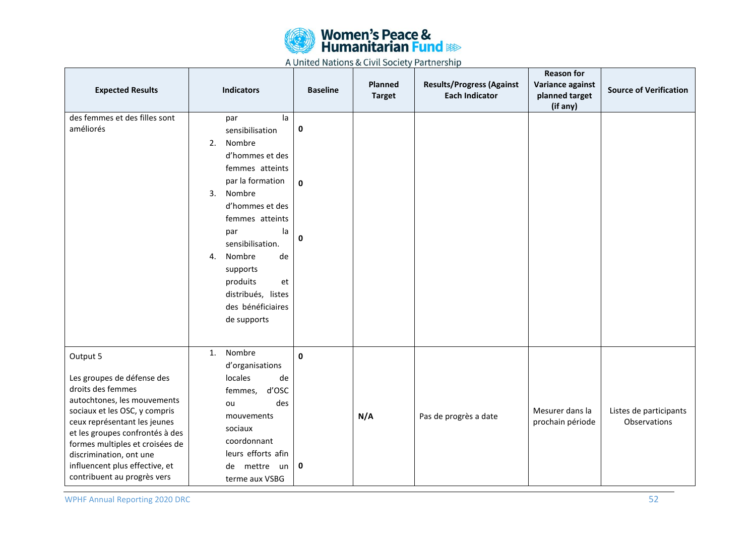| Expected Results | Indicators | Baseline | Planned Target | Results/Progress (Against Each Indicator | Reason for Variance against planned target (if any) | Source of Verification |
|---|---|---|---|---|---|---|
| des femmes et des filles sont améliorés | par la sensibilisation<br>2. Nombre d'hommes et des femmes atteints par la formation<br>3. Nombre d'hommes et des femmes atteints par la sensibilisation.<br>4. Nombre de supports produits et distribués, listes des bénéficiaires de supports | **0**<br><br>**0**<br><br>**0** | | | | |
| Output 5<br><br>Les groupes de défense des droits des femmes autochtones, les mouvements sociaux et les OSC, y compris ceux représentant les jeunes et les groupes confrontés à des formes multiples et croisées de discrimination, ont une influencent plus effective, et contribuent au progrès vers | 1. Nombre d'organisations locales de femmes, d'OSC ou des mouvements sociaux coordonnant leurs efforts afin de mettre un terme aux VSBG | **0**<br><br>**0** | **N/A** | Pas de progrès a date | Mesurer dans la prochain période | Listes de participants Observations |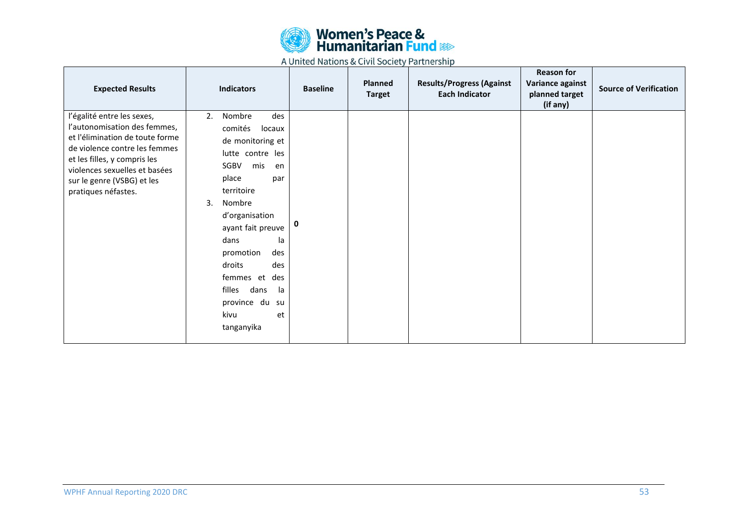| Expected Results | Indicators | Baseline | Planned Target | Results/Progress (Against Each Indicator | Reason for Variance against planned target (if any) | Source of Verification |
|---|---|---|---|---|---|---|
| l'égalité entre les sexes, l'autonomisation des femmes, et l'élimination de toute forme de violence contre les femmes et les filles, y compris les violences sexuelles et basées sur le genre (VSBG) et les pratiques néfastes. | 2. Nombre des comités locaux de monitoring et lutte contre les SGBV mis en place par territoire<br>3. Nombre d'organisation ayant fait preuve dans la promotion des droits des femmes et des filles dans la province du su kivu et tanganyika | 0 | | | | |